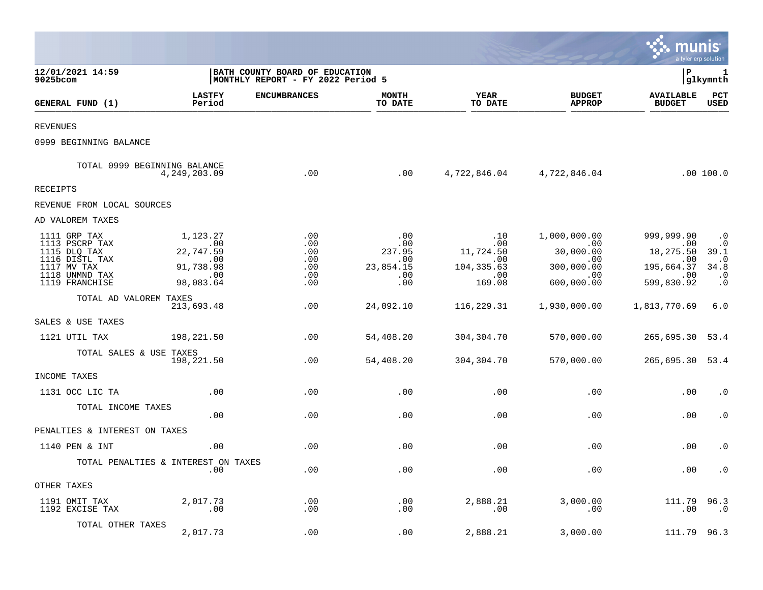12/01/2021 14:59
9025bcom

BATH COUNTY BOARD OF EDUCATION
MONTHLY REPORT - FY 2022 Period 5

P 1
glkymnth

| GENERAL FUND (1) | LASTFY Period | ENCUMBRANCES | MONTH TO DATE | YEAR TO DATE | BUDGET APPROP | AVAILABLE BUDGET | PCT USED |
|---|---|---|---|---|---|---|---|
| REVENUES | | | | | | | |
| 0999 BEGINNING BALANCE | | | | | | | |
| TOTAL 0999 BEGINNING BALANCE | 4,249,203.09 | .00 | .00 | 4,722,846.04 | 4,722,846.04 | .00 | 100.0 |
| RECEIPTS | | | | | | | |
| REVENUE FROM LOCAL SOURCES | | | | | | | |
| AD VALOREM TAXES | | | | | | | |
| 1111 GRP TAX | 1,123.27 | .00 | .00 | .10 | 1,000,000.00 | 999,999.90 | .0 |
| 1113 PSCRP TAX | .00 | .00 | .00 | .00 | .00 | .00 | .0 |
| 1115 DLQ TAX | 22,747.59 | .00 | 237.95 | 11,724.50 | 30,000.00 | 18,275.50 | 39.1 |
| 1116 DISTL TAX | .00 | .00 | .00 | .00 | .00 | .00 | .0 |
| 1117 MV TAX | 91,738.98 | .00 | 23,854.15 | 104,335.63 | 300,000.00 | 195,664.37 | 34.8 |
| 1118 UNMND TAX | .00 | .00 | .00 | .00 | .00 | .00 | .0 |
| 1119 FRANCHISE | 98,083.64 | .00 | .00 | 169.08 | 600,000.00 | 599,830.92 | .0 |
| TOTAL AD VALOREM TAXES | 213,693.48 | .00 | 24,092.10 | 116,229.31 | 1,930,000.00 | 1,813,770.69 | 6.0 |
| SALES & USE TAXES | | | | | | | |
| 1121 UTIL TAX | 198,221.50 | .00 | 54,408.20 | 304,304.70 | 570,000.00 | 265,695.30 | 53.4 |
| TOTAL SALES & USE TAXES | 198,221.50 | .00 | 54,408.20 | 304,304.70 | 570,000.00 | 265,695.30 | 53.4 |
| INCOME TAXES | | | | | | | |
| 1131 OCC LIC TA | .00 | .00 | .00 | .00 | .00 | .00 | .0 |
| TOTAL INCOME TAXES | .00 | .00 | .00 | .00 | .00 | .00 | .0 |
| PENALTIES & INTEREST ON TAXES | | | | | | | |
| 1140 PEN & INT | .00 | .00 | .00 | .00 | .00 | .00 | .0 |
| TOTAL PENALTIES & INTEREST ON TAXES | .00 | .00 | .00 | .00 | .00 | .00 | .0 |
| OTHER TAXES | | | | | | | |
| 1191 OMIT TAX | 2,017.73 | .00 | .00 | 2,888.21 | 3,000.00 | 111.79 | 96.3 |
| 1192 EXCISE TAX | .00 | .00 | .00 | .00 | .00 | .00 | .0 |
| TOTAL OTHER TAXES | 2,017.73 | .00 | .00 | 2,888.21 | 3,000.00 | 111.79 | 96.3 |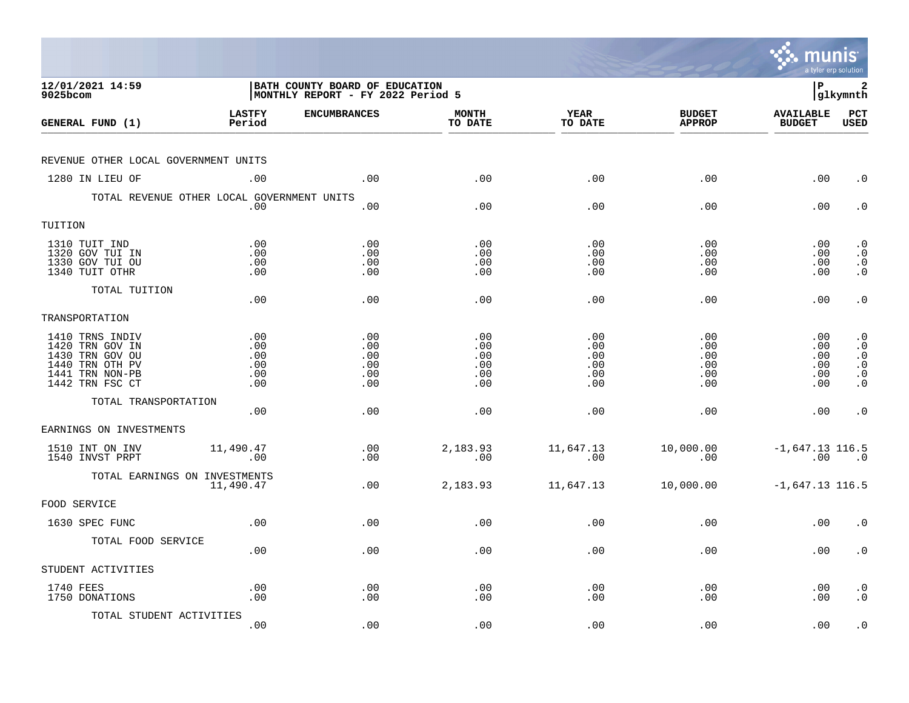12/01/2021 14:59
9025bcom

BATH COUNTY BOARD OF EDUCATION
MONTHLY REPORT - FY 2022 Period 5

P 2
glkymnth

| GENERAL FUND (1) | LASTFY Period | ENCUMBRANCES | MONTH TO DATE | YEAR TO DATE | BUDGET APPROP | AVAILABLE BUDGET | PCT USED |
|---|---|---|---|---|---|---|---|
| REVENUE OTHER LOCAL GOVERNMENT UNITS | | | | | | | |
| 1280 IN LIEU OF | .00 | .00 | .00 | .00 | .00 | .00 | .0 |
| TOTAL REVENUE OTHER LOCAL GOVERNMENT UNITS | .00 | .00 | .00 | .00 | .00 | .00 | .0 |
| TUITION | | | | | | | |
| 1310 TUIT IND | .00 | .00 | .00 | .00 | .00 | .00 | .0 |
| 1320 GOV TUI IN | .00 | .00 | .00 | .00 | .00 | .00 | .0 |
| 1330 GOV TUI OU | .00 | .00 | .00 | .00 | .00 | .00 | .0 |
| 1340 TUIT OTHR | .00 | .00 | .00 | .00 | .00 | .00 | .0 |
| TOTAL TUITION | .00 | .00 | .00 | .00 | .00 | .00 | .0 |
| TRANSPORTATION | | | | | | | |
| 1410 TRNS INDIV | .00 | .00 | .00 | .00 | .00 | .00 | .0 |
| 1420 TRN GOV IN | .00 | .00 | .00 | .00 | .00 | .00 | .0 |
| 1430 TRN GOV OU | .00 | .00 | .00 | .00 | .00 | .00 | .0 |
| 1440 TRN OTH PV | .00 | .00 | .00 | .00 | .00 | .00 | .0 |
| 1441 TRN NON-PB | .00 | .00 | .00 | .00 | .00 | .00 | .0 |
| 1442 TRN FSC CT | .00 | .00 | .00 | .00 | .00 | .00 | .0 |
| TOTAL TRANSPORTATION | .00 | .00 | .00 | .00 | .00 | .00 | .0 |
| EARNINGS ON INVESTMENTS | | | | | | | |
| 1510 INT ON INV | 11,490.47 | .00 | 2,183.93 | 11,647.13 | 10,000.00 | -1,647.13 | 116.5 |
| 1540 INVST PRPT | .00 | .00 | .00 | .00 | .00 | .00 | .0 |
| TOTAL EARNINGS ON INVESTMENTS | 11,490.47 | .00 | 2,183.93 | 11,647.13 | 10,000.00 | -1,647.13 | 116.5 |
| FOOD SERVICE | | | | | | | |
| 1630 SPEC FUNC | .00 | .00 | .00 | .00 | .00 | .00 | .0 |
| TOTAL FOOD SERVICE | .00 | .00 | .00 | .00 | .00 | .00 | .0 |
| STUDENT ACTIVITIES | | | | | | | |
| 1740 FEES | .00 | .00 | .00 | .00 | .00 | .00 | .0 |
| 1750 DONATIONS | .00 | .00 | .00 | .00 | .00 | .00 | .0 |
| TOTAL STUDENT ACTIVITIES | .00 | .00 | .00 | .00 | .00 | .00 | .0 |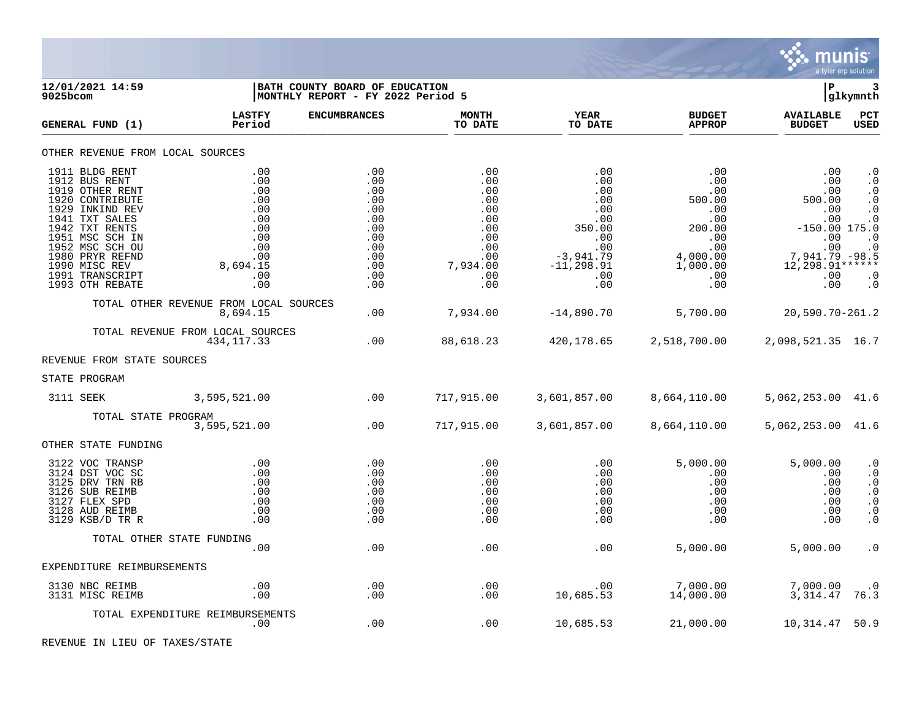**12/01/2021 14:59**
**9025bcom**

**BATH COUNTY BOARD OF EDUCATION**
**MONTHLY REPORT - FY 2022 Period 5**

**P 3**
**glkymnth**

| GENERAL FUND (1) | LASTFY Period | ENCUMBRANCES | MONTH TO DATE | YEAR TO DATE | BUDGET APPROP | AVAILABLE BUDGET | PCT USED |
|---|---|---|---|---|---|---|---|
| **OTHER REVENUE FROM LOCAL SOURCES** | | | | | | | |
| 1911 BLDG RENT | .00 | .00 | .00 | .00 | .00 | .00 | .0 |
| 1912 BUS RENT | .00 | .00 | .00 | .00 | .00 | .00 | .0 |
| 1919 OTHER RENT | .00 | .00 | .00 | .00 | .00 | .00 | .0 |
| 1920 CONTRIBUTE | .00 | .00 | .00 | .00 | 500.00 | 500.00 | .0 |
| 1929 INKIND REV | .00 | .00 | .00 | .00 | .00 | .00 | .0 |
| 1941 TXT SALES | .00 | .00 | .00 | .00 | .00 | .00 | .0 |
| 1942 TXT RENTS | .00 | .00 | .00 | 350.00 | 200.00 | -150.00 | 175.0 |
| 1951 MSC SCH IN | .00 | .00 | .00 | .00 | .00 | .00 | .0 |
| 1952 MSC SCH OU | .00 | .00 | .00 | .00 | .00 | .00 | .0 |
| 1980 PRYR REFND | .00 | .00 | .00 | -3,941.79 | 4,000.00 | 7,941.79 | -98.5 |
| 1990 MISC REV | 8,694.15 | .00 | 7,934.00 | -11,298.91 | 1,000.00 | 12,298.91 | ****** |
| 1991 TRANSCRIPT | .00 | .00 | .00 | .00 | .00 | .00 | .0 |
| 1993 OTH REBATE | .00 | .00 | .00 | .00 | .00 | .00 | .0 |
| TOTAL OTHER REVENUE FROM LOCAL SOURCES | 8,694.15 | .00 | 7,934.00 | -14,890.70 | 5,700.00 | 20,590.70 | -261.2 |
| TOTAL REVENUE FROM LOCAL SOURCES | 434,117.33 | .00 | 88,618.23 | 420,178.65 | 2,518,700.00 | 2,098,521.35 | 16.7 |
| **REVENUE FROM STATE SOURCES** | | | | | | | |
| **STATE PROGRAM** | | | | | | | |
| 3111 SEEK | 3,595,521.00 | .00 | 717,915.00 | 3,601,857.00 | 8,664,110.00 | 5,062,253.00 | 41.6 |
| TOTAL STATE PROGRAM | 3,595,521.00 | .00 | 717,915.00 | 3,601,857.00 | 8,664,110.00 | 5,062,253.00 | 41.6 |
| **OTHER STATE FUNDING** | | | | | | | |
| 3122 VOC TRANSP | .00 | .00 | .00 | .00 | 5,000.00 | 5,000.00 | .0 |
| 3124 DST VOC SC | .00 | .00 | .00 | .00 | .00 | .00 | .0 |
| 3125 DRV TRN RB | .00 | .00 | .00 | .00 | .00 | .00 | .0 |
| 3126 SUB REIMB | .00 | .00 | .00 | .00 | .00 | .00 | .0 |
| 3127 FLEX SPD | .00 | .00 | .00 | .00 | .00 | .00 | .0 |
| 3128 AUD REIMB | .00 | .00 | .00 | .00 | .00 | .00 | .0 |
| 3129 KSB/D TR R | .00 | .00 | .00 | .00 | .00 | .00 | .0 |
| TOTAL OTHER STATE FUNDING | .00 | .00 | .00 | .00 | 5,000.00 | 5,000.00 | .0 |
| **EXPENDITURE REIMBURSEMENTS** | | | | | | | |
| 3130 NBC REIMB | .00 | .00 | .00 | .00 | 7,000.00 | 7,000.00 | .0 |
| 3131 MISC REIMB | .00 | .00 | .00 | 10,685.53 | 14,000.00 | 3,314.47 | 76.3 |
| TOTAL EXPENDITURE REIMBURSEMENTS | .00 | .00 | .00 | 10,685.53 | 21,000.00 | 10,314.47 | 50.9 |
| **REVENUE IN LIEU OF TAXES/STATE** | | | | | | | |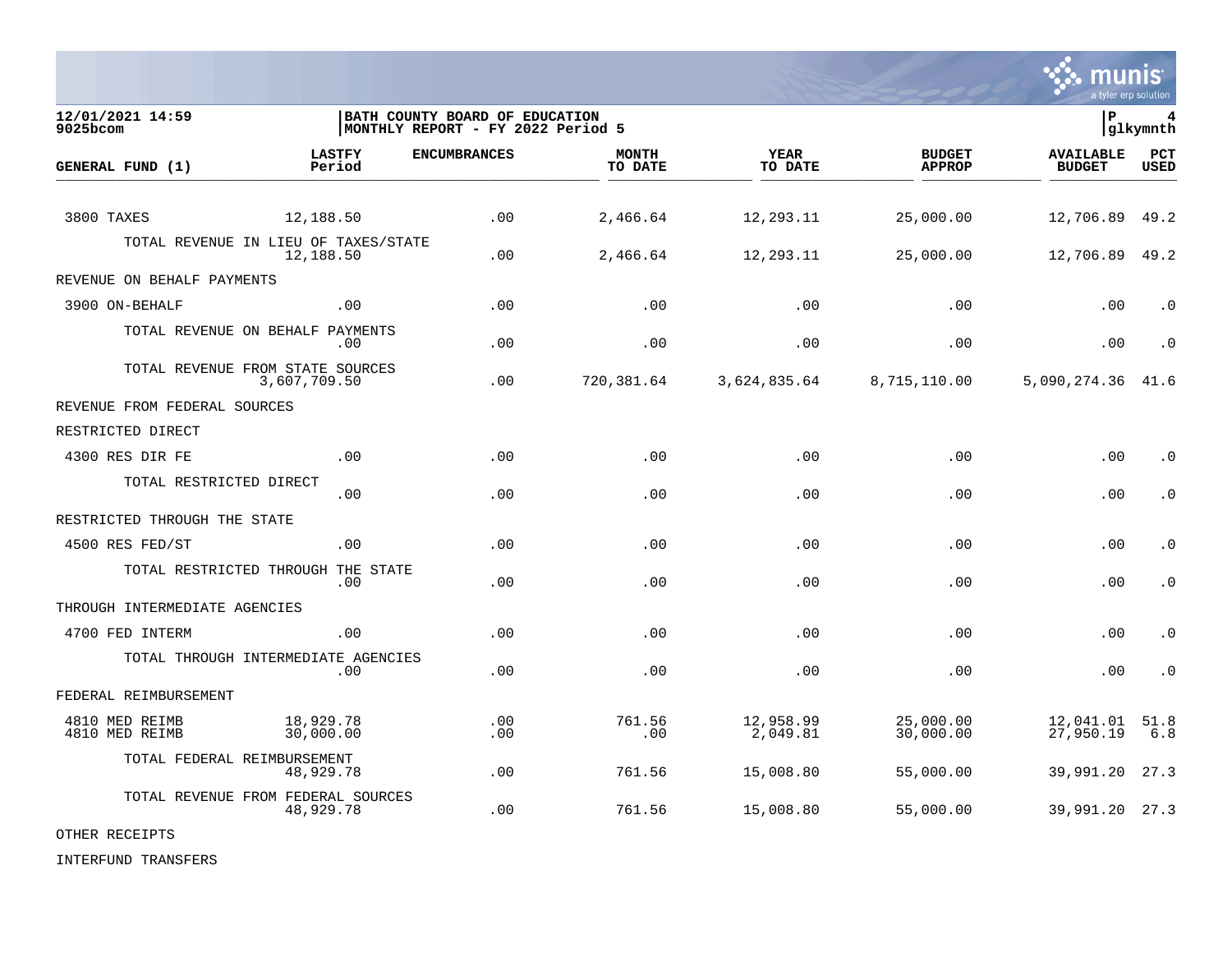12/01/2021 14:59 | BATH COUNTY BOARD OF EDUCATION | P 4
9025bcom | MONTHLY REPORT - FY 2022 Period 5 | glkymnth

| GENERAL FUND (1) | LASTFY Period | ENCUMBRANCES | MONTH TO DATE | YEAR TO DATE | BUDGET APPROP | AVAILABLE BUDGET | PCT USED |
|---|---|---|---|---|---|---|---|
| 3800 TAXES | 12,188.50 | .00 | 2,466.64 | 12,293.11 | 25,000.00 | 12,706.89 | 49.2 |
| TOTAL REVENUE IN LIEU OF TAXES/STATE | 12,188.50 | .00 | 2,466.64 | 12,293.11 | 25,000.00 | 12,706.89 | 49.2 |
| REVENUE ON BEHALF PAYMENTS | | | | | | | |
| 3900 ON-BEHALF | .00 | .00 | .00 | .00 | .00 | .00 | .0 |
| TOTAL REVENUE ON BEHALF PAYMENTS | .00 | .00 | .00 | .00 | .00 | .00 | .0 |
| TOTAL REVENUE FROM STATE SOURCES | 3,607,709.50 | .00 | 720,381.64 | 3,624,835.64 | 8,715,110.00 | 5,090,274.36 | 41.6 |
| REVENUE FROM FEDERAL SOURCES | | | | | | | |
| RESTRICTED DIRECT | | | | | | | |
| 4300 RES DIR FE | .00 | .00 | .00 | .00 | .00 | .00 | .0 |
| TOTAL RESTRICTED DIRECT | .00 | .00 | .00 | .00 | .00 | .00 | .0 |
| RESTRICTED THROUGH THE STATE | | | | | | | |
| 4500 RES FED/ST | .00 | .00 | .00 | .00 | .00 | .00 | .0 |
| TOTAL RESTRICTED THROUGH THE STATE | .00 | .00 | .00 | .00 | .00 | .00 | .0 |
| THROUGH INTERMEDIATE AGENCIES | | | | | | | |
| 4700 FED INTERM | .00 | .00 | .00 | .00 | .00 | .00 | .0 |
| TOTAL THROUGH INTERMEDIATE AGENCIES | .00 | .00 | .00 | .00 | .00 | .00 | .0 |
| FEDERAL REIMBURSEMENT | | | | | | | |
| 4810 MED REIMB | 18,929.78 | .00 | 761.56 | 12,958.99 | 25,000.00 | 12,041.01 | 51.8 |
| 4810 MED REIMB | 30,000.00 | .00 | .00 | 2,049.81 | 30,000.00 | 27,950.19 | 6.8 |
| TOTAL FEDERAL REIMBURSEMENT | 48,929.78 | .00 | 761.56 | 15,008.80 | 55,000.00 | 39,991.20 | 27.3 |
| TOTAL REVENUE FROM FEDERAL SOURCES | 48,929.78 | .00 | 761.56 | 15,008.80 | 55,000.00 | 39,991.20 | 27.3 |
| OTHER RECEIPTS | | | | | | | |
| INTERFUND TRANSFERS | | | | | | | |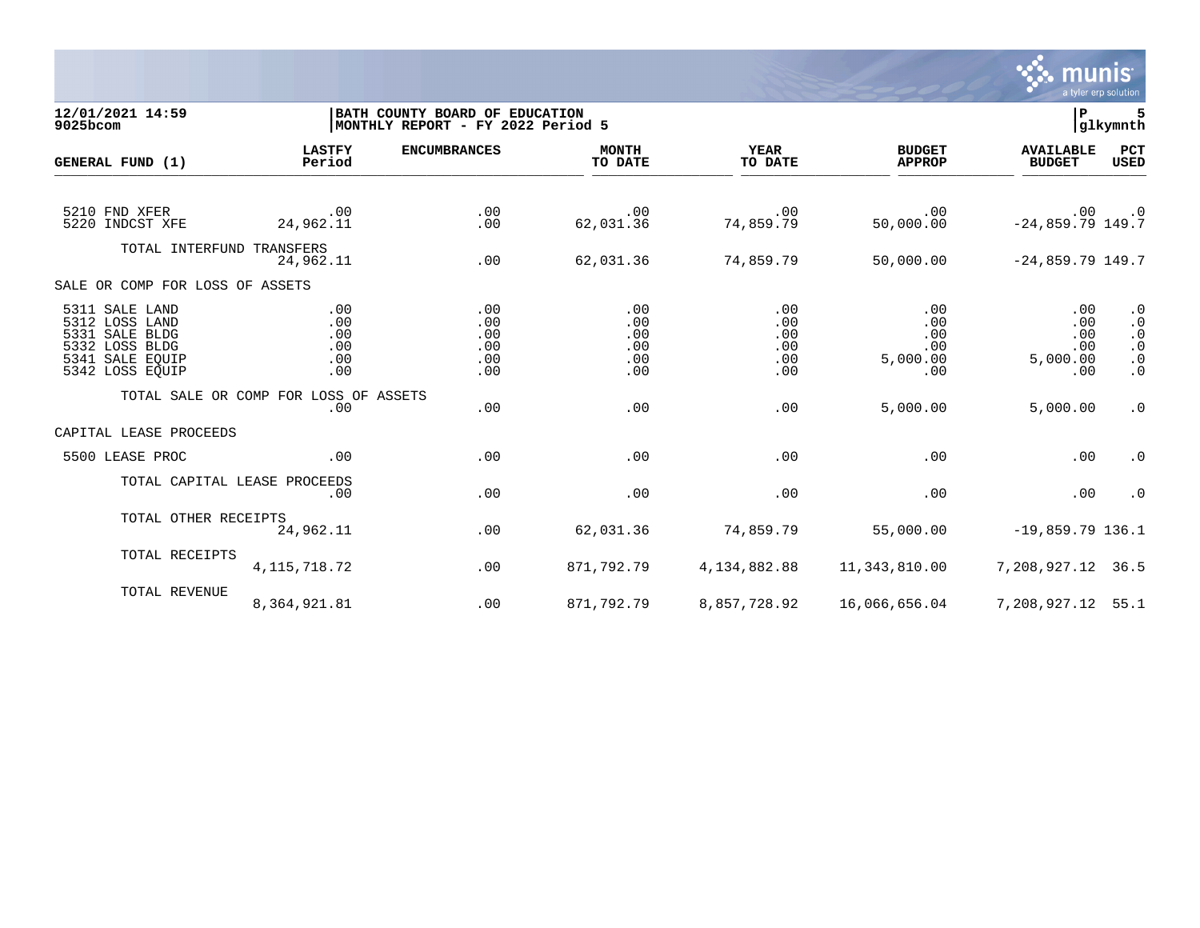12/01/2021 14:59
9025bcom

BATH COUNTY BOARD OF EDUCATION
MONTHLY REPORT - FY 2022 Period 5

P 5
glkymnth

| GENERAL FUND (1) | LASTFY Period | ENCUMBRANCES | MONTH TO DATE | YEAR TO DATE | BUDGET APPROP | AVAILABLE BUDGET | PCT USED |
|---|---|---|---|---|---|---|---|
| 5210 FND XFER | .00 | .00 | .00 | .00 | .00 | .00 | .0 |
| 5220 INDCST XFE | 24,962.11 | .00 | 62,031.36 | 74,859.79 | 50,000.00 | -24,859.79 | 149.7 |
| TOTAL INTERFUND TRANSFERS | 24,962.11 | .00 | 62,031.36 | 74,859.79 | 50,000.00 | -24,859.79 | 149.7 |
| SALE OR COMP FOR LOSS OF ASSETS | | | | | | | |
| 5311 SALE LAND | .00 | .00 | .00 | .00 | .00 | .00 | .0 |
| 5312 LOSS LAND | .00 | .00 | .00 | .00 | .00 | .00 | .0 |
| 5331 SALE BLDG | .00 | .00 | .00 | .00 | .00 | .00 | .0 |
| 5332 LOSS BLDG | .00 | .00 | .00 | .00 | .00 | .00 | .0 |
| 5341 SALE EQUIP | .00 | .00 | .00 | .00 | 5,000.00 | 5,000.00 | .0 |
| 5342 LOSS EQUIP | .00 | .00 | .00 | .00 | .00 | .00 | .0 |
| TOTAL SALE OR COMP FOR LOSS OF ASSETS | .00 | .00 | .00 | .00 | 5,000.00 | 5,000.00 | .0 |
| CAPITAL LEASE PROCEEDS | | | | | | | |
| 5500 LEASE PROC | .00 | .00 | .00 | .00 | .00 | .00 | .0 |
| TOTAL CAPITAL LEASE PROCEEDS | .00 | .00 | .00 | .00 | .00 | .00 | .0 |
| TOTAL OTHER RECEIPTS | 24,962.11 | .00 | 62,031.36 | 74,859.79 | 55,000.00 | -19,859.79 | 136.1 |
| TOTAL RECEIPTS | 4,115,718.72 | .00 | 871,792.79 | 4,134,882.88 | 11,343,810.00 | 7,208,927.12 | 36.5 |
| TOTAL REVENUE | 8,364,921.81 | .00 | 871,792.79 | 8,857,728.92 | 16,066,656.04 | 7,208,927.12 | 55.1 |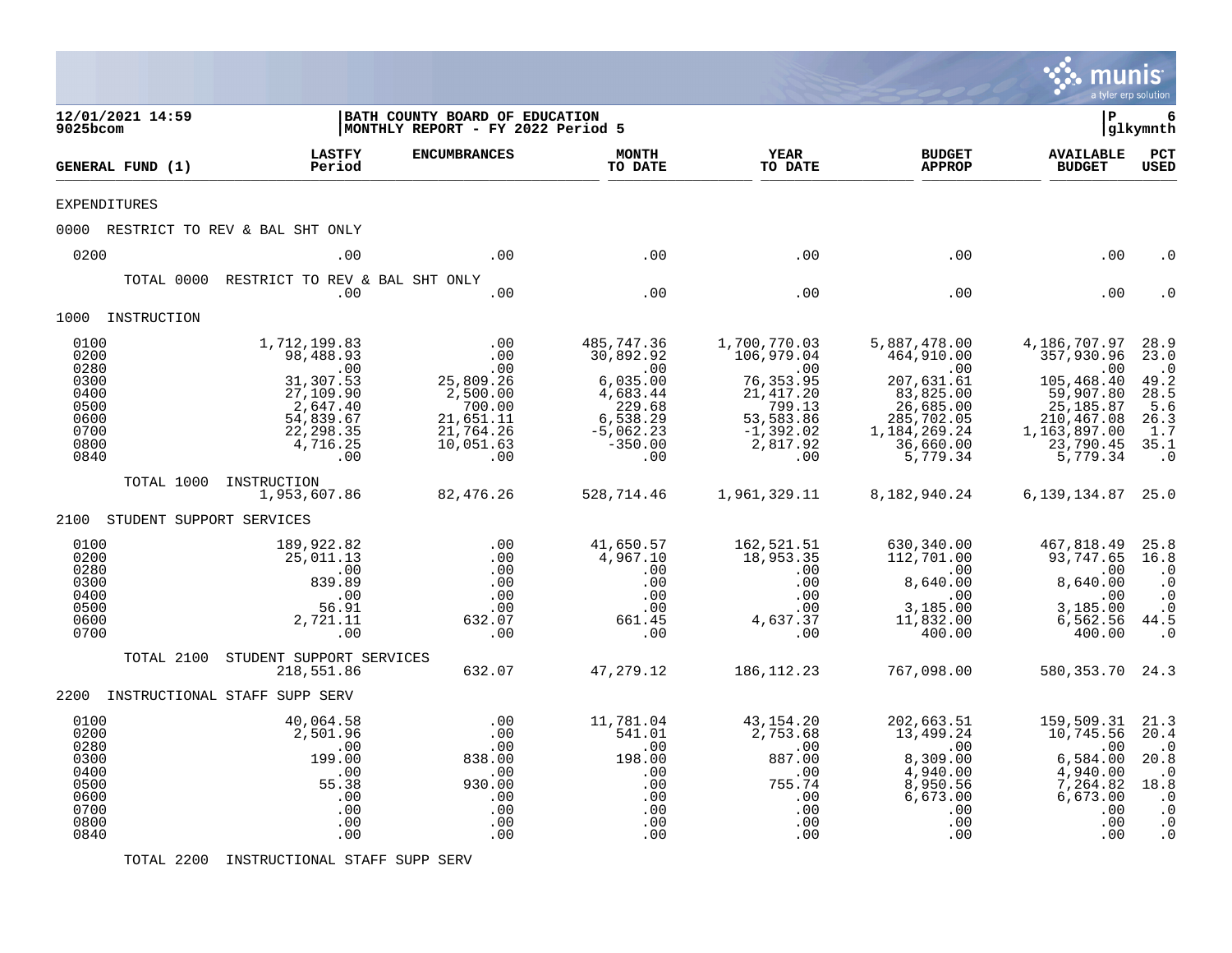12/01/2021 14:59 | BATH COUNTY BOARD OF EDUCATION | P 6
9025bcom | MONTHLY REPORT - FY 2022 Period 5 | glkymnth

| GENERAL FUND (1) | LASTFY Period | ENCUMBRANCES | MONTH TO DATE | YEAR TO DATE | BUDGET APPROP | AVAILABLE BUDGET | PCT USED |
|---|---|---|---|---|---|---|---|
| EXPENDITURES | | | | | | | |
| 0000 RESTRICT TO REV & BAL SHT ONLY | | | | | | | |
| 0200 | .00 | .00 | .00 | .00 | .00 | .00 | .0 |
| TOTAL 0000 RESTRICT TO REV & BAL SHT ONLY | .00 | .00 | .00 | .00 | .00 | .00 | .0 |
| 1000 INSTRUCTION | | | | | | | |
| 0100 | 1,712,199.83 | .00 | 485,747.36 | 1,700,770.03 | 5,887,478.00 | 4,186,707.97 | 28.9 |
| 0200 | 98,488.93 | .00 | 30,892.92 | 106,979.04 | 464,910.00 | 357,930.96 | 23.0 |
| 0280 | .00 | .00 | .00 | .00 | .00 | .00 | .0 |
| 0300 | 31,307.53 | 25,809.26 | 6,035.00 | 76,353.95 | 207,631.61 | 105,468.40 | 49.2 |
| 0400 | 27,109.90 | 2,500.00 | 4,683.44 | 21,417.20 | 83,825.00 | 59,907.80 | 28.5 |
| 0500 | 2,647.40 | 700.00 | 229.68 | 799.13 | 26,685.00 | 25,185.87 | 5.6 |
| 0600 | 54,839.67 | 21,651.11 | 6,538.29 | 53,583.86 | 285,702.05 | 210,467.08 | 26.3 |
| 0700 | 22,298.35 | 21,764.26 | -5,062.23 | -1,392.02 | 1,184,269.24 | 1,163,897.00 | 1.7 |
| 0800 | 4,716.25 | 10,051.63 | -350.00 | 2,817.92 | 36,660.00 | 23,790.45 | 35.1 |
| 0840 | .00 | .00 | .00 | .00 | 5,779.34 | 5,779.34 | .0 |
| TOTAL 1000 INSTRUCTION | 1,953,607.86 | 82,476.26 | 528,714.46 | 1,961,329.11 | 8,182,940.24 | 6,139,134.87 | 25.0 |
| 2100 STUDENT SUPPORT SERVICES | | | | | | | |
| 0100 | 189,922.82 | .00 | 41,650.57 | 162,521.51 | 630,340.00 | 467,818.49 | 25.8 |
| 0200 | 25,011.13 | .00 | 4,967.10 | 18,953.35 | 112,701.00 | 93,747.65 | 16.8 |
| 0280 | .00 | .00 | .00 | .00 | .00 | .00 | .0 |
| 0300 | 839.89 | .00 | .00 | .00 | 8,640.00 | 8,640.00 | .0 |
| 0400 | .00 | .00 | .00 | .00 | .00 | .00 | .0 |
| 0500 | 56.91 | .00 | .00 | .00 | 3,185.00 | 3,185.00 | .0 |
| 0600 | 2,721.11 | 632.07 | 661.45 | 4,637.37 | 11,832.00 | 6,562.56 | 44.5 |
| 0700 | .00 | .00 | .00 | .00 | 400.00 | 400.00 | .0 |
| TOTAL 2100 STUDENT SUPPORT SERVICES | 218,551.86 | 632.07 | 47,279.12 | 186,112.23 | 767,098.00 | 580,353.70 | 24.3 |
| 2200 INSTRUCTIONAL STAFF SUPP SERV | | | | | | | |
| 0100 | 40,064.58 | .00 | 11,781.04 | 43,154.20 | 202,663.51 | 159,509.31 | 21.3 |
| 0200 | 2,501.96 | .00 | 541.01 | 2,753.68 | 13,499.24 | 10,745.56 | 20.4 |
| 0280 | .00 | .00 | .00 | .00 | .00 | .00 | .0 |
| 0300 | 199.00 | 838.00 | 198.00 | 887.00 | 8,309.00 | 6,584.00 | 20.8 |
| 0400 | .00 | .00 | .00 | .00 | 4,940.00 | 4,940.00 | .0 |
| 0500 | 55.38 | 930.00 | .00 | 755.74 | 8,950.56 | 7,264.82 | 18.8 |
| 0600 | .00 | .00 | .00 | .00 | 6,673.00 | 6,673.00 | .0 |
| 0700 | .00 | .00 | .00 | .00 | .00 | .00 | .0 |
| 0800 | .00 | .00 | .00 | .00 | .00 | .00 | .0 |
| 0840 | .00 | .00 | .00 | .00 | .00 | .00 | .0 |
| TOTAL 2200 INSTRUCTIONAL STAFF SUPP SERV | | | | | | | |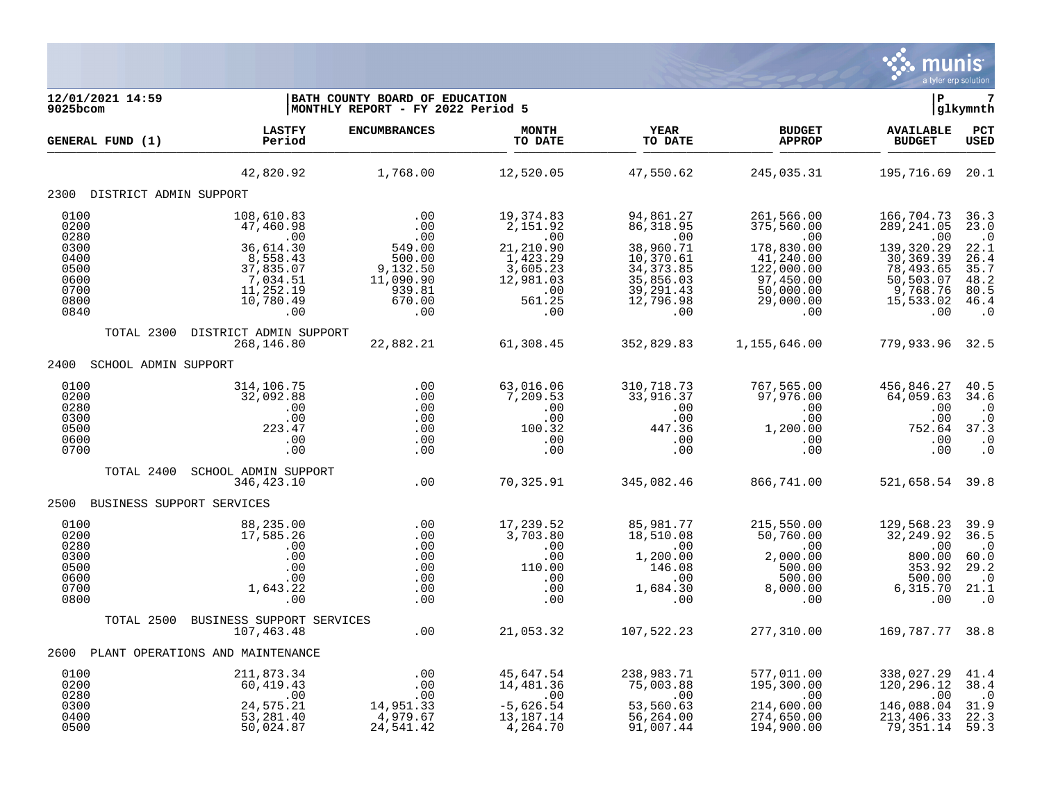**12/01/2021 14:59** | **BATH COUNTY BOARD OF EDUCATION** | **P 7**
**9025bcom** | **MONTHLY REPORT - FY 2022 Period 5** | **glkymnth**

| GENERAL FUND (1) | LASTFY Period | ENCUMBRANCES | MONTH TO DATE | YEAR TO DATE | BUDGET APPROP | AVAILABLE BUDGET | PCT USED |
|---|---|---|---|---|---|---|---|
| | 42,820.92 | 1,768.00 | 12,520.05 | 47,550.62 | 245,035.31 | 195,716.69 | 20.1 |
| **2300 DISTRICT ADMIN SUPPORT** | | | | | | | |
| 0100 | 108,610.83 | .00 | 19,374.83 | 94,861.27 | 261,566.00 | 166,704.73 | 36.3 |
| 0200 | 47,460.98 | .00 | 2,151.92 | 86,318.95 | 375,560.00 | 289,241.05 | 23.0 |
| 0280 | .00 | .00 | .00 | .00 | .00 | .00 | .0 |
| 0300 | 36,614.30 | 549.00 | 21,210.90 | 38,960.71 | 178,830.00 | 139,320.29 | 22.1 |
| 0400 | 8,558.43 | 500.00 | 1,423.29 | 10,370.61 | 41,240.00 | 30,369.39 | 26.4 |
| 0500 | 37,835.07 | 9,132.50 | 3,605.23 | 34,373.85 | 122,000.00 | 78,493.65 | 35.7 |
| 0600 | 7,034.51 | 11,090.90 | 12,981.03 | 35,856.03 | 97,450.00 | 50,503.07 | 48.2 |
| 0700 | 11,252.19 | 939.81 | .00 | 39,291.43 | 50,000.00 | 9,768.76 | 80.5 |
| 0800 | 10,780.49 | 670.00 | 561.25 | 12,796.98 | 29,000.00 | 15,533.02 | 46.4 |
| 0840 | .00 | .00 | .00 | .00 | .00 | .00 | .0 |
| TOTAL 2300 DISTRICT ADMIN SUPPORT | 268,146.80 | 22,882.21 | 61,308.45 | 352,829.83 | 1,155,646.00 | 779,933.96 | 32.5 |
| **2400 SCHOOL ADMIN SUPPORT** | | | | | | | |
| 0100 | 314,106.75 | .00 | 63,016.06 | 310,718.73 | 767,565.00 | 456,846.27 | 40.5 |
| 0200 | 32,092.88 | .00 | 7,209.53 | 33,916.37 | 97,976.00 | 64,059.63 | 34.6 |
| 0280 | .00 | .00 | .00 | .00 | .00 | .00 | .0 |
| 0300 | .00 | .00 | .00 | .00 | .00 | .00 | .0 |
| 0500 | 223.47 | .00 | 100.32 | 447.36 | 1,200.00 | 752.64 | 37.3 |
| 0600 | .00 | .00 | .00 | .00 | .00 | .00 | .0 |
| 0700 | .00 | .00 | .00 | .00 | .00 | .00 | .0 |
| TOTAL 2400 SCHOOL ADMIN SUPPORT | 346,423.10 | .00 | 70,325.91 | 345,082.46 | 866,741.00 | 521,658.54 | 39.8 |
| **2500 BUSINESS SUPPORT SERVICES** | | | | | | | |
| 0100 | 88,235.00 | .00 | 17,239.52 | 85,981.77 | 215,550.00 | 129,568.23 | 39.9 |
| 0200 | 17,585.26 | .00 | 3,703.80 | 18,510.08 | 50,760.00 | 32,249.92 | 36.5 |
| 0280 | .00 | .00 | .00 | .00 | .00 | .00 | .0 |
| 0300 | .00 | .00 | .00 | 1,200.00 | 2,000.00 | 800.00 | 60.0 |
| 0500 | .00 | .00 | 110.00 | 146.08 | 500.00 | 353.92 | 29.2 |
| 0600 | .00 | .00 | .00 | .00 | 500.00 | 500.00 | .0 |
| 0700 | 1,643.22 | .00 | .00 | 1,684.30 | 8,000.00 | 6,315.70 | 21.1 |
| 0800 | .00 | .00 | .00 | .00 | .00 | .00 | .0 |
| TOTAL 2500 BUSINESS SUPPORT SERVICES | 107,463.48 | .00 | 21,053.32 | 107,522.23 | 277,310.00 | 169,787.77 | 38.8 |
| **2600 PLANT OPERATIONS AND MAINTENANCE** | | | | | | | |
| 0100 | 211,873.34 | .00 | 45,647.54 | 238,983.71 | 577,011.00 | 338,027.29 | 41.4 |
| 0200 | 60,419.43 | .00 | 14,481.36 | 75,003.88 | 195,300.00 | 120,296.12 | 38.4 |
| 0280 | .00 | .00 | .00 | .00 | .00 | .00 | .0 |
| 0300 | 24,575.21 | 14,951.33 | -5,626.54 | 53,560.63 | 214,600.00 | 146,088.04 | 31.9 |
| 0400 | 53,281.40 | 4,979.67 | 13,187.14 | 56,264.00 | 274,650.00 | 213,406.33 | 22.3 |
| 0500 | 50,024.87 | 24,541.42 | 4,264.70 | 91,007.44 | 194,900.00 | 79,351.14 | 59.3 |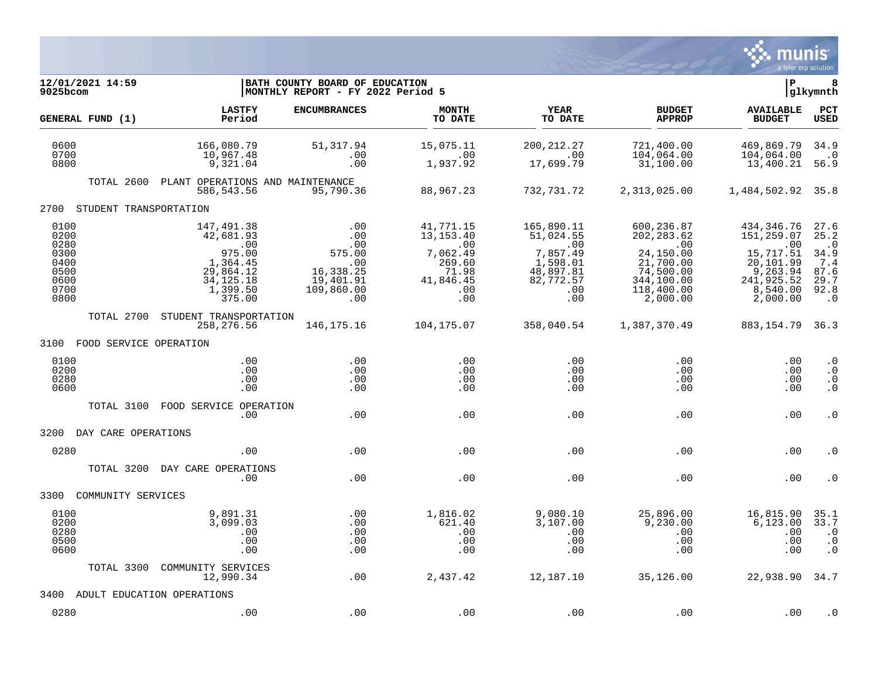12/01/2021 14:59
9025bcom

BATH COUNTY BOARD OF EDUCATION
MONTHLY REPORT - FY 2022 Period 5

| GENERAL FUND (1) | LASTFY Period | ENCUMBRANCES | MONTH TO DATE | YEAR TO DATE | BUDGET APPROP | AVAILABLE BUDGET | PCT USED |
|---|---|---|---|---|---|---|---|
| 0600 | 166,080.79 | 51,317.94 | 15,075.11 | 200,212.27 | 721,400.00 | 469,869.79 | 34.9 |
| 0700 | 10,967.48 | .00 | .00 | .00 | 104,064.00 | 104,064.00 | .0 |
| 0800 | 9,321.04 | .00 | 1,937.92 | 17,699.79 | 31,100.00 | 13,400.21 | 56.9 |
| TOTAL 2600 PLANT OPERATIONS AND MAINTENANCE | 586,543.56 | 95,790.36 | 88,967.23 | 732,731.72 | 2,313,025.00 | 1,484,502.92 | 35.8 |
| **2700 STUDENT TRANSPORTATION** | | | | | | | |
| 0100 | 147,491.38 | .00 | 41,771.15 | 165,890.11 | 600,236.87 | 434,346.76 | 27.6 |
| 0200 | 42,681.93 | .00 | 13,153.40 | 51,024.55 | 202,283.62 | 151,259.07 | 25.2 |
| 0280 | .00 | .00 | .00 | .00 | .00 | .00 | .0 |
| 0300 | 975.00 | 575.00 | 7,062.49 | 7,857.49 | 24,150.00 | 15,717.51 | 34.9 |
| 0400 | 1,364.45 | .00 | 269.60 | 1,598.01 | 21,700.00 | 20,101.99 | 7.4 |
| 0500 | 29,864.12 | 16,338.25 | 71.98 | 48,897.81 | 74,500.00 | 9,263.94 | 87.6 |
| 0600 | 34,125.18 | 19,401.91 | 41,846.45 | 82,772.57 | 344,100.00 | 241,925.52 | 29.7 |
| 0700 | 1,399.50 | 109,860.00 | .00 | .00 | 118,400.00 | 8,540.00 | 92.8 |
| 0800 | 375.00 | .00 | .00 | .00 | 2,000.00 | 2,000.00 | .0 |
| TOTAL 2700 STUDENT TRANSPORTATION | 258,276.56 | 146,175.16 | 104,175.07 | 358,040.54 | 1,387,370.49 | 883,154.79 | 36.3 |
| **3100 FOOD SERVICE OPERATION** | | | | | | | |
| 0100 | .00 | .00 | .00 | .00 | .00 | .00 | .0 |
| 0200 | .00 | .00 | .00 | .00 | .00 | .00 | .0 |
| 0280 | .00 | .00 | .00 | .00 | .00 | .00 | .0 |
| 0600 | .00 | .00 | .00 | .00 | .00 | .00 | .0 |
| TOTAL 3100 FOOD SERVICE OPERATION | .00 | .00 | .00 | .00 | .00 | .00 | .0 |
| **3200 DAY CARE OPERATIONS** | | | | | | | |
| 0280 | .00 | .00 | .00 | .00 | .00 | .00 | .0 |
| TOTAL 3200 DAY CARE OPERATIONS | .00 | .00 | .00 | .00 | .00 | .00 | .0 |
| **3300 COMMUNITY SERVICES** | | | | | | | |
| 0100 | 9,891.31 | .00 | 1,816.02 | 9,080.10 | 25,896.00 | 16,815.90 | 35.1 |
| 0200 | 3,099.03 | .00 | 621.40 | 3,107.00 | 9,230.00 | 6,123.00 | 33.7 |
| 0280 | .00 | .00 | .00 | .00 | .00 | .00 | .0 |
| 0500 | .00 | .00 | .00 | .00 | .00 | .00 | .0 |
| 0600 | .00 | .00 | .00 | .00 | .00 | .00 | .0 |
| TOTAL 3300 COMMUNITY SERVICES | 12,990.34 | .00 | 2,437.42 | 12,187.10 | 35,126.00 | 22,938.90 | 34.7 |
| **3400 ADULT EDUCATION OPERATIONS** | | | | | | | |
| 0280 | .00 | .00 | .00 | .00 | .00 | .00 | .0 |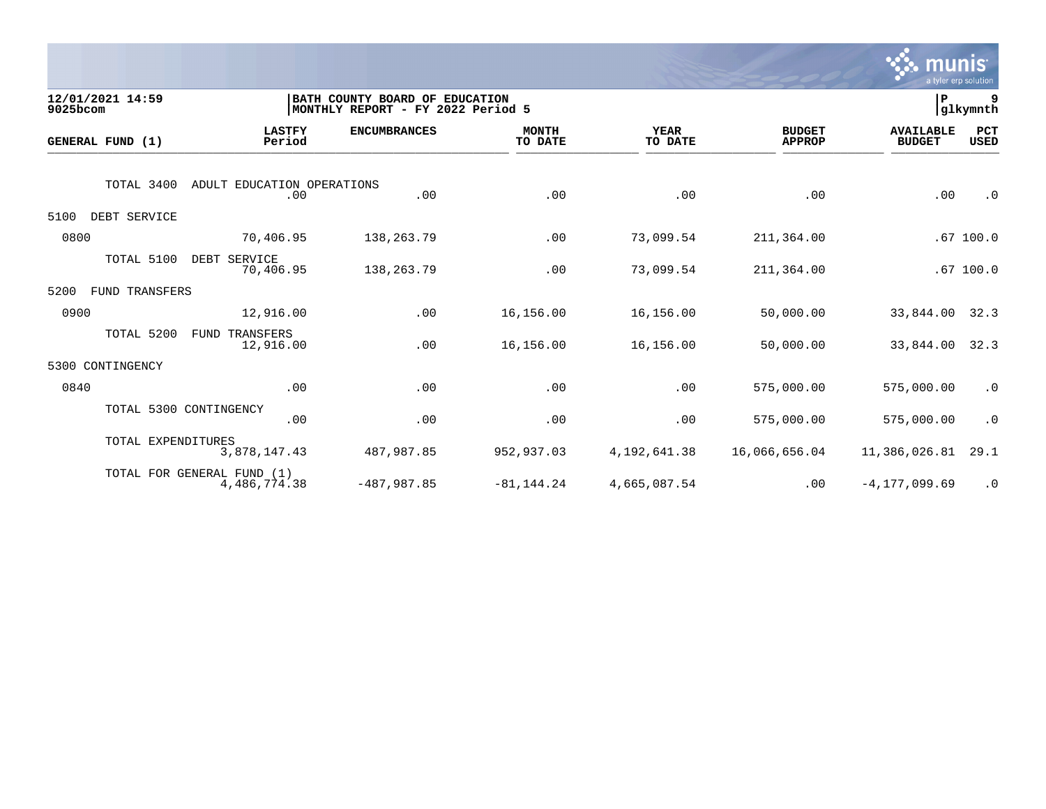**12/01/2021 14:59**
**9025bcom**

**BATH COUNTY BOARD OF EDUCATION**
**MONTHLY REPORT - FY 2022 Period 5**

**P 9**
**glkymnth**

| GENERAL FUND (1) | LASTFY Period | ENCUMBRANCES | MONTH TO DATE | YEAR TO DATE | BUDGET APPROP | AVAILABLE BUDGET | PCT USED |
|---|---|---|---|---|---|---|---|
| TOTAL 3400 ADULT EDUCATION OPERATIONS | .00 | .00 | .00 | .00 | .00 | .00 | .0 |
| 5100 DEBT SERVICE | | | | | | | |
| 0800 | 70,406.95 | 138,263.79 | .00 | 73,099.54 | 211,364.00 | .67 | 100.0 |
| TOTAL 5100 DEBT SERVICE | 70,406.95 | 138,263.79 | .00 | 73,099.54 | 211,364.00 | .67 | 100.0 |
| 5200 FUND TRANSFERS | | | | | | | |
| 0900 | 12,916.00 | .00 | 16,156.00 | 16,156.00 | 50,000.00 | 33,844.00 | 32.3 |
| TOTAL 5200 FUND TRANSFERS | 12,916.00 | .00 | 16,156.00 | 16,156.00 | 50,000.00 | 33,844.00 | 32.3 |
| 5300 CONTINGENCY | | | | | | | |
| 0840 | .00 | .00 | .00 | .00 | 575,000.00 | 575,000.00 | .0 |
| TOTAL 5300 CONTINGENCY | .00 | .00 | .00 | .00 | 575,000.00 | 575,000.00 | .0 |
| TOTAL EXPENDITURES | 3,878,147.43 | 487,987.85 | 952,937.03 | 4,192,641.38 | 16,066,656.04 | 11,386,026.81 | 29.1 |
| TOTAL FOR GENERAL FUND (1) | 4,486,774.38 | -487,987.85 | -81,144.24 | 4,665,087.54 | .00 | -4,177,099.69 | .0 |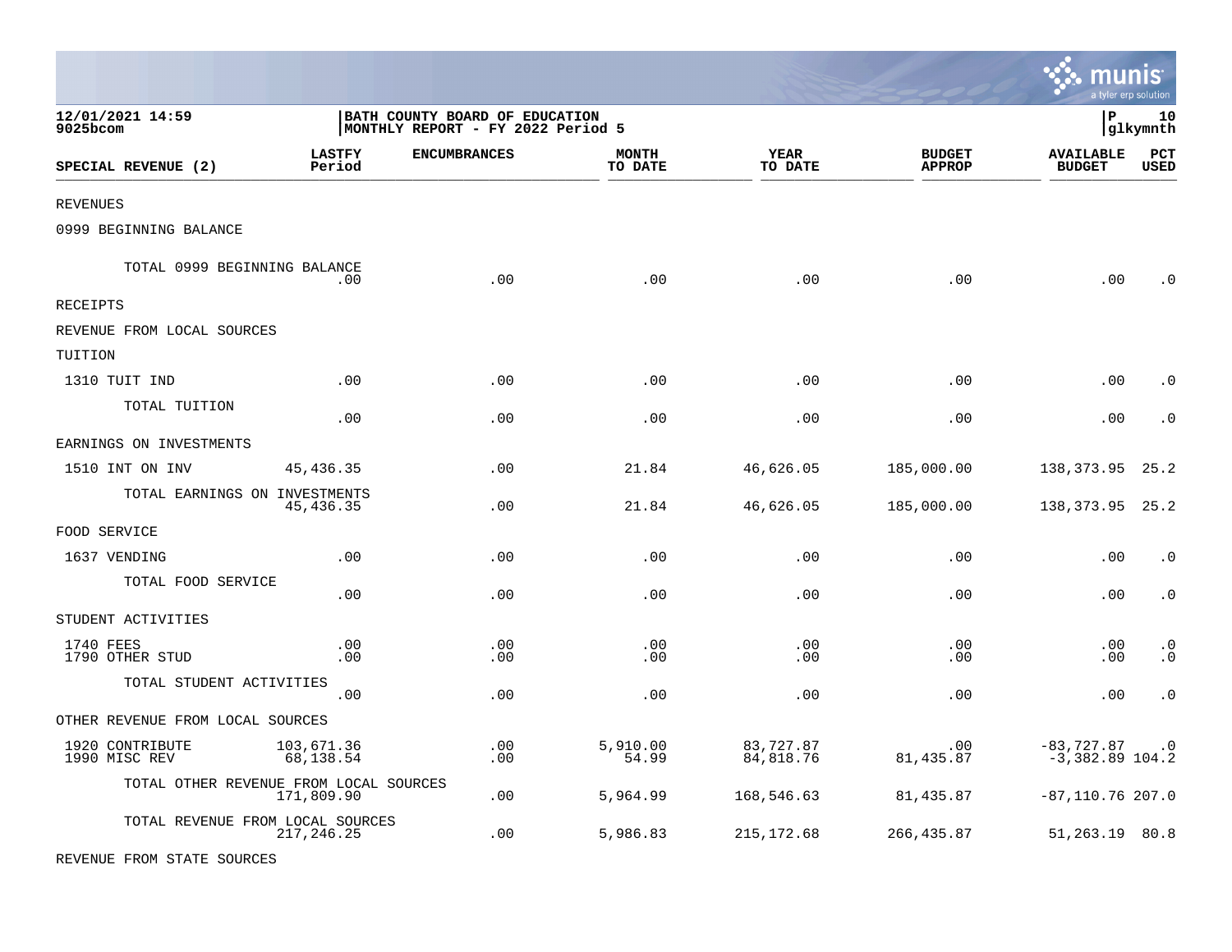12/01/2021 14:59
9025bcom

BATH COUNTY BOARD OF EDUCATION
MONTHLY REPORT - FY 2022 Period 5

P 10
glkymnth

| SPECIAL REVENUE (2) | LASTFY Period | ENCUMBRANCES | MONTH TO DATE | YEAR TO DATE | BUDGET APPROP | AVAILABLE BUDGET | PCT USED |
|---|---|---|---|---|---|---|---|
| REVENUES | | | | | | | |
| 0999 BEGINNING BALANCE | | | | | | | |
| TOTAL 0999 BEGINNING BALANCE | .00 | .00 | .00 | .00 | .00 | .00 | .0 |
| RECEIPTS | | | | | | | |
| REVENUE FROM LOCAL SOURCES | | | | | | | |
| TUITION | | | | | | | |
| 1310 TUIT IND | .00 | .00 | .00 | .00 | .00 | .00 | .0 |
| TOTAL TUITION | .00 | .00 | .00 | .00 | .00 | .00 | .0 |
| EARNINGS ON INVESTMENTS | | | | | | | |
| 1510 INT ON INV | 45,436.35 | .00 | 21.84 | 46,626.05 | 185,000.00 | 138,373.95 | 25.2 |
| TOTAL EARNINGS ON INVESTMENTS | 45,436.35 | .00 | 21.84 | 46,626.05 | 185,000.00 | 138,373.95 | 25.2 |
| FOOD SERVICE | | | | | | | |
| 1637 VENDING | .00 | .00 | .00 | .00 | .00 | .00 | .0 |
| TOTAL FOOD SERVICE | .00 | .00 | .00 | .00 | .00 | .00 | .0 |
| STUDENT ACTIVITIES | | | | | | | |
| 1740 FEES | .00 | .00 | .00 | .00 | .00 | .00 | .0 |
| 1790 OTHER STUD | .00 | .00 | .00 | .00 | .00 | .00 | .0 |
| TOTAL STUDENT ACTIVITIES | .00 | .00 | .00 | .00 | .00 | .00 | .0 |
| OTHER REVENUE FROM LOCAL SOURCES | | | | | | | |
| 1920 CONTRIBUTE | 103,671.36 | .00 | 5,910.00 | 83,727.87 | .00 | -83,727.87 | .0 |
| 1990 MISC REV | 68,138.54 | .00 | 54.99 | 84,818.76 | 81,435.87 | -3,382.89 | 104.2 |
| TOTAL OTHER REVENUE FROM LOCAL SOURCES | 171,809.90 | .00 | 5,964.99 | 168,546.63 | 81,435.87 | -87,110.76 | 207.0 |
| TOTAL REVENUE FROM LOCAL SOURCES | 217,246.25 | .00 | 5,986.83 | 215,172.68 | 266,435.87 | 51,263.19 | 80.8 |
| REVENUE FROM STATE SOURCES | | | | | | | |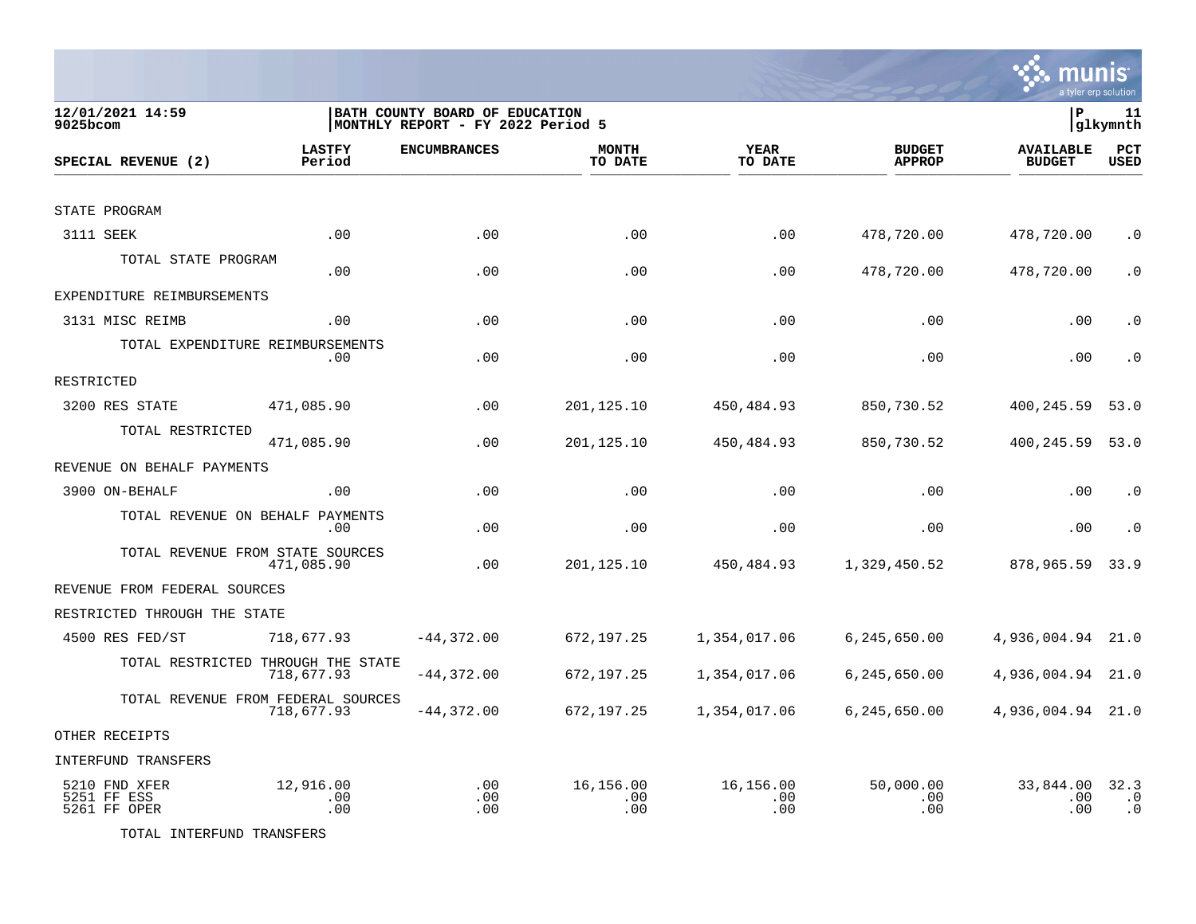12/01/2021 14:59 | BATH COUNTY BOARD OF EDUCATION | P 11
9025bcom | MONTHLY REPORT - FY 2022 Period 5 | glkymnth

| SPECIAL REVENUE (2) | LASTFY Period | ENCUMBRANCES | MONTH TO DATE | YEAR TO DATE | BUDGET APPROP | AVAILABLE BUDGET | PCT USED |
|---|---|---|---|---|---|---|---|
| STATE PROGRAM | | | | | | | |
| 3111 SEEK | .00 | .00 | .00 | .00 | 478,720.00 | 478,720.00 | .0 |
| TOTAL STATE PROGRAM | .00 | .00 | .00 | .00 | 478,720.00 | 478,720.00 | .0 |
| EXPENDITURE REIMBURSEMENTS | | | | | | | |
| 3131 MISC REIMB | .00 | .00 | .00 | .00 | .00 | .00 | .0 |
| TOTAL EXPENDITURE REIMBURSEMENTS | .00 | .00 | .00 | .00 | .00 | .00 | .0 |
| RESTRICTED | | | | | | | |
| 3200 RES STATE | 471,085.90 | .00 | 201,125.10 | 450,484.93 | 850,730.52 | 400,245.59 | 53.0 |
| TOTAL RESTRICTED | 471,085.90 | .00 | 201,125.10 | 450,484.93 | 850,730.52 | 400,245.59 | 53.0 |
| REVENUE ON BEHALF PAYMENTS | | | | | | | |
| 3900 ON-BEHALF | .00 | .00 | .00 | .00 | .00 | .00 | .0 |
| TOTAL REVENUE ON BEHALF PAYMENTS | .00 | .00 | .00 | .00 | .00 | .00 | .0 |
| TOTAL REVENUE FROM STATE SOURCES | 471,085.90 | .00 | 201,125.10 | 450,484.93 | 1,329,450.52 | 878,965.59 | 33.9 |
| REVENUE FROM FEDERAL SOURCES | | | | | | | |
| RESTRICTED THROUGH THE STATE | | | | | | | |
| 4500 RES FED/ST | 718,677.93 | -44,372.00 | 672,197.25 | 1,354,017.06 | 6,245,650.00 | 4,936,004.94 | 21.0 |
| TOTAL RESTRICTED THROUGH THE STATE | 718,677.93 | -44,372.00 | 672,197.25 | 1,354,017.06 | 6,245,650.00 | 4,936,004.94 | 21.0 |
| TOTAL REVENUE FROM FEDERAL SOURCES | 718,677.93 | -44,372.00 | 672,197.25 | 1,354,017.06 | 6,245,650.00 | 4,936,004.94 | 21.0 |
| OTHER RECEIPTS | | | | | | | |
| INTERFUND TRANSFERS | | | | | | | |
| 5210 FND XFER | 12,916.00 | .00 | 16,156.00 | 16,156.00 | 50,000.00 | 33,844.00 | 32.3 |
| 5251 FF ESS | .00 | .00 | .00 | .00 | .00 | .00 | .0 |
| 5261 FF OPER | .00 | .00 | .00 | .00 | .00 | .00 | .0 |
| TOTAL INTERFUND TRANSFERS | | | | | | | |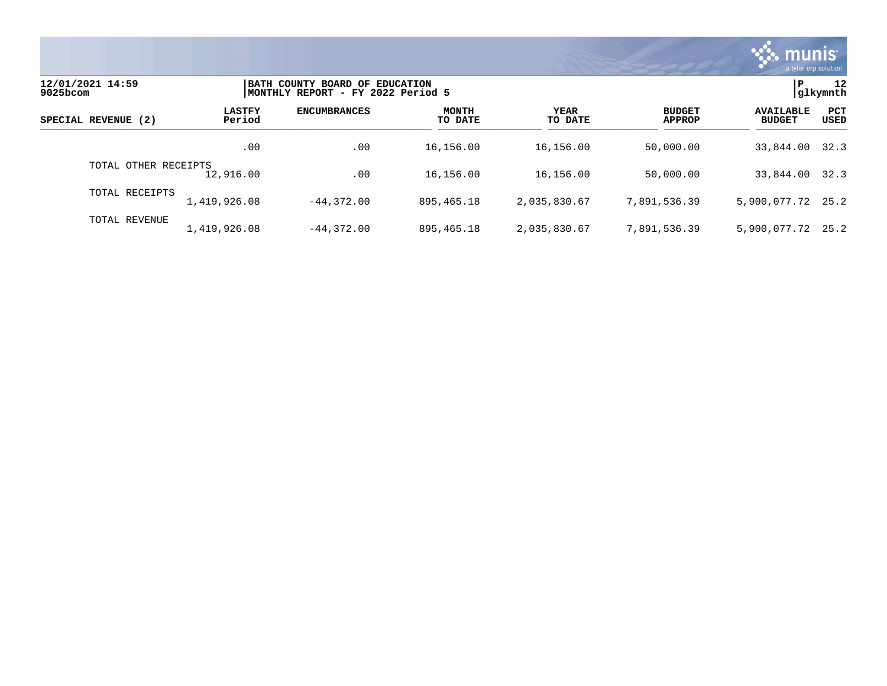12/01/2021 14:59
9025bcom

BATH COUNTY BOARD OF EDUCATION
MONTHLY REPORT - FY 2022 Period 5

P 12
glkymnth

| SPECIAL REVENUE (2) | LASTFY Period | ENCUMBRANCES | MONTH TO DATE | YEAR TO DATE | BUDGET APPROP | AVAILABLE BUDGET | PCT USED |
|---|---|---|---|---|---|---|---|
| | .00 | .00 | 16,156.00 | 16,156.00 | 50,000.00 | 33,844.00 | 32.3 |
| TOTAL OTHER RECEIPTS | 12,916.00 | .00 | 16,156.00 | 16,156.00 | 50,000.00 | 33,844.00 | 32.3 |
| TOTAL RECEIPTS | 1,419,926.08 | -44,372.00 | 895,465.18 | 2,035,830.67 | 7,891,536.39 | 5,900,077.72 | 25.2 |
| TOTAL REVENUE | 1,419,926.08 | -44,372.00 | 895,465.18 | 2,035,830.67 | 7,891,536.39 | 5,900,077.72 | 25.2 |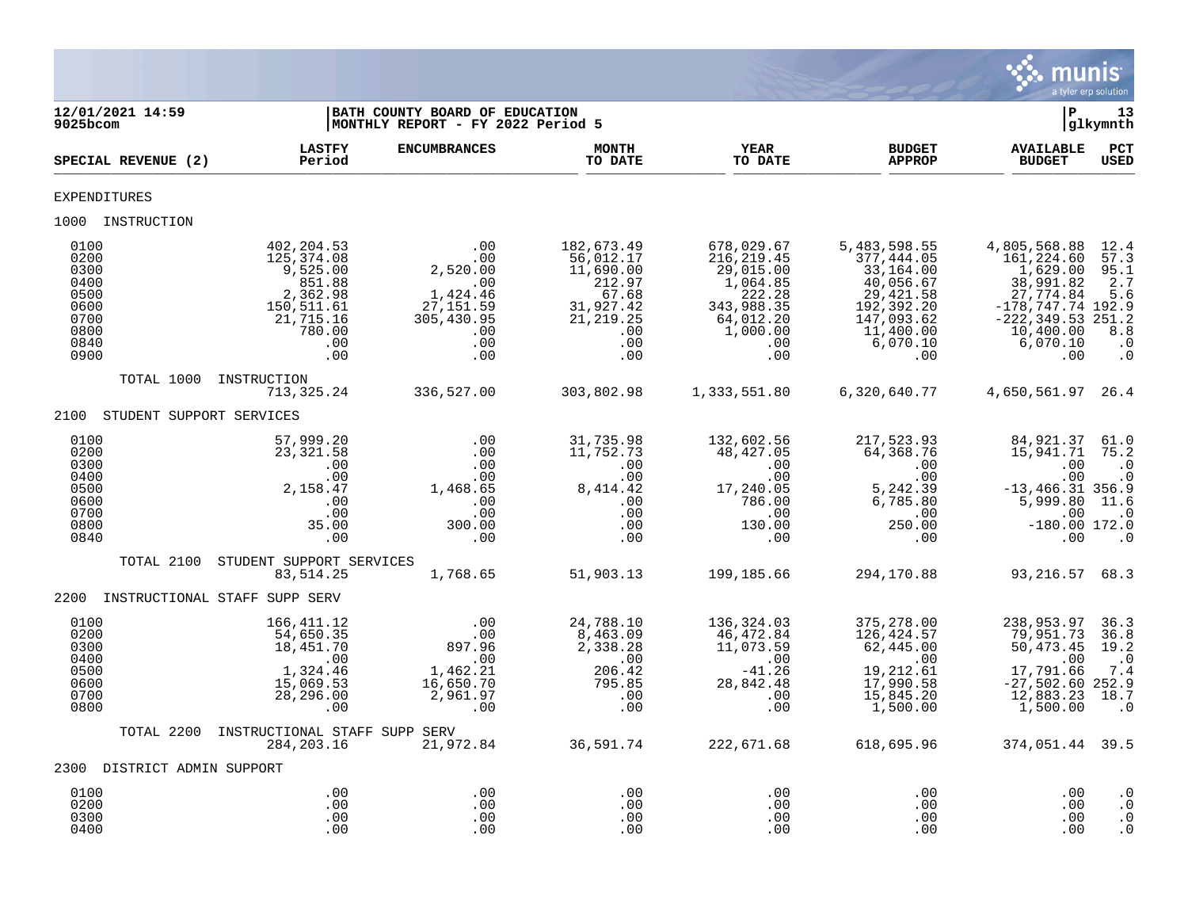12/01/2021 14:59 | BATH COUNTY BOARD OF EDUCATION | P 13
9025bcom | MONTHLY REPORT - FY 2022 Period 5 | glkymnth

| SPECIAL REVENUE (2) | LASTFY Period | ENCUMBRANCES | MONTH TO DATE | YEAR TO DATE | BUDGET APPROP | AVAILABLE BUDGET | PCT USED |
|---|---|---|---|---|---|---|---|
| **EXPENDITURES** | | | | | | | |
| **1000 INSTRUCTION** | | | | | | | |
| 0100 | 402,204.53 | .00 | 182,673.49 | 678,029.67 | 5,483,598.55 | 4,805,568.88 | 12.4 |
| 0200 | 125,374.08 | .00 | 56,012.17 | 216,219.45 | 377,444.05 | 161,224.60 | 57.3 |
| 0300 | 9,525.00 | 2,520.00 | 11,690.00 | 29,015.00 | 33,164.00 | 1,629.00 | 95.1 |
| 0400 | 851.88 | .00 | 212.97 | 1,064.85 | 40,056.67 | 38,991.82 | 2.7 |
| 0500 | 2,362.98 | 1,424.46 | 67.68 | 222.28 | 29,421.58 | 27,774.84 | 5.6 |
| 0600 | 150,511.61 | 27,151.59 | 31,927.42 | 343,988.35 | 192,392.20 | -178,747.74 | 192.9 |
| 0700 | 21,715.16 | 305,430.95 | 21,219.25 | 64,012.20 | 147,093.62 | -222,349.53 | 251.2 |
| 0800 | 780.00 | .00 | .00 | 1,000.00 | 11,400.00 | 10,400.00 | 8.8 |
| 0840 | .00 | .00 | .00 | .00 | 6,070.10 | 6,070.10 | .0 |
| 0900 | .00 | .00 | .00 | .00 | .00 | .00 | .0 |
| TOTAL 1000 INSTRUCTION | 713,325.24 | 336,527.00 | 303,802.98 | 1,333,551.80 | 6,320,640.77 | 4,650,561.97 | 26.4 |
| **2100 STUDENT SUPPORT SERVICES** | | | | | | | |
| 0100 | 57,999.20 | .00 | 31,735.98 | 132,602.56 | 217,523.93 | 84,921.37 | 61.0 |
| 0200 | 23,321.58 | .00 | 11,752.73 | 48,427.05 | 64,368.76 | 15,941.71 | 75.2 |
| 0300 | .00 | .00 | .00 | .00 | .00 | .00 | .0 |
| 0400 | .00 | .00 | .00 | .00 | .00 | .00 | .0 |
| 0500 | 2,158.47 | 1,468.65 | 8,414.42 | 17,240.05 | 5,242.39 | -13,466.31 | 356.9 |
| 0600 | .00 | .00 | .00 | 786.00 | 6,785.80 | 5,999.80 | 11.6 |
| 0700 | .00 | .00 | .00 | .00 | .00 | .00 | .0 |
| 0800 | 35.00 | 300.00 | .00 | 130.00 | 250.00 | -180.00 | 172.0 |
| 0840 | .00 | .00 | .00 | .00 | .00 | .00 | .0 |
| TOTAL 2100 STUDENT SUPPORT SERVICES | 83,514.25 | 1,768.65 | 51,903.13 | 199,185.66 | 294,170.88 | 93,216.57 | 68.3 |
| **2200 INSTRUCTIONAL STAFF SUPP SERV** | | | | | | | |
| 0100 | 166,411.12 | .00 | 24,788.10 | 136,324.03 | 375,278.00 | 238,953.97 | 36.3 |
| 0200 | 54,650.35 | .00 | 8,463.09 | 46,472.84 | 126,424.57 | 79,951.73 | 36.8 |
| 0300 | 18,451.70 | 897.96 | 2,338.28 | 11,073.59 | 62,445.00 | 50,473.45 | 19.2 |
| 0400 | .00 | .00 | .00 | .00 | .00 | .00 | .0 |
| 0500 | 1,324.46 | 1,462.21 | 206.42 | -41.26 | 19,212.61 | 17,791.66 | 7.4 |
| 0600 | 15,069.53 | 16,650.70 | 795.85 | 28,842.48 | 17,990.58 | -27,502.60 | 252.9 |
| 0700 | 28,296.00 | 2,961.97 | .00 | .00 | 15,845.20 | 12,883.23 | 18.7 |
| 0800 | .00 | .00 | .00 | .00 | 1,500.00 | 1,500.00 | .0 |
| TOTAL 2200 INSTRUCTIONAL STAFF SUPP SERV | 284,203.16 | 21,972.84 | 36,591.74 | 222,671.68 | 618,695.96 | 374,051.44 | 39.5 |
| **2300 DISTRICT ADMIN SUPPORT** | | | | | | | |
| 0100 | .00 | .00 | .00 | .00 | .00 | .00 | .0 |
| 0200 | .00 | .00 | .00 | .00 | .00 | .00 | .0 |
| 0300 | .00 | .00 | .00 | .00 | .00 | .00 | .0 |
| 0400 | .00 | .00 | .00 | .00 | .00 | .00 | .0 |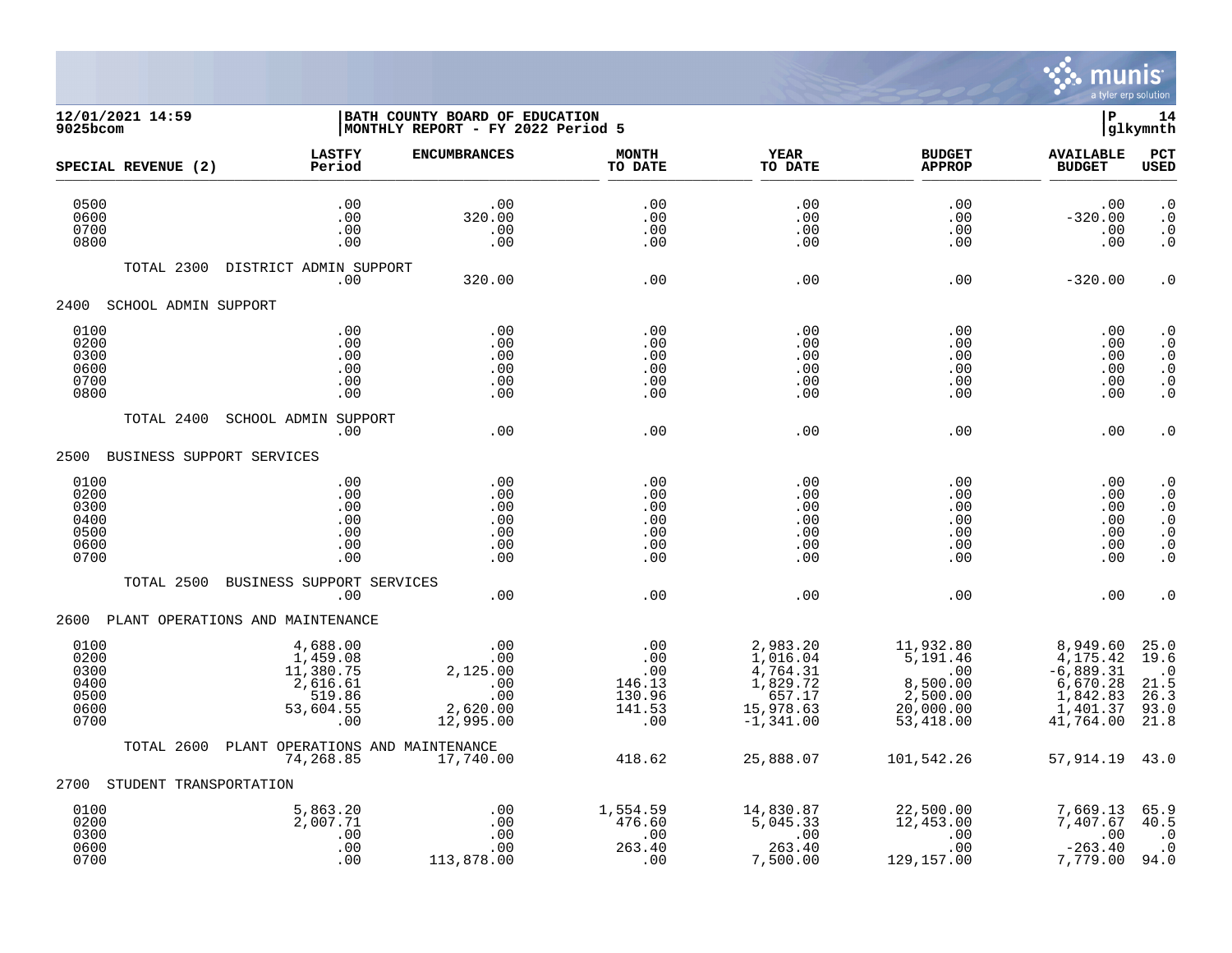**12/01/2021 14:59**
**9025bcom**

**BATH COUNTY BOARD OF EDUCATION**
**MONTHLY REPORT - FY 2022 Period 5**

**P 14**
**glkymnth**

| SPECIAL REVENUE (2) | LASTFY Period | ENCUMBRANCES | MONTH TO DATE | YEAR TO DATE | BUDGET APPROP | AVAILABLE BUDGET | PCT USED |
|---|---|---|---|---|---|---|---|
| 0500 | .00 | .00 | .00 | .00 | .00 | .00 | .0 |
| 0600 | .00 | 320.00 | .00 | .00 | .00 | -320.00 | .0 |
| 0700 | .00 | .00 | .00 | .00 | .00 | .00 | .0 |
| 0800 | .00 | .00 | .00 | .00 | .00 | .00 | .0 |
| TOTAL 2300 DISTRICT ADMIN SUPPORT | .00 | 320.00 | .00 | .00 | .00 | -320.00 | .0 |
| **2400 SCHOOL ADMIN SUPPORT** | | | | | | | |
| 0100 | .00 | .00 | .00 | .00 | .00 | .00 | .0 |
| 0200 | .00 | .00 | .00 | .00 | .00 | .00 | .0 |
| 0300 | .00 | .00 | .00 | .00 | .00 | .00 | .0 |
| 0600 | .00 | .00 | .00 | .00 | .00 | .00 | .0 |
| 0700 | .00 | .00 | .00 | .00 | .00 | .00 | .0 |
| 0800 | .00 | .00 | .00 | .00 | .00 | .00 | .0 |
| TOTAL 2400 SCHOOL ADMIN SUPPORT | .00 | .00 | .00 | .00 | .00 | .00 | .0 |
| **2500 BUSINESS SUPPORT SERVICES** | | | | | | | |
| 0100 | .00 | .00 | .00 | .00 | .00 | .00 | .0 |
| 0200 | .00 | .00 | .00 | .00 | .00 | .00 | .0 |
| 0300 | .00 | .00 | .00 | .00 | .00 | .00 | .0 |
| 0400 | .00 | .00 | .00 | .00 | .00 | .00 | .0 |
| 0500 | .00 | .00 | .00 | .00 | .00 | .00 | .0 |
| 0600 | .00 | .00 | .00 | .00 | .00 | .00 | .0 |
| 0700 | .00 | .00 | .00 | .00 | .00 | .00 | .0 |
| TOTAL 2500 BUSINESS SUPPORT SERVICES | .00 | .00 | .00 | .00 | .00 | .00 | .0 |
| **2600 PLANT OPERATIONS AND MAINTENANCE** | | | | | | | |
| 0100 | 4,688.00 | .00 | .00 | 2,983.20 | 11,932.80 | 8,949.60 | 25.0 |
| 0200 | 1,459.08 | .00 | .00 | 1,016.04 | 5,191.46 | 4,175.42 | 19.6 |
| 0300 | 11,380.75 | 2,125.00 | .00 | 4,764.31 | .00 | -6,889.31 | .0 |
| 0400 | 2,616.61 | .00 | 146.13 | 1,829.72 | 8,500.00 | 6,670.28 | 21.5 |
| 0500 | 519.86 | .00 | 130.96 | 657.17 | 2,500.00 | 1,842.83 | 26.3 |
| 0600 | 53,604.55 | 2,620.00 | 141.53 | 15,978.63 | 20,000.00 | 1,401.37 | 93.0 |
| 0700 | .00 | 12,995.00 | .00 | -1,341.00 | 53,418.00 | 41,764.00 | 21.8 |
| TOTAL 2600 PLANT OPERATIONS AND MAINTENANCE | 74,268.85 | 17,740.00 | 418.62 | 25,888.07 | 101,542.26 | 57,914.19 | 43.0 |
| **2700 STUDENT TRANSPORTATION** | | | | | | | |
| 0100 | 5,863.20 | .00 | 1,554.59 | 14,830.87 | 22,500.00 | 7,669.13 | 65.9 |
| 0200 | 2,007.71 | .00 | 476.60 | 5,045.33 | 12,453.00 | 7,407.67 | 40.5 |
| 0300 | .00 | .00 | .00 | .00 | .00 | .00 | .0 |
| 0600 | .00 | .00 | 263.40 | 263.40 | .00 | -263.40 | .0 |
| 0700 | .00 | 113,878.00 | .00 | 7,500.00 | 129,157.00 | 7,779.00 | 94.0 |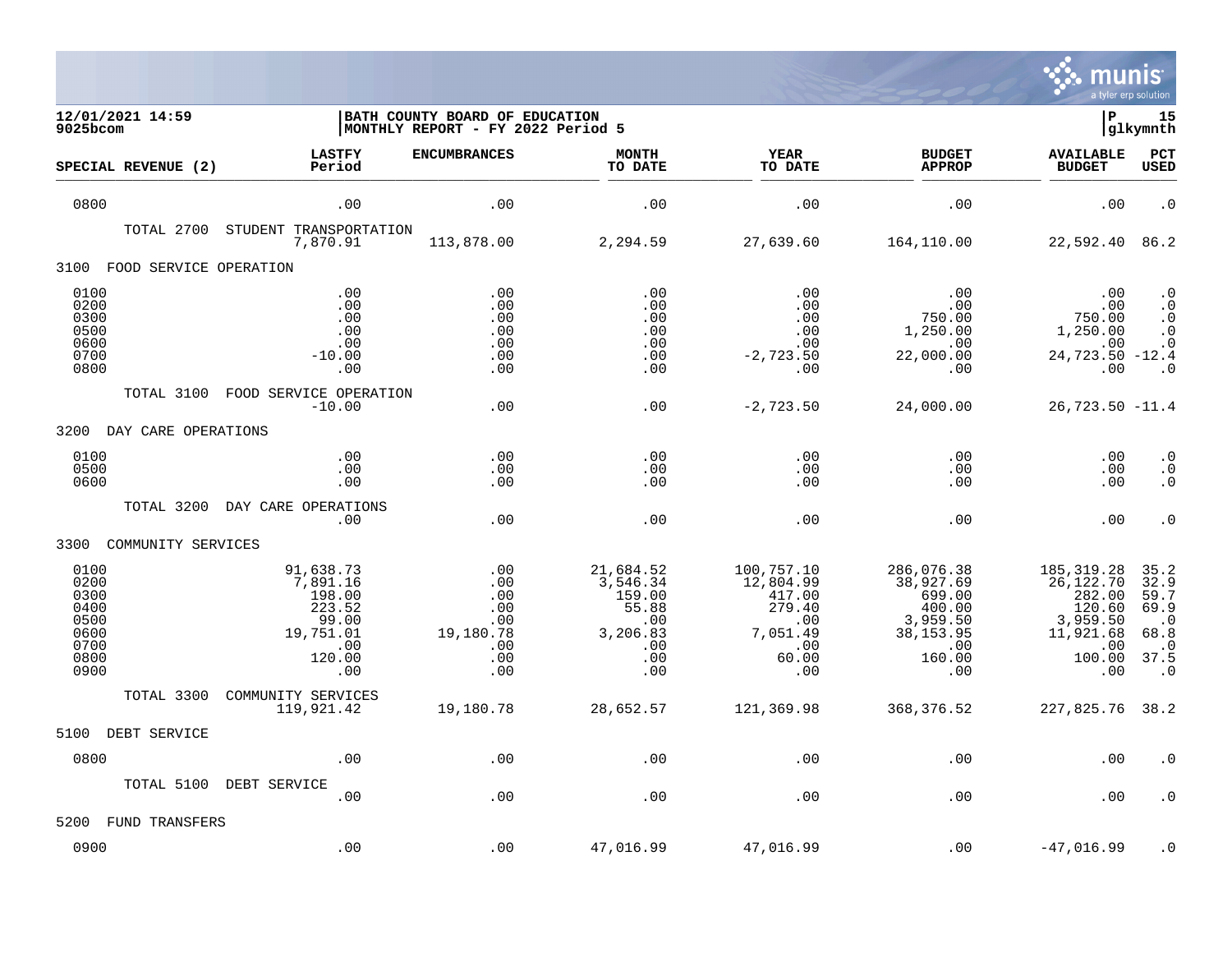**12/01/2021 14:59**
**9025bcom**

**BATH COUNTY BOARD OF EDUCATION**
**MONTHLY REPORT - FY 2022 Period 5**

**P 15**
**glkymnth**

| SPECIAL REVENUE (2) | LASTFY Period | ENCUMBRANCES | MONTH TO DATE | YEAR TO DATE | BUDGET APPROP | AVAILABLE BUDGET | PCT USED |
|---|---|---|---|---|---|---|---|
| 0800 | .00 | .00 | .00 | .00 | .00 | .00 | .0 |
| TOTAL 2700 STUDENT TRANSPORTATION | 7,870.91 | 113,878.00 | 2,294.59 | 27,639.60 | 164,110.00 | 22,592.40 | 86.2 |
| **3100 FOOD SERVICE OPERATION** | | | | | | | |
| 0100 | .00 | .00 | .00 | .00 | .00 | .00 | .0 |
| 0200 | .00 | .00 | .00 | .00 | .00 | .00 | .0 |
| 0300 | .00 | .00 | .00 | .00 | 750.00 | 750.00 | .0 |
| 0500 | .00 | .00 | .00 | .00 | 1,250.00 | 1,250.00 | .0 |
| 0600 | .00 | .00 | .00 | .00 | .00 | .00 | .0 |
| 0700 | -10.00 | .00 | .00 | -2,723.50 | 22,000.00 | 24,723.50 | -12.4 |
| 0800 | .00 | .00 | .00 | .00 | .00 | .00 | .0 |
| TOTAL 3100 FOOD SERVICE OPERATION | -10.00 | .00 | .00 | -2,723.50 | 24,000.00 | 26,723.50 | -11.4 |
| **3200 DAY CARE OPERATIONS** | | | | | | | |
| 0100 | .00 | .00 | .00 | .00 | .00 | .00 | .0 |
| 0500 | .00 | .00 | .00 | .00 | .00 | .00 | .0 |
| 0600 | .00 | .00 | .00 | .00 | .00 | .00 | .0 |
| TOTAL 3200 DAY CARE OPERATIONS | .00 | .00 | .00 | .00 | .00 | .00 | .0 |
| **3300 COMMUNITY SERVICES** | | | | | | | |
| 0100 | 91,638.73 | .00 | 21,684.52 | 100,757.10 | 286,076.38 | 185,319.28 | 35.2 |
| 0200 | 7,891.16 | .00 | 3,546.34 | 12,804.99 | 38,927.69 | 26,122.70 | 32.9 |
| 0300 | 198.00 | .00 | 159.00 | 417.00 | 699.00 | 282.00 | 59.7 |
| 0400 | 223.52 | .00 | 55.88 | 279.40 | 400.00 | 120.60 | 69.9 |
| 0500 | 99.00 | .00 | .00 | .00 | 3,959.50 | 3,959.50 | .0 |
| 0600 | 19,751.01 | 19,180.78 | 3,206.83 | 7,051.49 | 38,153.95 | 11,921.68 | 68.8 |
| 0700 | .00 | .00 | .00 | .00 | .00 | .00 | .0 |
| 0800 | 120.00 | .00 | .00 | 60.00 | 160.00 | 100.00 | 37.5 |
| 0900 | .00 | .00 | .00 | .00 | .00 | .00 | .0 |
| TOTAL 3300 COMMUNITY SERVICES | 119,921.42 | 19,180.78 | 28,652.57 | 121,369.98 | 368,376.52 | 227,825.76 | 38.2 |
| **5100 DEBT SERVICE** | | | | | | | |
| 0800 | .00 | .00 | .00 | .00 | .00 | .00 | .0 |
| TOTAL 5100 DEBT SERVICE | .00 | .00 | .00 | .00 | .00 | .00 | .0 |
| **5200 FUND TRANSFERS** | | | | | | | |
| 0900 | .00 | .00 | 47,016.99 | 47,016.99 | .00 | -47,016.99 | .0 |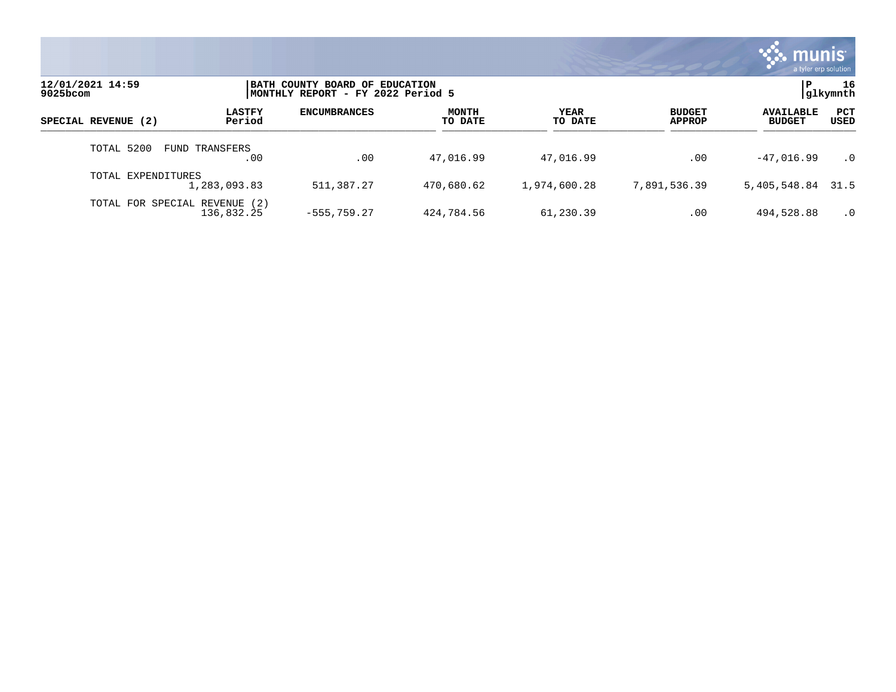| SPECIAL REVENUE (2) | LASTFY Period | ENCUMBRANCES | MONTH TO DATE | YEAR TO DATE | BUDGET APPROP | AVAILABLE BUDGET | PCT USED |
|---|---|---|---|---|---|---|---|
| TOTAL 5200 FUND TRANSFERS | .00 | .00 | 47,016.99 | 47,016.99 | .00 | -47,016.99 | .0 |
| TOTAL EXPENDITURES | 1,283,093.83 | 511,387.27 | 470,680.62 | 1,974,600.28 | 7,891,536.39 | 5,405,548.84 | 31.5 |
| TOTAL FOR SPECIAL REVENUE (2) | 136,832.25 | -555,759.27 | 424,784.56 | 61,230.39 | .00 | 494,528.88 | .0 |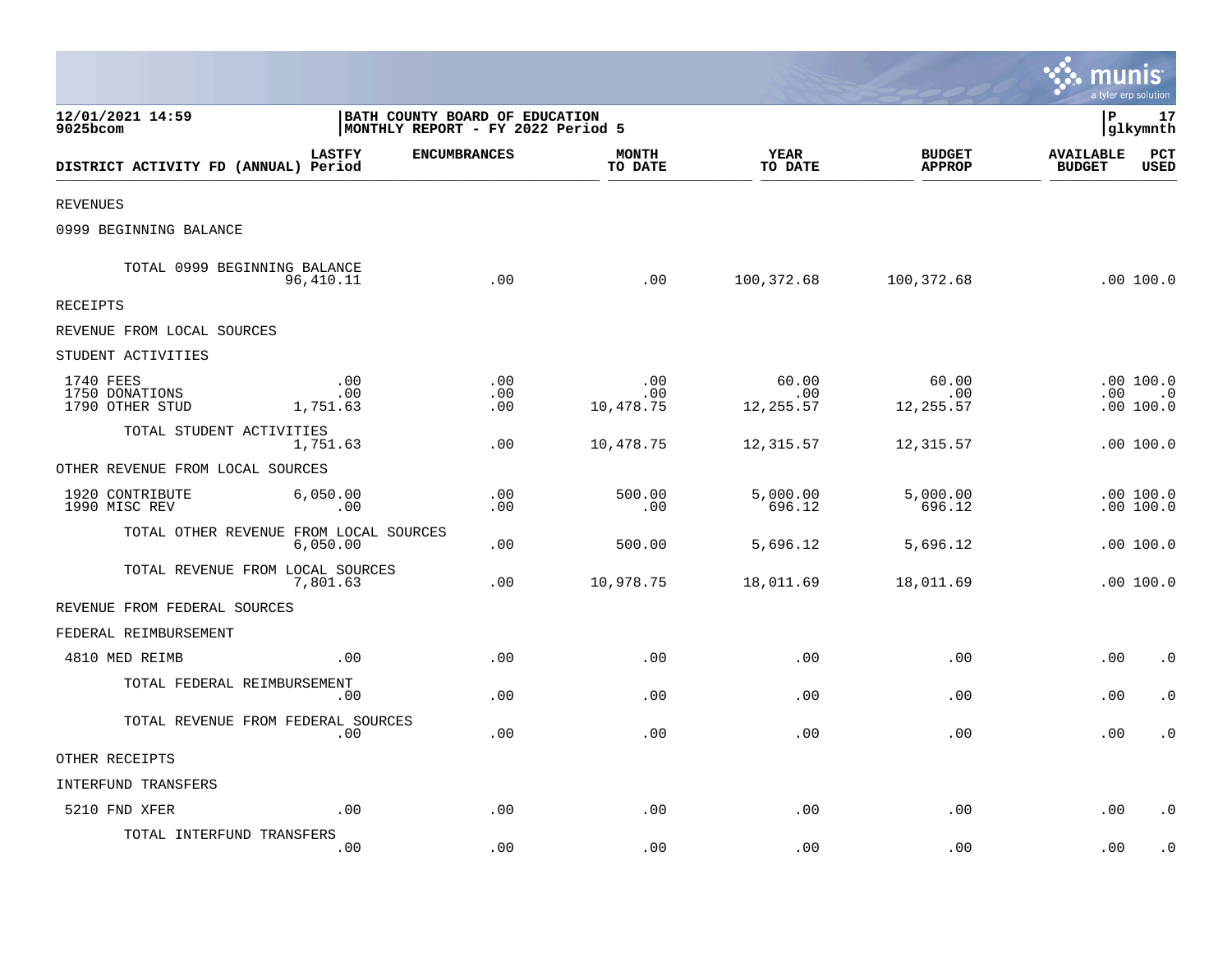12/01/2021 14:59
9025bcom

BATH COUNTY BOARD OF EDUCATION
MONTHLY REPORT - FY 2022 Period 5

P 17
glkymnth

| DISTRICT ACTIVITY FD (ANNUAL) | LASTFY Period | ENCUMBRANCES | MONTH TO DATE | YEAR TO DATE | BUDGET APPROP | AVAILABLE BUDGET | PCT USED |
|---|---|---|---|---|---|---|---|
| REVENUES | | | | | | | |
| 0999 BEGINNING BALANCE | | | | | | | |
| TOTAL 0999 BEGINNING BALANCE | 96,410.11 | .00 | .00 | 100,372.68 | 100,372.68 | .00 | 100.0 |
| RECEIPTS | | | | | | | |
| REVENUE FROM LOCAL SOURCES | | | | | | | |
| STUDENT ACTIVITIES | | | | | | | |
| 1740 FEES | .00 | .00 | .00 | 60.00 | 60.00 | .00 | 100.0 |
| 1750 DONATIONS | .00 | .00 | .00 | .00 | .00 | .00 | .0 |
| 1790 OTHER STUD | 1,751.63 | .00 | 10,478.75 | 12,255.57 | 12,255.57 | .00 | 100.0 |
| TOTAL STUDENT ACTIVITIES | 1,751.63 | .00 | 10,478.75 | 12,315.57 | 12,315.57 | .00 | 100.0 |
| OTHER REVENUE FROM LOCAL SOURCES | | | | | | | |
| 1920 CONTRIBUTE | 6,050.00 | .00 | 500.00 | 5,000.00 | 5,000.00 | .00 | 100.0 |
| 1990 MISC REV | .00 | .00 | .00 | 696.12 | 696.12 | .00 | 100.0 |
| TOTAL OTHER REVENUE FROM LOCAL SOURCES | 6,050.00 | .00 | 500.00 | 5,696.12 | 5,696.12 | .00 | 100.0 |
| TOTAL REVENUE FROM LOCAL SOURCES | 7,801.63 | .00 | 10,978.75 | 18,011.69 | 18,011.69 | .00 | 100.0 |
| REVENUE FROM FEDERAL SOURCES | | | | | | | |
| FEDERAL REIMBURSEMENT | | | | | | | |
| 4810 MED REIMB | .00 | .00 | .00 | .00 | .00 | .00 | .0 |
| TOTAL FEDERAL REIMBURSEMENT | .00 | .00 | .00 | .00 | .00 | .00 | .0 |
| TOTAL REVENUE FROM FEDERAL SOURCES | .00 | .00 | .00 | .00 | .00 | .00 | .0 |
| OTHER RECEIPTS | | | | | | | |
| INTERFUND TRANSFERS | | | | | | | |
| 5210 FND XFER | .00 | .00 | .00 | .00 | .00 | .00 | .0 |
| TOTAL INTERFUND TRANSFERS | .00 | .00 | .00 | .00 | .00 | .00 | .0 |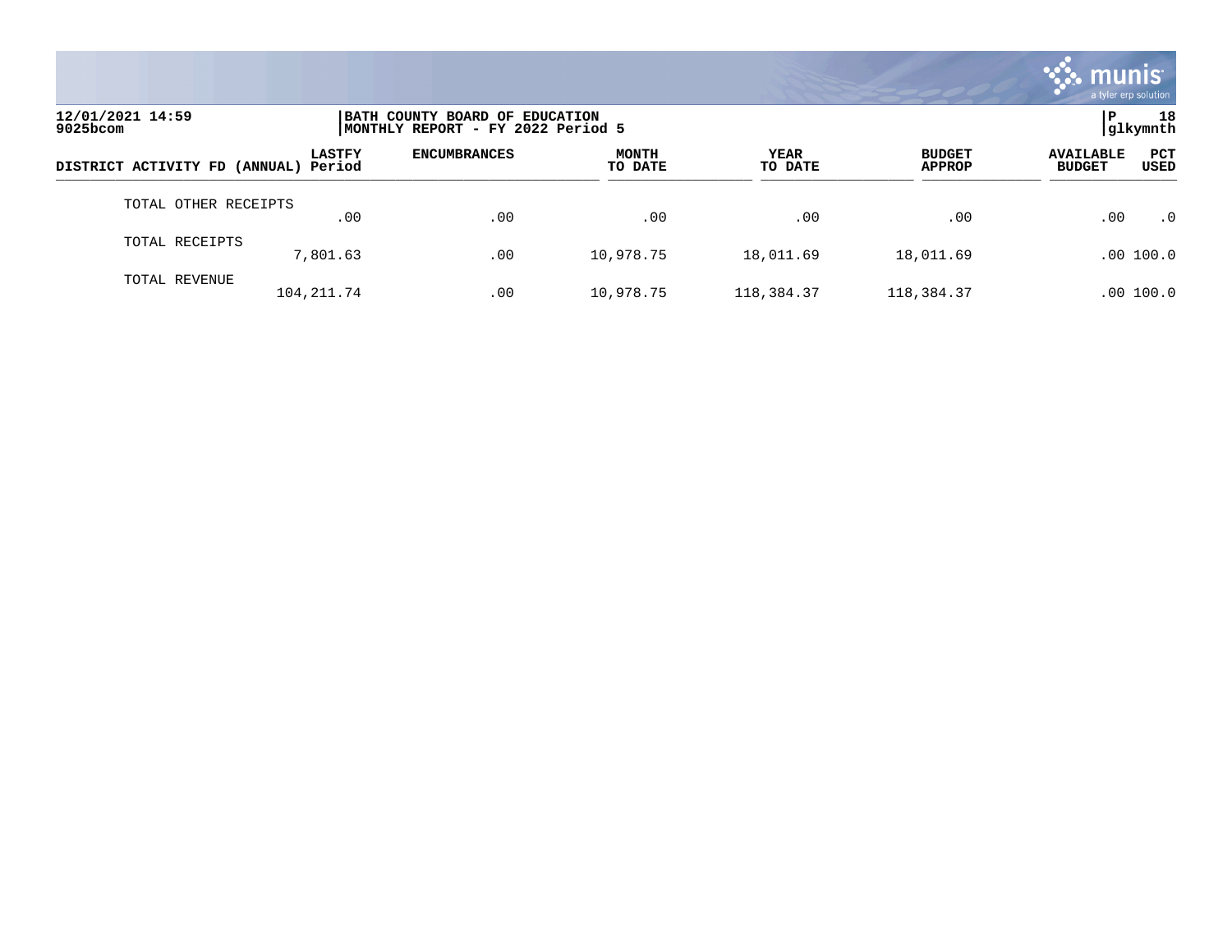12/01/2021 14:59
9025bcom

BATH COUNTY BOARD OF EDUCATION
MONTHLY REPORT - FY 2022 Period 5

P 18
glkymnth

| DISTRICT ACTIVITY FD (ANNUAL) | LASTFY Period | ENCUMBRANCES | MONTH TO DATE | YEAR TO DATE | BUDGET APPROP | AVAILABLE BUDGET | PCT USED |
|---|---|---|---|---|---|---|---|
| TOTAL OTHER RECEIPTS | .00 | .00 | .00 | .00 | .00 | .00 | .0 |
| TOTAL RECEIPTS | 7,801.63 | .00 | 10,978.75 | 18,011.69 | 18,011.69 | .00 | 100.0 |
| TOTAL REVENUE | 104,211.74 | .00 | 10,978.75 | 118,384.37 | 118,384.37 | .00 | 100.0 |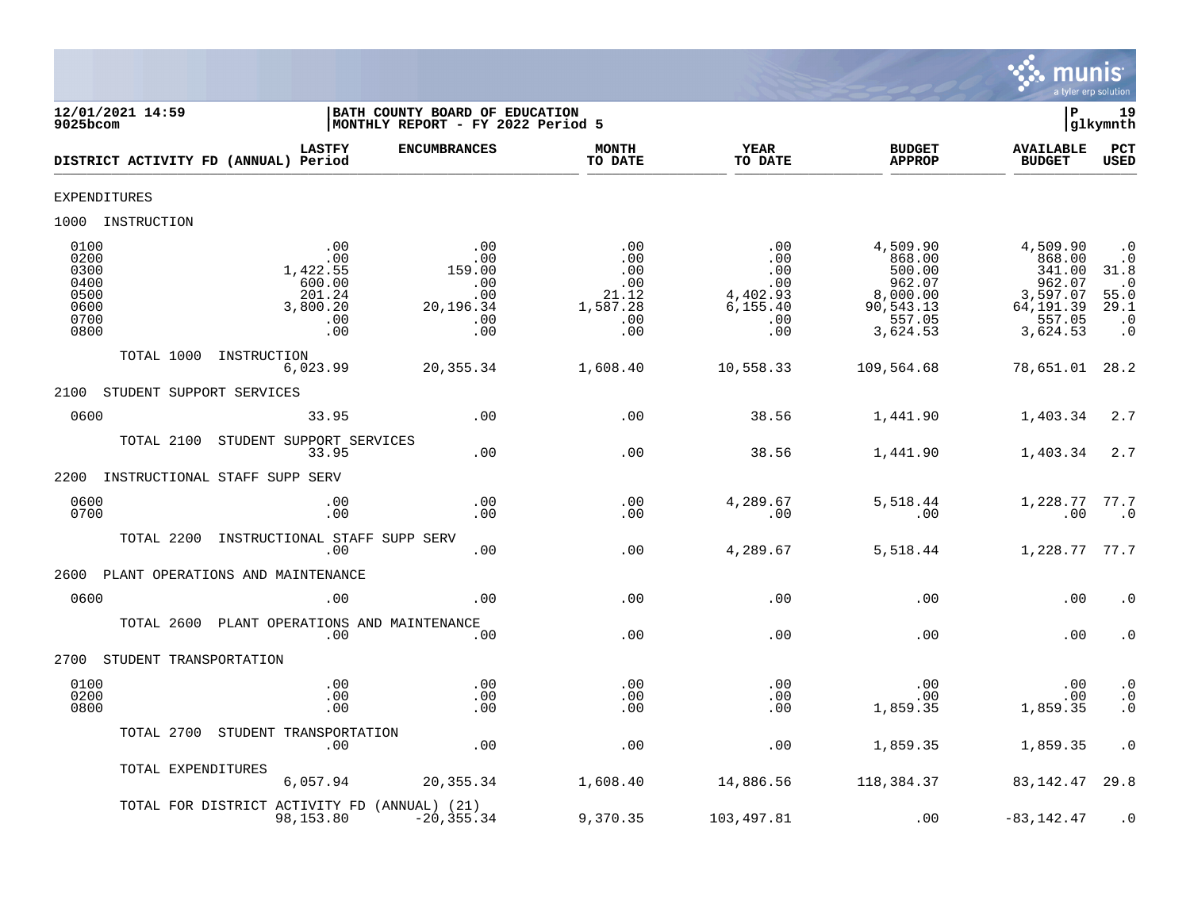12/01/2021 14:59 | BATH COUNTY BOARD OF EDUCATION | P 19
9025bcom | MONTHLY REPORT - FY 2022 Period 5 | glkymnth

| DISTRICT ACTIVITY FD (ANNUAL) | LASTFY Period | ENCUMBRANCES | MONTH TO DATE | YEAR TO DATE | BUDGET APPROP | AVAILABLE BUDGET | PCT USED |
|---|---|---|---|---|---|---|---|
| **EXPENDITURES** | | | | | | | |
| **1000 INSTRUCTION** | | | | | | | |
| 0100 | .00 | .00 | .00 | .00 | 4,509.90 | 4,509.90 | .0 |
| 0200 | .00 | .00 | .00 | .00 | 868.00 | 868.00 | .0 |
| 0300 | 1,422.55 | 159.00 | .00 | .00 | 500.00 | 341.00 | 31.8 |
| 0400 | 600.00 | .00 | .00 | .00 | 962.07 | 962.07 | .0 |
| 0500 | 201.24 | .00 | 21.12 | 4,402.93 | 8,000.00 | 3,597.07 | 55.0 |
| 0600 | 3,800.20 | 20,196.34 | 1,587.28 | 6,155.40 | 90,543.13 | 64,191.39 | 29.1 |
| 0700 | .00 | .00 | .00 | .00 | 557.05 | 557.05 | .0 |
| 0800 | .00 | .00 | .00 | .00 | 3,624.53 | 3,624.53 | .0 |
| TOTAL 1000 INSTRUCTION | 6,023.99 | 20,355.34 | 1,608.40 | 10,558.33 | 109,564.68 | 78,651.01 | 28.2 |
| **2100 STUDENT SUPPORT SERVICES** | | | | | | | |
| 0600 | 33.95 | .00 | .00 | 38.56 | 1,441.90 | 1,403.34 | 2.7 |
| TOTAL 2100 STUDENT SUPPORT SERVICES | 33.95 | .00 | .00 | 38.56 | 1,441.90 | 1,403.34 | 2.7 |
| **2200 INSTRUCTIONAL STAFF SUPP SERV** | | | | | | | |
| 0600 | .00 | .00 | .00 | 4,289.67 | 5,518.44 | 1,228.77 | 77.7 |
| 0700 | .00 | .00 | .00 | .00 | .00 | .00 | .0 |
| TOTAL 2200 INSTRUCTIONAL STAFF SUPP SERV | .00 | .00 | .00 | 4,289.67 | 5,518.44 | 1,228.77 | 77.7 |
| **2600 PLANT OPERATIONS AND MAINTENANCE** | | | | | | | |
| 0600 | .00 | .00 | .00 | .00 | .00 | .00 | .0 |
| TOTAL 2600 PLANT OPERATIONS AND MAINTENANCE | .00 | .00 | .00 | .00 | .00 | .00 | .0 |
| **2700 STUDENT TRANSPORTATION** | | | | | | | |
| 0100 | .00 | .00 | .00 | .00 | .00 | .00 | .0 |
| 0200 | .00 | .00 | .00 | .00 | .00 | .00 | .0 |
| 0800 | .00 | .00 | .00 | .00 | 1,859.35 | 1,859.35 | .0 |
| TOTAL 2700 STUDENT TRANSPORTATION | .00 | .00 | .00 | .00 | 1,859.35 | 1,859.35 | .0 |
| TOTAL EXPENDITURES | 6,057.94 | 20,355.34 | 1,608.40 | 14,886.56 | 118,384.37 | 83,142.47 | 29.8 |
| TOTAL FOR DISTRICT ACTIVITY FD (ANNUAL) (21) | 98,153.80 | -20,355.34 | 9,370.35 | 103,497.81 | .00 | -83,142.47 | .0 |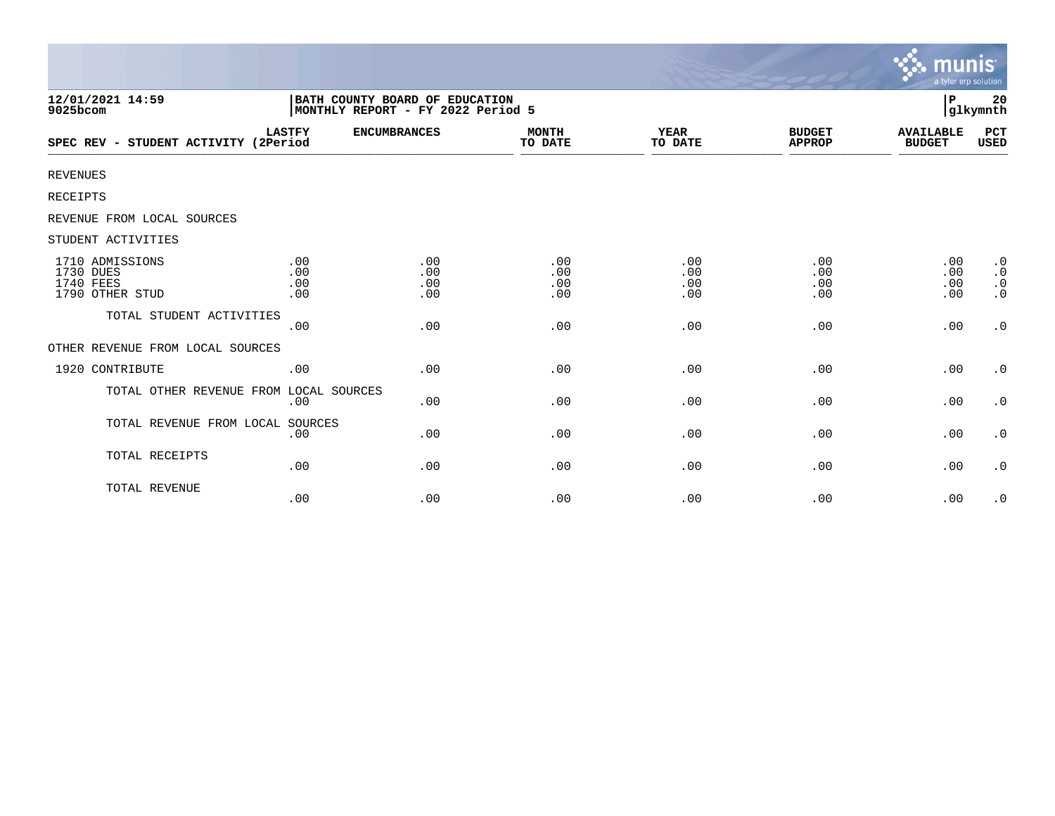12/01/2021 14:59
9025bcom

BATH COUNTY BOARD OF EDUCATION
MONTHLY REPORT - FY 2022 Period 5

P 20
glkymnth

| SPEC REV - STUDENT ACTIVITY | LASTFY (2Period | ENCUMBRANCES | MONTH TO DATE | YEAR TO DATE | BUDGET APPROP | AVAILABLE BUDGET | PCT USED |
|---|---|---|---|---|---|---|---|
| REVENUES | | | | | | | |
| RECEIPTS | | | | | | | |
| REVENUE FROM LOCAL SOURCES | | | | | | | |
| STUDENT ACTIVITIES | | | | | | | |
| 1710 ADMISSIONS | .00 | .00 | .00 | .00 | .00 | .00 | .0 |
| 1730 DUES | .00 | .00 | .00 | .00 | .00 | .00 | .0 |
| 1740 FEES | .00 | .00 | .00 | .00 | .00 | .00 | .0 |
| 1790 OTHER STUD | .00 | .00 | .00 | .00 | .00 | .00 | .0 |
| TOTAL STUDENT ACTIVITIES | .00 | .00 | .00 | .00 | .00 | .00 | .0 |
| OTHER REVENUE FROM LOCAL SOURCES | | | | | | | |
| 1920 CONTRIBUTE | .00 | .00 | .00 | .00 | .00 | .00 | .0 |
| TOTAL OTHER REVENUE FROM LOCAL SOURCES | .00 | .00 | .00 | .00 | .00 | .00 | .0 |
| TOTAL REVENUE FROM LOCAL SOURCES | .00 | .00 | .00 | .00 | .00 | .00 | .0 |
| TOTAL RECEIPTS | .00 | .00 | .00 | .00 | .00 | .00 | .0 |
| TOTAL REVENUE | .00 | .00 | .00 | .00 | .00 | .00 | .0 |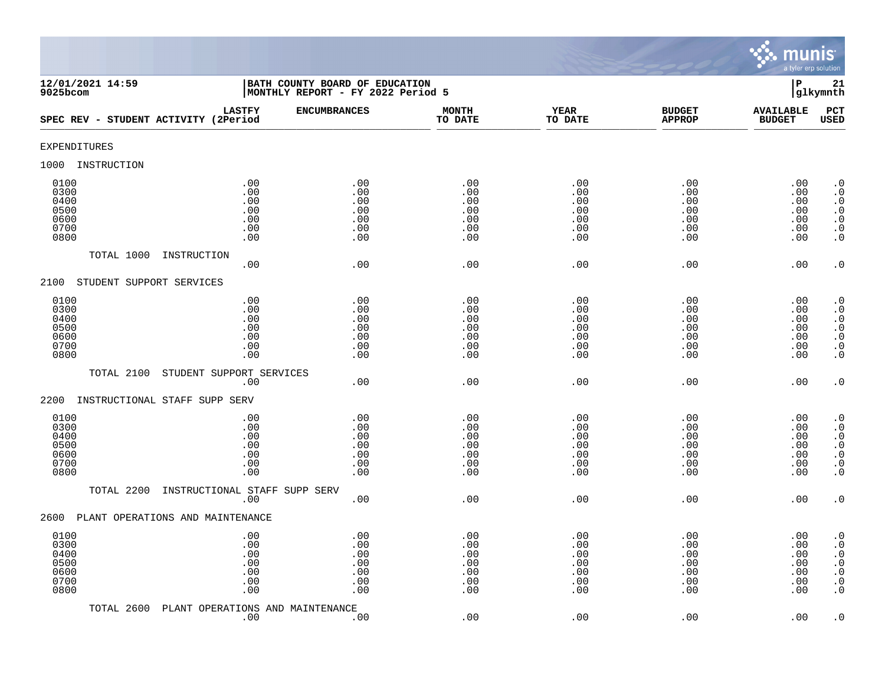12/01/2021 14:59 | BATH COUNTY BOARD OF EDUCATION | P 21
9025bcom | MONTHLY REPORT - FY 2022 Period 5 | glkymnth

| SPEC REV - STUDENT ACTIVITY | LASTFY (2Period | ENCUMBRANCES | MONTH TO DATE | YEAR TO DATE | BUDGET APPROP | AVAILABLE BUDGET | PCT USED |
|---|---|---|---|---|---|---|---|
| EXPENDITURES | | | | | | | |
| 1000 INSTRUCTION | | | | | | | |
| 0100 | .00 | .00 | .00 | .00 | .00 | .00 | .0 |
| 0300 | .00 | .00 | .00 | .00 | .00 | .00 | .0 |
| 0400 | .00 | .00 | .00 | .00 | .00 | .00 | .0 |
| 0500 | .00 | .00 | .00 | .00 | .00 | .00 | .0 |
| 0600 | .00 | .00 | .00 | .00 | .00 | .00 | .0 |
| 0700 | .00 | .00 | .00 | .00 | .00 | .00 | .0 |
| 0800 | .00 | .00 | .00 | .00 | .00 | .00 | .0 |
| TOTAL 1000 INSTRUCTION | .00 | .00 | .00 | .00 | .00 | .00 | .0 |
| 2100 STUDENT SUPPORT SERVICES | | | | | | | |
| 0100 | .00 | .00 | .00 | .00 | .00 | .00 | .0 |
| 0300 | .00 | .00 | .00 | .00 | .00 | .00 | .0 |
| 0400 | .00 | .00 | .00 | .00 | .00 | .00 | .0 |
| 0500 | .00 | .00 | .00 | .00 | .00 | .00 | .0 |
| 0600 | .00 | .00 | .00 | .00 | .00 | .00 | .0 |
| 0700 | .00 | .00 | .00 | .00 | .00 | .00 | .0 |
| 0800 | .00 | .00 | .00 | .00 | .00 | .00 | .0 |
| TOTAL 2100 STUDENT SUPPORT SERVICES | .00 | .00 | .00 | .00 | .00 | .00 | .0 |
| 2200 INSTRUCTIONAL STAFF SUPP SERV | | | | | | | |
| 0100 | .00 | .00 | .00 | .00 | .00 | .00 | .0 |
| 0300 | .00 | .00 | .00 | .00 | .00 | .00 | .0 |
| 0400 | .00 | .00 | .00 | .00 | .00 | .00 | .0 |
| 0500 | .00 | .00 | .00 | .00 | .00 | .00 | .0 |
| 0600 | .00 | .00 | .00 | .00 | .00 | .00 | .0 |
| 0700 | .00 | .00 | .00 | .00 | .00 | .00 | .0 |
| 0800 | .00 | .00 | .00 | .00 | .00 | .00 | .0 |
| TOTAL 2200 INSTRUCTIONAL STAFF SUPP SERV | .00 | .00 | .00 | .00 | .00 | .00 | .0 |
| 2600 PLANT OPERATIONS AND MAINTENANCE | | | | | | | |
| 0100 | .00 | .00 | .00 | .00 | .00 | .00 | .0 |
| 0300 | .00 | .00 | .00 | .00 | .00 | .00 | .0 |
| 0400 | .00 | .00 | .00 | .00 | .00 | .00 | .0 |
| 0500 | .00 | .00 | .00 | .00 | .00 | .00 | .0 |
| 0600 | .00 | .00 | .00 | .00 | .00 | .00 | .0 |
| 0700 | .00 | .00 | .00 | .00 | .00 | .00 | .0 |
| 0800 | .00 | .00 | .00 | .00 | .00 | .00 | .0 |
| TOTAL 2600 PLANT OPERATIONS AND MAINTENANCE | .00 | .00 | .00 | .00 | .00 | .00 | .0 |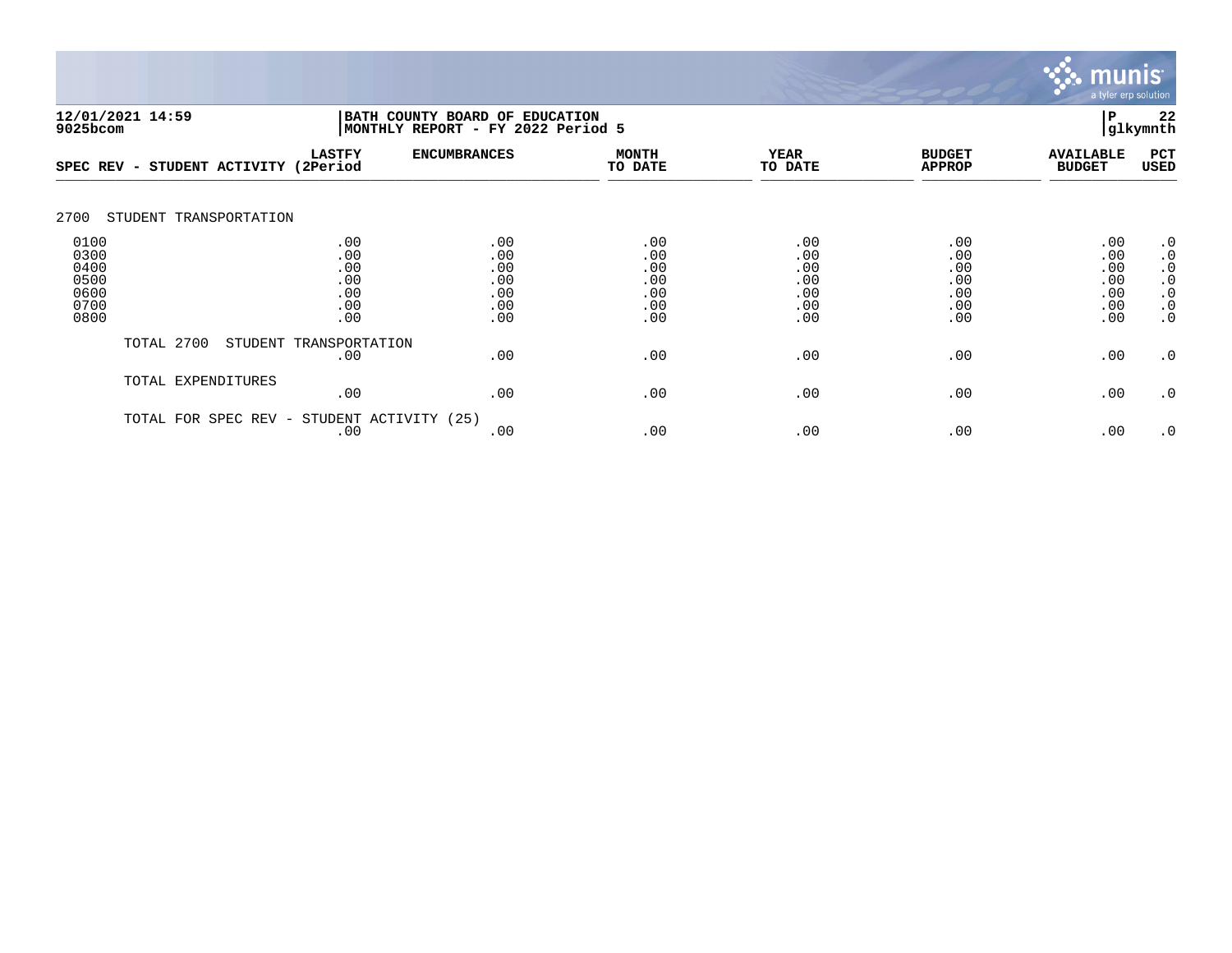12/01/2021 14:59
9025bcom

BATH COUNTY BOARD OF EDUCATION
MONTHLY REPORT - FY 2022 Period 5

P 22
glkymnth

| SPEC REV - STUDENT ACTIVITY | LASTFY (2Period | ENCUMBRANCES | MONTH TO DATE | YEAR TO DATE | BUDGET APPROP | AVAILABLE BUDGET | PCT USED |
|---|---|---|---|---|---|---|---|
| 2700 STUDENT TRANSPORTATION | | | | | | | |
| 0100 | .00 | .00 | .00 | .00 | .00 | .00 | .0 |
| 0300 | .00 | .00 | .00 | .00 | .00 | .00 | .0 |
| 0400 | .00 | .00 | .00 | .00 | .00 | .00 | .0 |
| 0500 | .00 | .00 | .00 | .00 | .00 | .00 | .0 |
| 0600 | .00 | .00 | .00 | .00 | .00 | .00 | .0 |
| 0700 | .00 | .00 | .00 | .00 | .00 | .00 | .0 |
| 0800 | .00 | .00 | .00 | .00 | .00 | .00 | .0 |
| TOTAL 2700 STUDENT TRANSPORTATION | .00 | .00 | .00 | .00 | .00 | .00 | .0 |
| TOTAL EXPENDITURES | .00 | .00 | .00 | .00 | .00 | .00 | .0 |
| TOTAL FOR SPEC REV - STUDENT ACTIVITY (25) | .00 | .00 | .00 | .00 | .00 | .00 | .0 |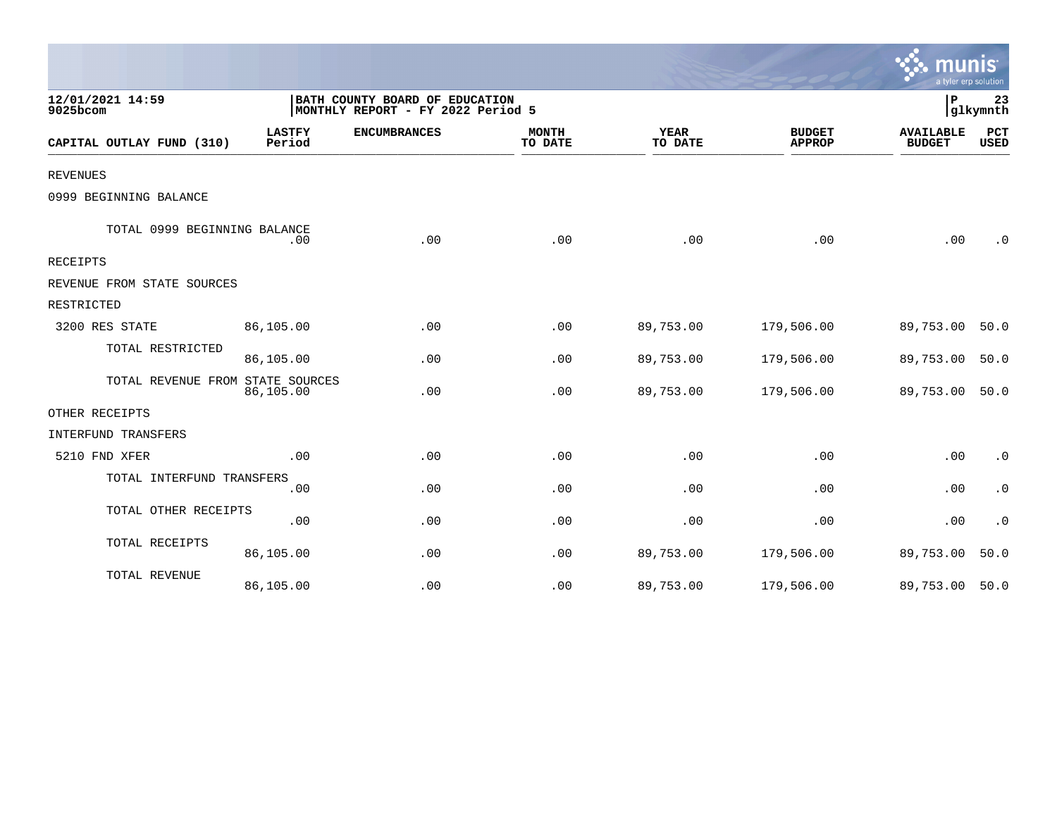12/01/2021 14:59
9025bcom

BATH COUNTY BOARD OF EDUCATION
MONTHLY REPORT - FY 2022 Period 5

P 23
glkymnth

| CAPITAL OUTLAY FUND (310) | LASTFY Period | ENCUMBRANCES | MONTH TO DATE | YEAR TO DATE | BUDGET APPROP | AVAILABLE BUDGET | PCT USED |
|---|---|---|---|---|---|---|---|
| REVENUES | | | | | | | |
| 0999 BEGINNING BALANCE | | | | | | | |
| TOTAL 0999 BEGINNING BALANCE | .00 | .00 | .00 | .00 | .00 | .00 | .0 |
| RECEIPTS | | | | | | | |
| REVENUE FROM STATE SOURCES | | | | | | | |
| RESTRICTED | | | | | | | |
| 3200 RES STATE | 86,105.00 | .00 | .00 | 89,753.00 | 179,506.00 | 89,753.00 | 50.0 |
| TOTAL RESTRICTED | 86,105.00 | .00 | .00 | 89,753.00 | 179,506.00 | 89,753.00 | 50.0 |
| TOTAL REVENUE FROM STATE SOURCES | 86,105.00 | .00 | .00 | 89,753.00 | 179,506.00 | 89,753.00 | 50.0 |
| OTHER RECEIPTS | | | | | | | |
| INTERFUND TRANSFERS | | | | | | | |
| 5210 FND XFER | .00 | .00 | .00 | .00 | .00 | .00 | .0 |
| TOTAL INTERFUND TRANSFERS | .00 | .00 | .00 | .00 | .00 | .00 | .0 |
| TOTAL OTHER RECEIPTS | .00 | .00 | .00 | .00 | .00 | .00 | .0 |
| TOTAL RECEIPTS | 86,105.00 | .00 | .00 | 89,753.00 | 179,506.00 | 89,753.00 | 50.0 |
| TOTAL REVENUE | 86,105.00 | .00 | .00 | 89,753.00 | 179,506.00 | 89,753.00 | 50.0 |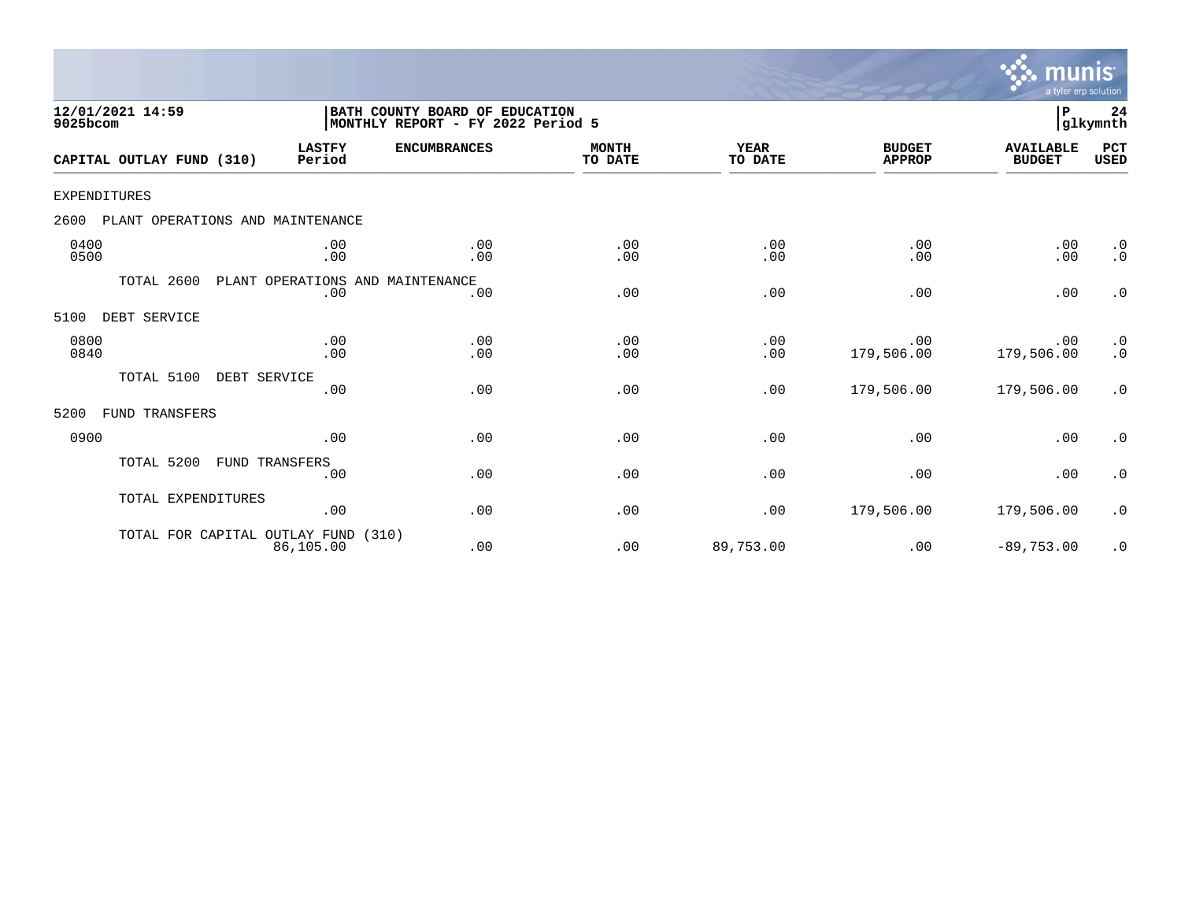12/01/2021 14:59
9025bcom

BATH COUNTY BOARD OF EDUCATION
MONTHLY REPORT - FY 2022 Period 5

P 24
glkymnth

| CAPITAL OUTLAY FUND (310) | LASTFY Period | ENCUMBRANCES | MONTH TO DATE | YEAR TO DATE | BUDGET APPROP | AVAILABLE BUDGET | PCT USED |
|---|---|---|---|---|---|---|---|
| EXPENDITURES | | | | | | | |
| 2600 PLANT OPERATIONS AND MAINTENANCE | | | | | | | |
| 0400 | .00 | .00 | .00 | .00 | .00 | .00 | .0 |
| 0500 | .00 | .00 | .00 | .00 | .00 | .00 | .0 |
| TOTAL 2600 PLANT OPERATIONS AND MAINTENANCE | .00 | .00 | .00 | .00 | .00 | .00 | .0 |
| 5100 DEBT SERVICE | | | | | | | |
| 0800 | .00 | .00 | .00 | .00 | .00 | .00 | .0 |
| 0840 | .00 | .00 | .00 | .00 | 179,506.00 | 179,506.00 | .0 |
| TOTAL 5100 DEBT SERVICE | .00 | .00 | .00 | .00 | 179,506.00 | 179,506.00 | .0 |
| 5200 FUND TRANSFERS | | | | | | | |
| 0900 | .00 | .00 | .00 | .00 | .00 | .00 | .0 |
| TOTAL 5200 FUND TRANSFERS | .00 | .00 | .00 | .00 | .00 | .00 | .0 |
| TOTAL EXPENDITURES | .00 | .00 | .00 | .00 | 179,506.00 | 179,506.00 | .0 |
| TOTAL FOR CAPITAL OUTLAY FUND (310) | 86,105.00 | .00 | .00 | 89,753.00 | .00 | -89,753.00 | .0 |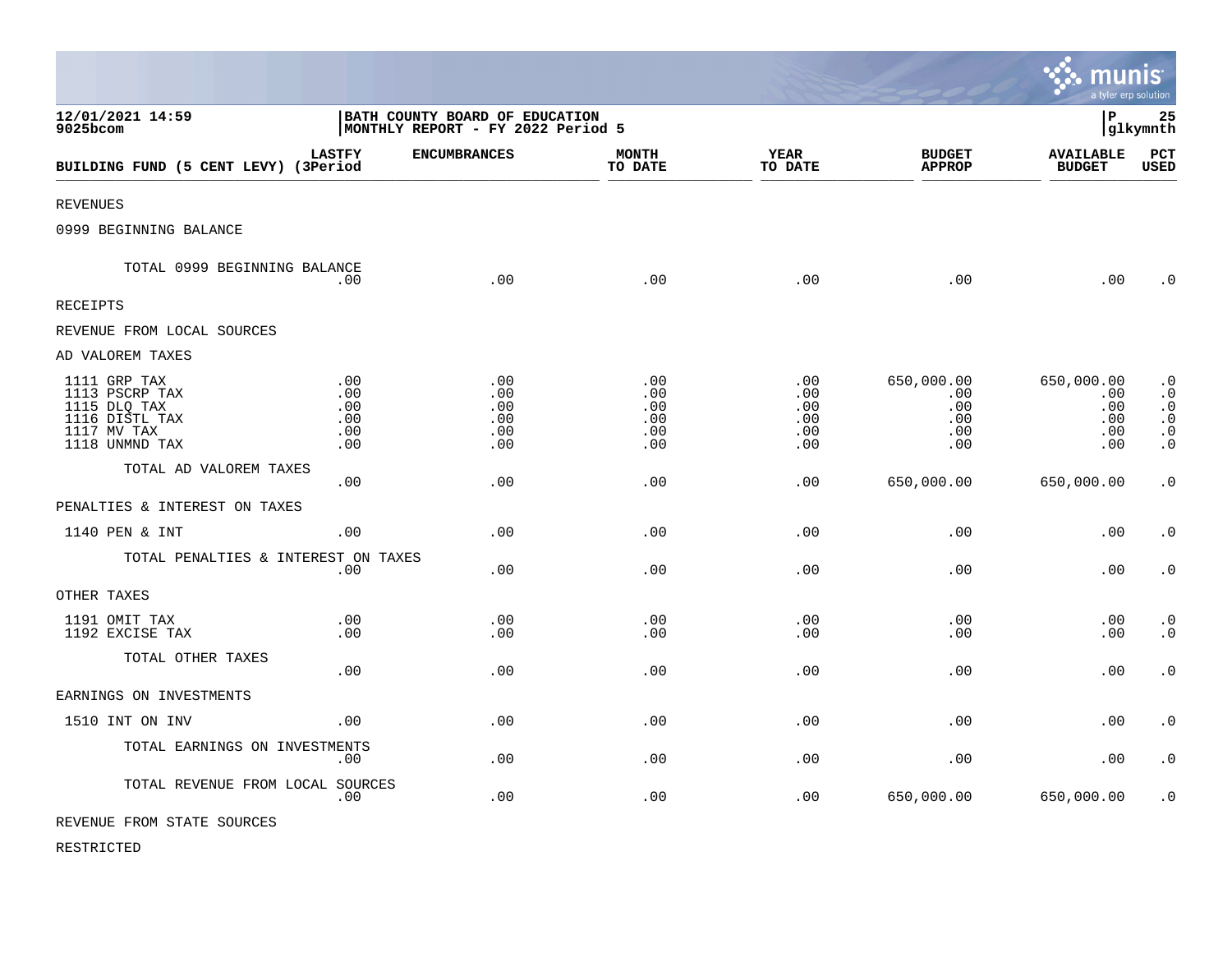**12/01/2021 14:59**
**9025bcom**

**BATH COUNTY BOARD OF EDUCATION**
**MONTHLY REPORT - FY 2022 Period 5**

**P 25**
**glkymnth**

| BUILDING FUND (5 CENT LEVY) | LASTFY (3Period | ENCUMBRANCES | MONTH TO DATE | YEAR TO DATE | BUDGET APPROP | AVAILABLE BUDGET | PCT USED |
|---|---|---|---|---|---|---|---|
| REVENUES | | | | | | | |
| 0999 BEGINNING BALANCE | | | | | | | |
| TOTAL 0999 BEGINNING BALANCE | .00 | .00 | .00 | .00 | .00 | .00 | .0 |
| RECEIPTS | | | | | | | |
| REVENUE FROM LOCAL SOURCES | | | | | | | |
| AD VALOREM TAXES | | | | | | | |
| 1111 GRP TAX | .00 | .00 | .00 | .00 | 650,000.00 | 650,000.00 | .0 |
| 1113 PSCRP TAX | .00 | .00 | .00 | .00 | .00 | .00 | .0 |
| 1115 DLQ TAX | .00 | .00 | .00 | .00 | .00 | .00 | .0 |
| 1116 DISTL TAX | .00 | .00 | .00 | .00 | .00 | .00 | .0 |
| 1117 MV TAX | .00 | .00 | .00 | .00 | .00 | .00 | .0 |
| 1118 UNMND TAX | .00 | .00 | .00 | .00 | .00 | .00 | .0 |
| TOTAL AD VALOREM TAXES | .00 | .00 | .00 | .00 | 650,000.00 | 650,000.00 | .0 |
| PENALTIES & INTEREST ON TAXES | | | | | | | |
| 1140 PEN & INT | .00 | .00 | .00 | .00 | .00 | .00 | .0 |
| TOTAL PENALTIES & INTEREST ON TAXES | .00 | .00 | .00 | .00 | .00 | .00 | .0 |
| OTHER TAXES | | | | | | | |
| 1191 OMIT TAX | .00 | .00 | .00 | .00 | .00 | .00 | .0 |
| 1192 EXCISE TAX | .00 | .00 | .00 | .00 | .00 | .00 | .0 |
| TOTAL OTHER TAXES | .00 | .00 | .00 | .00 | .00 | .00 | .0 |
| EARNINGS ON INVESTMENTS | | | | | | | |
| 1510 INT ON INV | .00 | .00 | .00 | .00 | .00 | .00 | .0 |
| TOTAL EARNINGS ON INVESTMENTS | .00 | .00 | .00 | .00 | .00 | .00 | .0 |
| TOTAL REVENUE FROM LOCAL SOURCES | .00 | .00 | .00 | .00 | 650,000.00 | 650,000.00 | .0 |
| REVENUE FROM STATE SOURCES | | | | | | | |
| RESTRICTED | | | | | | | |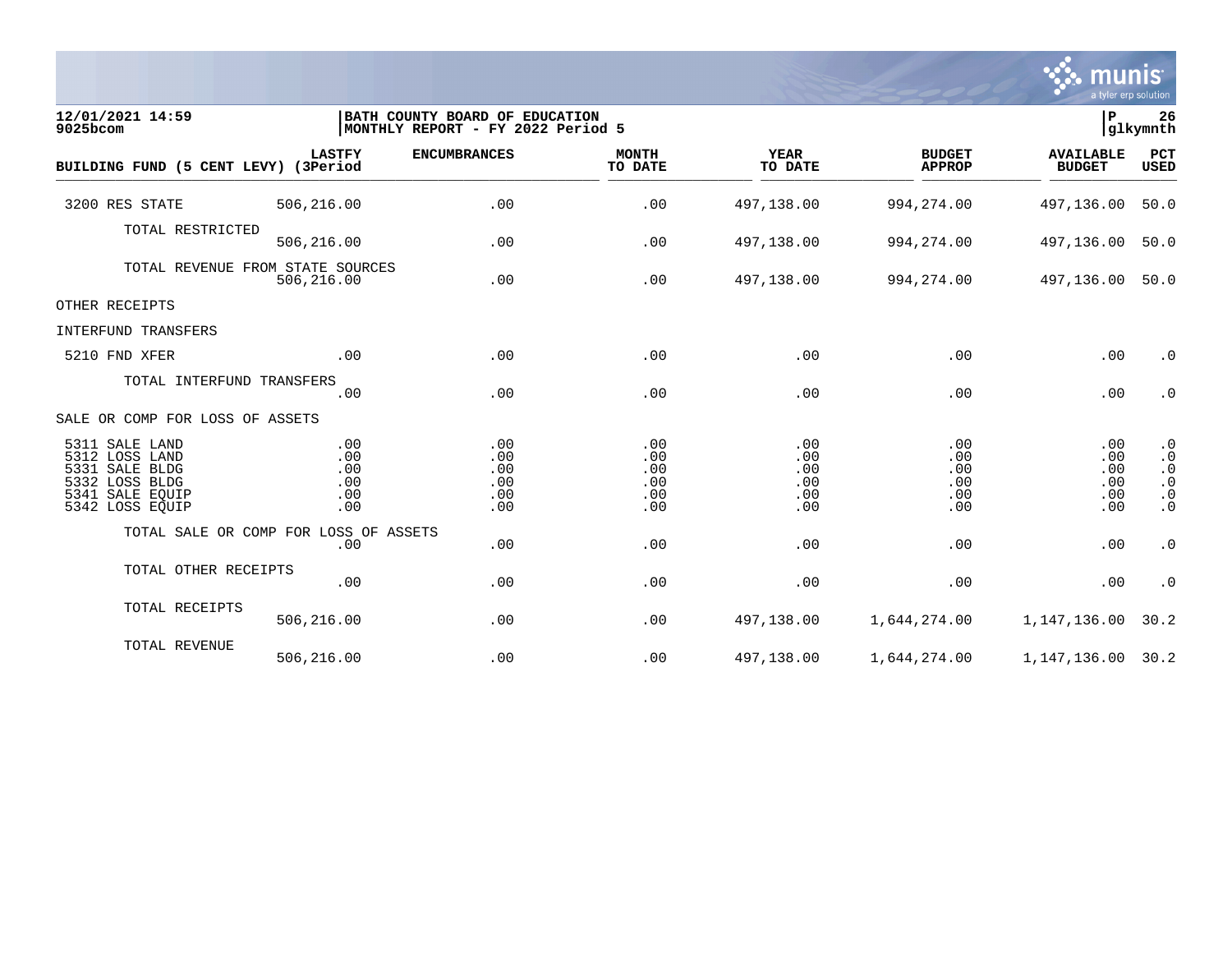12/01/2021 14:59
9025bcom

BATH COUNTY BOARD OF EDUCATION
MONTHLY REPORT - FY 2022 Period 5

P 26
glkymnth

| BUILDING FUND (5 CENT LEVY) | LASTFY (3Period | ENCUMBRANCES | MONTH TO DATE | YEAR TO DATE | BUDGET APPROP | AVAILABLE BUDGET | PCT USED |
|---|---|---|---|---|---|---|---|
| 3200 RES STATE | 506,216.00 | .00 | .00 | 497,138.00 | 994,274.00 | 497,136.00 | 50.0 |
| TOTAL RESTRICTED | 506,216.00 | .00 | .00 | 497,138.00 | 994,274.00 | 497,136.00 | 50.0 |
| TOTAL REVENUE FROM STATE SOURCES | 506,216.00 | .00 | .00 | 497,138.00 | 994,274.00 | 497,136.00 | 50.0 |
| OTHER RECEIPTS | | | | | | | |
| INTERFUND TRANSFERS | | | | | | | |
| 5210 FND XFER | .00 | .00 | .00 | .00 | .00 | .00 | .0 |
| TOTAL INTERFUND TRANSFERS | .00 | .00 | .00 | .00 | .00 | .00 | .0 |
| SALE OR COMP FOR LOSS OF ASSETS | | | | | | | |
| 5311 SALE LAND | .00 | .00 | .00 | .00 | .00 | .00 | .0 |
| 5312 LOSS LAND | .00 | .00 | .00 | .00 | .00 | .00 | .0 |
| 5331 SALE BLDG | .00 | .00 | .00 | .00 | .00 | .00 | .0 |
| 5332 LOSS BLDG | .00 | .00 | .00 | .00 | .00 | .00 | .0 |
| 5341 SALE EQUIP | .00 | .00 | .00 | .00 | .00 | .00 | .0 |
| 5342 LOSS EQUIP | .00 | .00 | .00 | .00 | .00 | .00 | .0 |
| TOTAL SALE OR COMP FOR LOSS OF ASSETS | .00 | .00 | .00 | .00 | .00 | .00 | .0 |
| TOTAL OTHER RECEIPTS | .00 | .00 | .00 | .00 | .00 | .00 | .0 |
| TOTAL RECEIPTS | 506,216.00 | .00 | .00 | 497,138.00 | 1,644,274.00 | 1,147,136.00 | 30.2 |
| TOTAL REVENUE | 506,216.00 | .00 | .00 | 497,138.00 | 1,644,274.00 | 1,147,136.00 | 30.2 |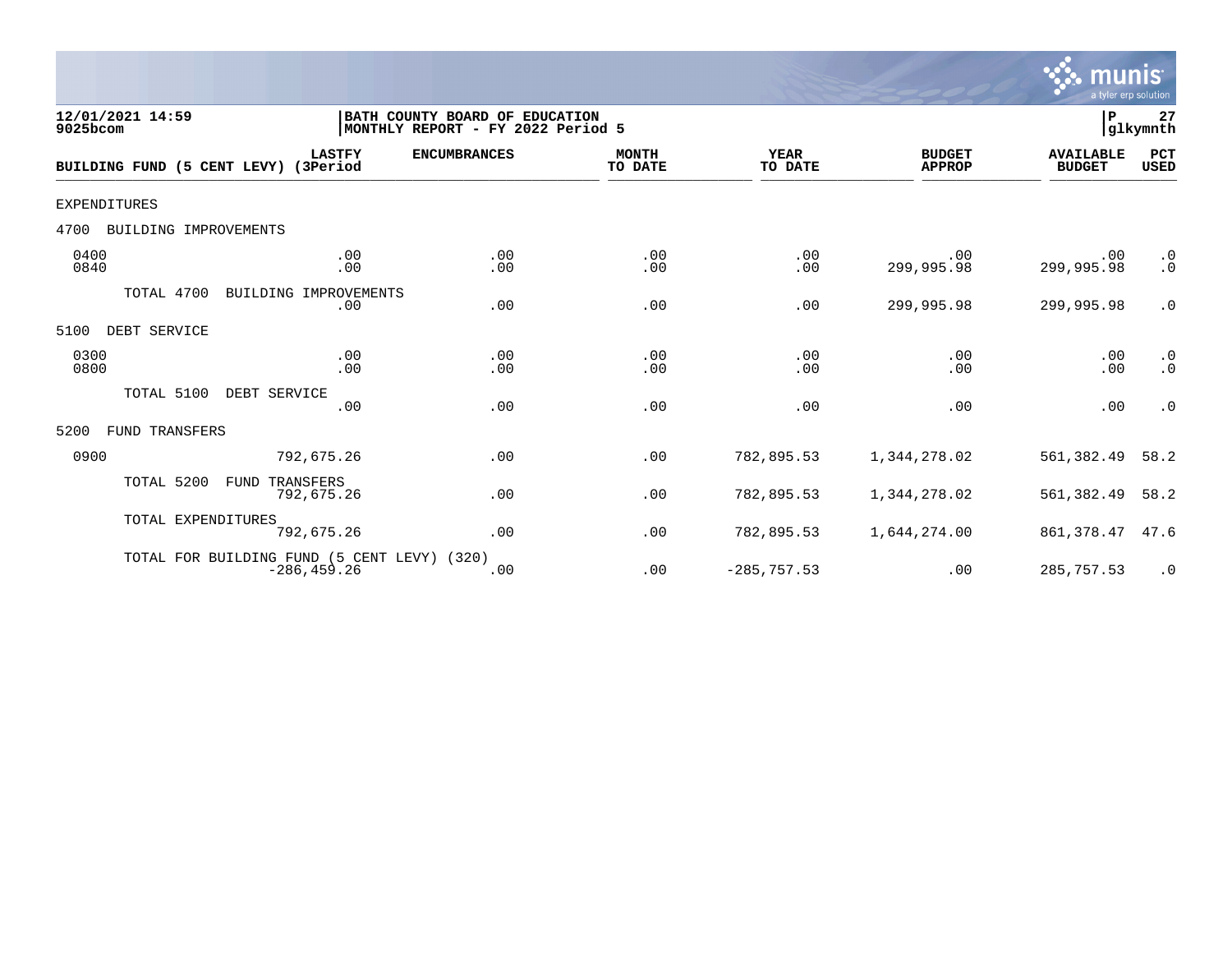12/01/2021 14:59
9025bcom

BATH COUNTY BOARD OF EDUCATION
MONTHLY REPORT - FY 2022 Period 5

P 27
glkymnth

| BUILDING FUND (5 CENT LEVY) | LASTFY (3Period | ENCUMBRANCES | MONTH TO DATE | YEAR TO DATE | BUDGET APPROP | AVAILABLE BUDGET | PCT USED |
|---|---|---|---|---|---|---|---|
| EXPENDITURES | | | | | | | |
| 4700 BUILDING IMPROVEMENTS | | | | | | | |
| 0400 | .00 | .00 | .00 | .00 | .00 | .00 | .0 |
| 0840 | .00 | .00 | .00 | .00 | 299,995.98 | 299,995.98 | .0 |
| TOTAL 4700 BUILDING IMPROVEMENTS | .00 | .00 | .00 | .00 | 299,995.98 | 299,995.98 | .0 |
| 5100 DEBT SERVICE | | | | | | | |
| 0300 | .00 | .00 | .00 | .00 | .00 | .00 | .0 |
| 0800 | .00 | .00 | .00 | .00 | .00 | .00 | .0 |
| TOTAL 5100 DEBT SERVICE | .00 | .00 | .00 | .00 | .00 | .00 | .0 |
| 5200 FUND TRANSFERS | | | | | | | |
| 0900 | 792,675.26 | .00 | .00 | 782,895.53 | 1,344,278.02 | 561,382.49 | 58.2 |
| TOTAL 5200 FUND TRANSFERS | 792,675.26 | .00 | .00 | 782,895.53 | 1,344,278.02 | 561,382.49 | 58.2 |
| TOTAL EXPENDITURES | 792,675.26 | .00 | .00 | 782,895.53 | 1,644,274.00 | 861,378.47 | 47.6 |
| TOTAL FOR BUILDING FUND (5 CENT LEVY) (320) | -286,459.26 | .00 | .00 | -285,757.53 | .00 | 285,757.53 | .0 |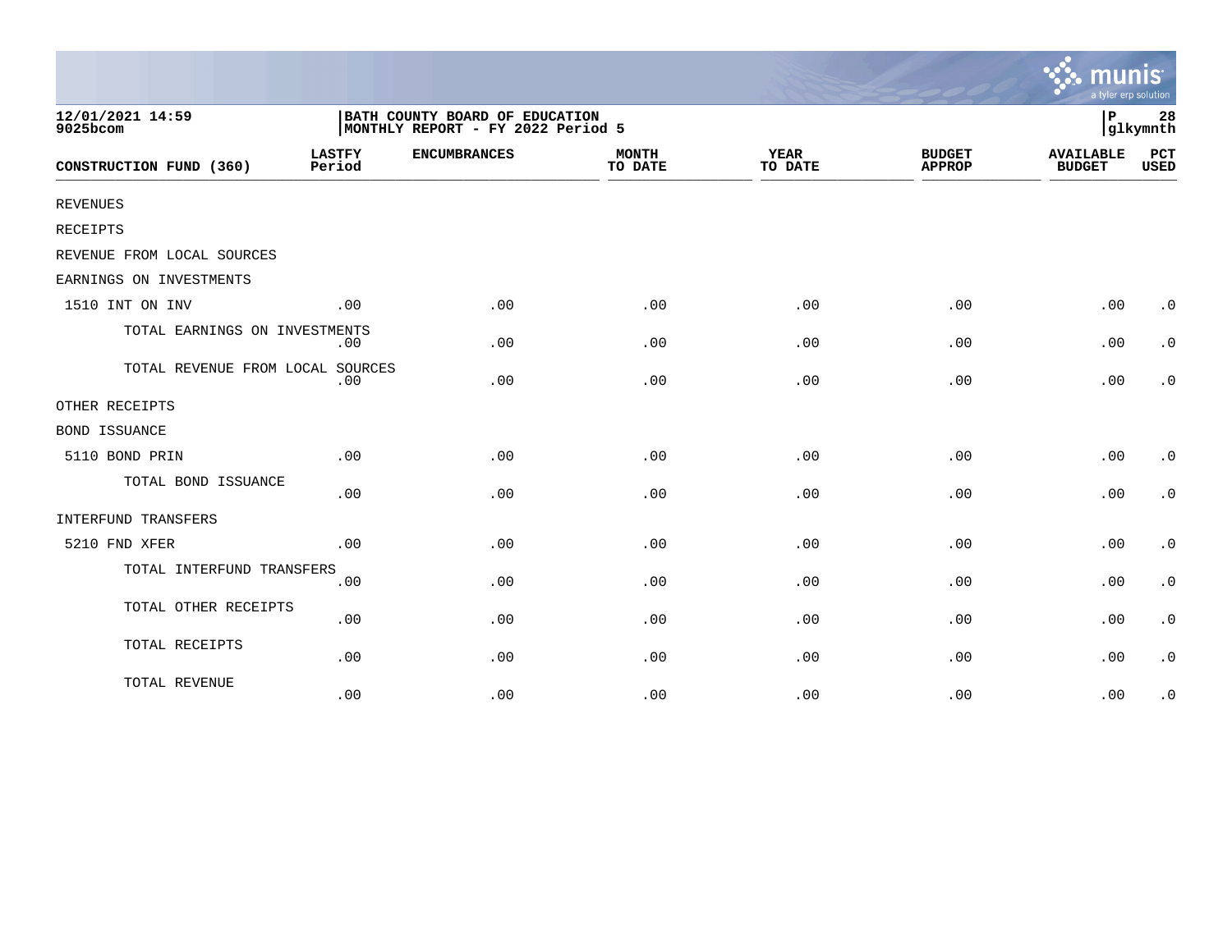12/01/2021 14:59
9025bcom

BATH COUNTY BOARD OF EDUCATION
MONTHLY REPORT - FY 2022 Period 5

P 28
glkymnth

| CONSTRUCTION FUND (360) | LASTFY Period | ENCUMBRANCES | MONTH TO DATE | YEAR TO DATE | BUDGET APPROP | AVAILABLE BUDGET | PCT USED |
|---|---|---|---|---|---|---|---|
| REVENUES | | | | | | | |
| RECEIPTS | | | | | | | |
| REVENUE FROM LOCAL SOURCES | | | | | | | |
| EARNINGS ON INVESTMENTS | | | | | | | |
| 1510 INT ON INV | .00 | .00 | .00 | .00 | .00 | .00 | .0 |
| TOTAL EARNINGS ON INVESTMENTS | .00 | .00 | .00 | .00 | .00 | .00 | .0 |
| TOTAL REVENUE FROM LOCAL SOURCES | .00 | .00 | .00 | .00 | .00 | .00 | .0 |
| OTHER RECEIPTS | | | | | | | |
| BOND ISSUANCE | | | | | | | |
| 5110 BOND PRIN | .00 | .00 | .00 | .00 | .00 | .00 | .0 |
| TOTAL BOND ISSUANCE | .00 | .00 | .00 | .00 | .00 | .00 | .0 |
| INTERFUND TRANSFERS | | | | | | | |
| 5210 FND XFER | .00 | .00 | .00 | .00 | .00 | .00 | .0 |
| TOTAL INTERFUND TRANSFERS | .00 | .00 | .00 | .00 | .00 | .00 | .0 |
| TOTAL OTHER RECEIPTS | .00 | .00 | .00 | .00 | .00 | .00 | .0 |
| TOTAL RECEIPTS | .00 | .00 | .00 | .00 | .00 | .00 | .0 |
| TOTAL REVENUE | .00 | .00 | .00 | .00 | .00 | .00 | .0 |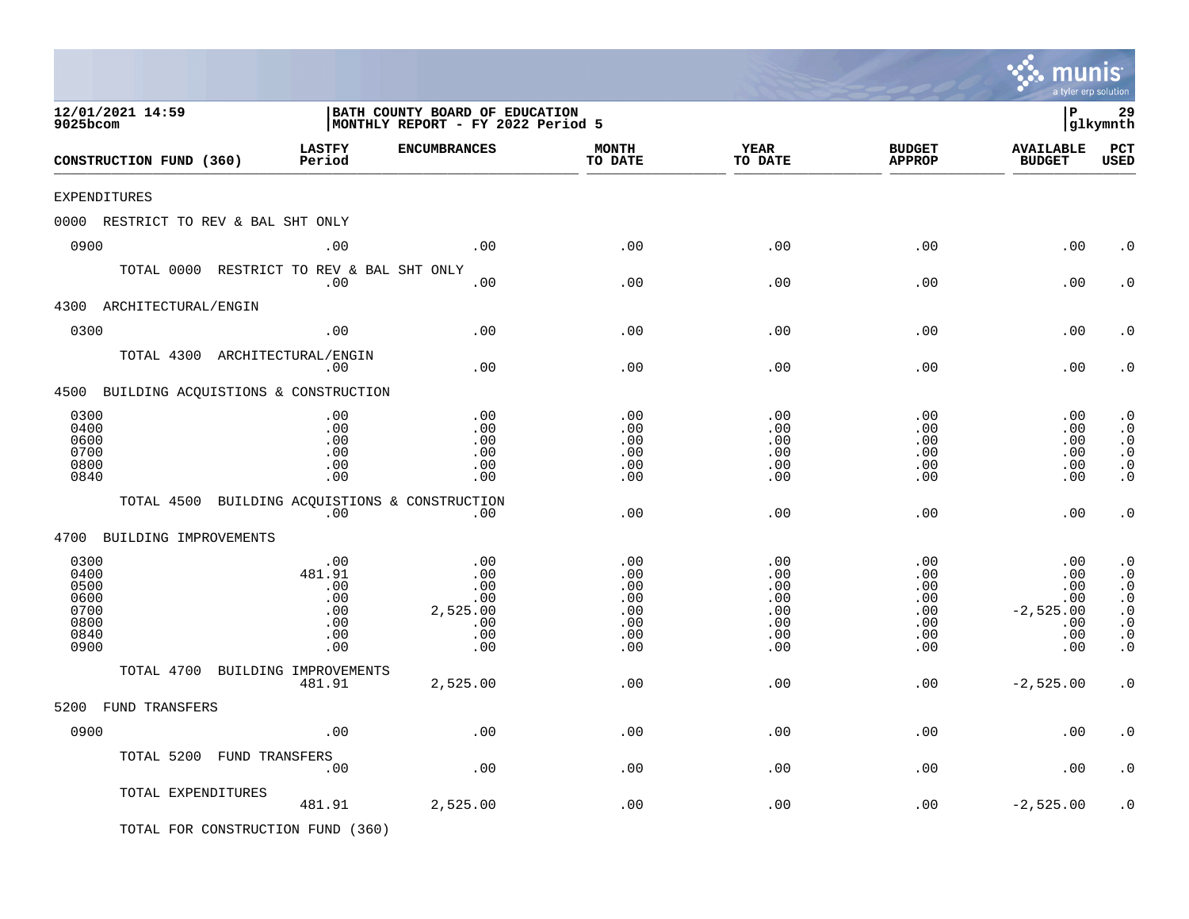12/01/2021 14:59
9025bcom

BATH COUNTY BOARD OF EDUCATION
MONTHLY REPORT - FY 2022 Period 5

P 29
glkymnth

| CONSTRUCTION FUND (360) | LASTFY Period | ENCUMBRANCES | MONTH TO DATE | YEAR TO DATE | BUDGET APPROP | AVAILABLE BUDGET | PCT USED |
|---|---|---|---|---|---|---|---|
| EXPENDITURES | | | | | | | |
| 0000 RESTRICT TO REV & BAL SHT ONLY | | | | | | | |
| 0900 | .00 | .00 | .00 | .00 | .00 | .00 | .0 |
| TOTAL 0000 RESTRICT TO REV & BAL SHT ONLY | .00 | .00 | .00 | .00 | .00 | .00 | .0 |
| 4300 ARCHITECTURAL/ENGIN | | | | | | | |
| 0300 | .00 | .00 | .00 | .00 | .00 | .00 | .0 |
| TOTAL 4300 ARCHITECTURAL/ENGIN | .00 | .00 | .00 | .00 | .00 | .00 | .0 |
| 4500 BUILDING ACQUISTIONS & CONSTRUCTION | | | | | | | |
| 0300 | .00 | .00 | .00 | .00 | .00 | .00 | .0 |
| 0400 | .00 | .00 | .00 | .00 | .00 | .00 | .0 |
| 0600 | .00 | .00 | .00 | .00 | .00 | .00 | .0 |
| 0700 | .00 | .00 | .00 | .00 | .00 | .00 | .0 |
| 0800 | .00 | .00 | .00 | .00 | .00 | .00 | .0 |
| 0840 | .00 | .00 | .00 | .00 | .00 | .00 | .0 |
| TOTAL 4500 BUILDING ACQUISTIONS & CONSTRUCTION | .00 | .00 | .00 | .00 | .00 | .00 | .0 |
| 4700 BUILDING IMPROVEMENTS | | | | | | | |
| 0300 | .00 | .00 | .00 | .00 | .00 | .00 | .0 |
| 0400 | 481.91 | .00 | .00 | .00 | .00 | .00 | .0 |
| 0500 | .00 | .00 | .00 | .00 | .00 | .00 | .0 |
| 0600 | .00 | .00 | .00 | .00 | .00 | .00 | .0 |
| 0700 | .00 | 2,525.00 | .00 | .00 | .00 | -2,525.00 | .0 |
| 0800 | .00 | .00 | .00 | .00 | .00 | .00 | .0 |
| 0840 | .00 | .00 | .00 | .00 | .00 | .00 | .0 |
| 0900 | .00 | .00 | .00 | .00 | .00 | .00 | .0 |
| TOTAL 4700 BUILDING IMPROVEMENTS | 481.91 | 2,525.00 | .00 | .00 | .00 | -2,525.00 | .0 |
| 5200 FUND TRANSFERS | | | | | | | |
| 0900 | .00 | .00 | .00 | .00 | .00 | .00 | .0 |
| TOTAL 5200 FUND TRANSFERS | .00 | .00 | .00 | .00 | .00 | .00 | .0 |
| TOTAL EXPENDITURES | 481.91 | 2,525.00 | .00 | .00 | .00 | -2,525.00 | .0 |
| TOTAL FOR CONSTRUCTION FUND (360) | | | | | | | |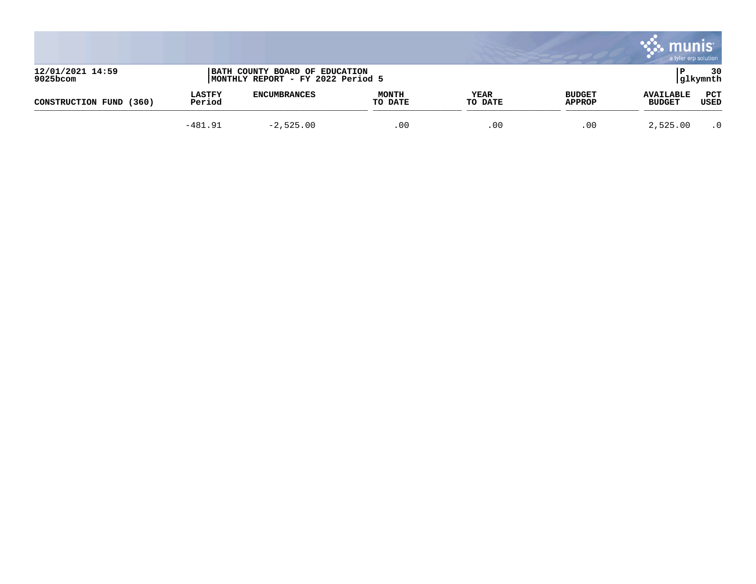12/01/2021 14:59
9025bcom

BATH COUNTY BOARD OF EDUCATION
MONTHLY REPORT - FY 2022 Period 5

P 30
glkymnth

| CONSTRUCTION FUND (360) | LASTFY Period | ENCUMBRANCES | MONTH TO DATE | YEAR TO DATE | BUDGET APPROP | AVAILABLE BUDGET | PCT USED |
|---|---|---|---|---|---|---|---|
| | -481.91 | -2,525.00 | .00 | .00 | .00 | 2,525.00 | .0 |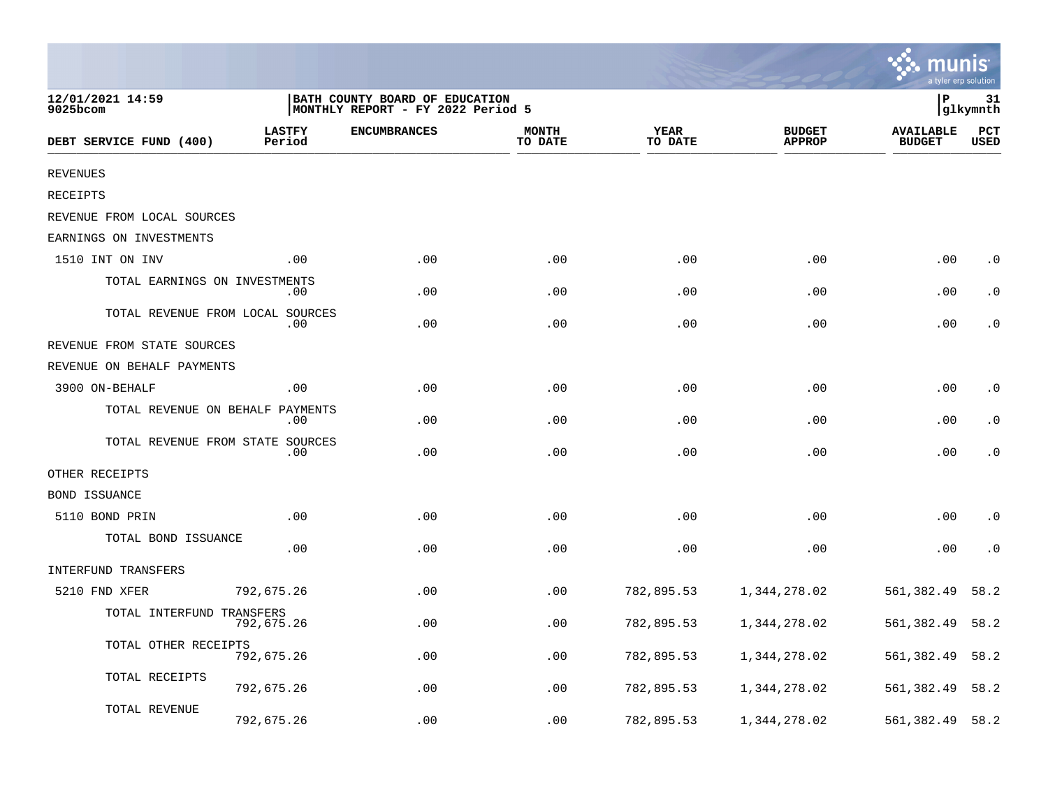12/01/2021 14:59
9025bcom

BATH COUNTY BOARD OF EDUCATION
MONTHLY REPORT - FY 2022 Period 5

P 31
glkymnth

| DEBT SERVICE FUND (400) | LASTFY Period | ENCUMBRANCES | MONTH TO DATE | YEAR TO DATE | BUDGET APPROP | AVAILABLE BUDGET | PCT USED |
|---|---|---|---|---|---|---|---|
| REVENUES | | | | | | | |
| RECEIPTS | | | | | | | |
| REVENUE FROM LOCAL SOURCES | | | | | | | |
| EARNINGS ON INVESTMENTS | | | | | | | |
| 1510 INT ON INV | .00 | .00 | .00 | .00 | .00 | .00 | .0 |
| TOTAL EARNINGS ON INVESTMENTS | .00 | .00 | .00 | .00 | .00 | .00 | .0 |
| TOTAL REVENUE FROM LOCAL SOURCES | .00 | .00 | .00 | .00 | .00 | .00 | .0 |
| REVENUE FROM STATE SOURCES | | | | | | | |
| REVENUE ON BEHALF PAYMENTS | | | | | | | |
| 3900 ON-BEHALF | .00 | .00 | .00 | .00 | .00 | .00 | .0 |
| TOTAL REVENUE ON BEHALF PAYMENTS | .00 | .00 | .00 | .00 | .00 | .00 | .0 |
| TOTAL REVENUE FROM STATE SOURCES | .00 | .00 | .00 | .00 | .00 | .00 | .0 |
| OTHER RECEIPTS | | | | | | | |
| BOND ISSUANCE | | | | | | | |
| 5110 BOND PRIN | .00 | .00 | .00 | .00 | .00 | .00 | .0 |
| TOTAL BOND ISSUANCE | .00 | .00 | .00 | .00 | .00 | .00 | .0 |
| INTERFUND TRANSFERS | | | | | | | |
| 5210 FND XFER | 792,675.26 | .00 | .00 | 782,895.53 | 1,344,278.02 | 561,382.49 | 58.2 |
| TOTAL INTERFUND TRANSFERS | 792,675.26 | .00 | .00 | 782,895.53 | 1,344,278.02 | 561,382.49 | 58.2 |
| TOTAL OTHER RECEIPTS | 792,675.26 | .00 | .00 | 782,895.53 | 1,344,278.02 | 561,382.49 | 58.2 |
| TOTAL RECEIPTS | 792,675.26 | .00 | .00 | 782,895.53 | 1,344,278.02 | 561,382.49 | 58.2 |
| TOTAL REVENUE | 792,675.26 | .00 | .00 | 782,895.53 | 1,344,278.02 | 561,382.49 | 58.2 |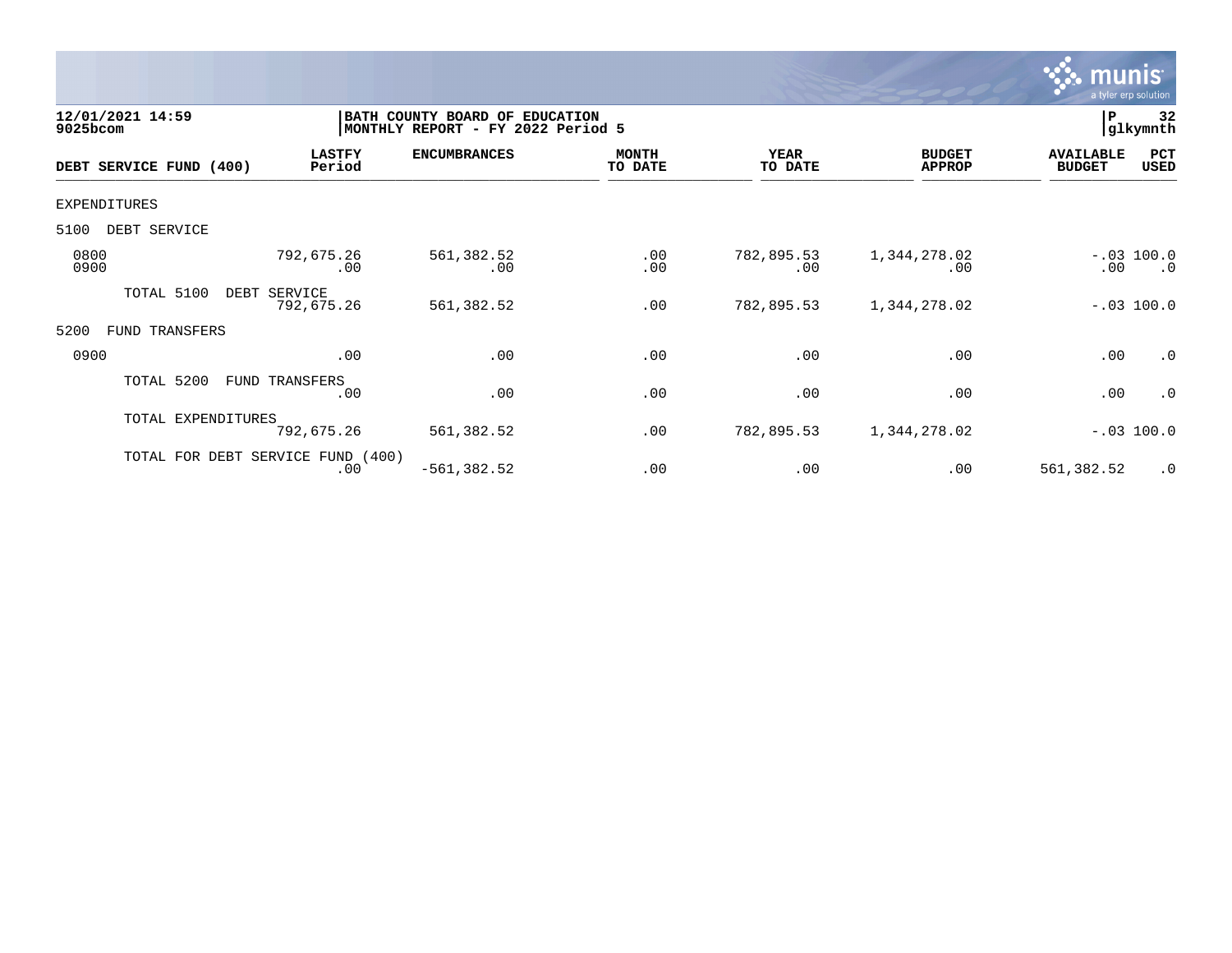12/01/2021 14:59
9025bcom

**BATH COUNTY BOARD OF EDUCATION**
**MONTHLY REPORT - FY 2022 Period 5**

P 32
glkymnth

| DEBT SERVICE FUND (400) | LASTFY Period | ENCUMBRANCES | MONTH TO DATE | YEAR TO DATE | BUDGET APPROP | AVAILABLE BUDGET | PCT USED |
|---|---|---|---|---|---|---|---|
| EXPENDITURES | | | | | | | |
| 5100 DEBT SERVICE | | | | | | | |
| 0800 | 792,675.26 | 561,382.52 | .00 | 782,895.53 | 1,344,278.02 | -.03 | 100.0 |
| 0900 | .00 | .00 | .00 | .00 | .00 | .00 | .0 |
| TOTAL 5100 DEBT SERVICE | 792,675.26 | 561,382.52 | .00 | 782,895.53 | 1,344,278.02 | -.03 | 100.0 |
| 5200 FUND TRANSFERS | | | | | | | |
| 0900 | .00 | .00 | .00 | .00 | .00 | .00 | .0 |
| TOTAL 5200 FUND TRANSFERS | .00 | .00 | .00 | .00 | .00 | .00 | .0 |
| TOTAL EXPENDITURES | 792,675.26 | 561,382.52 | .00 | 782,895.53 | 1,344,278.02 | -.03 | 100.0 |
| TOTAL FOR DEBT SERVICE FUND (400) | .00 | -561,382.52 | .00 | .00 | .00 | 561,382.52 | .0 |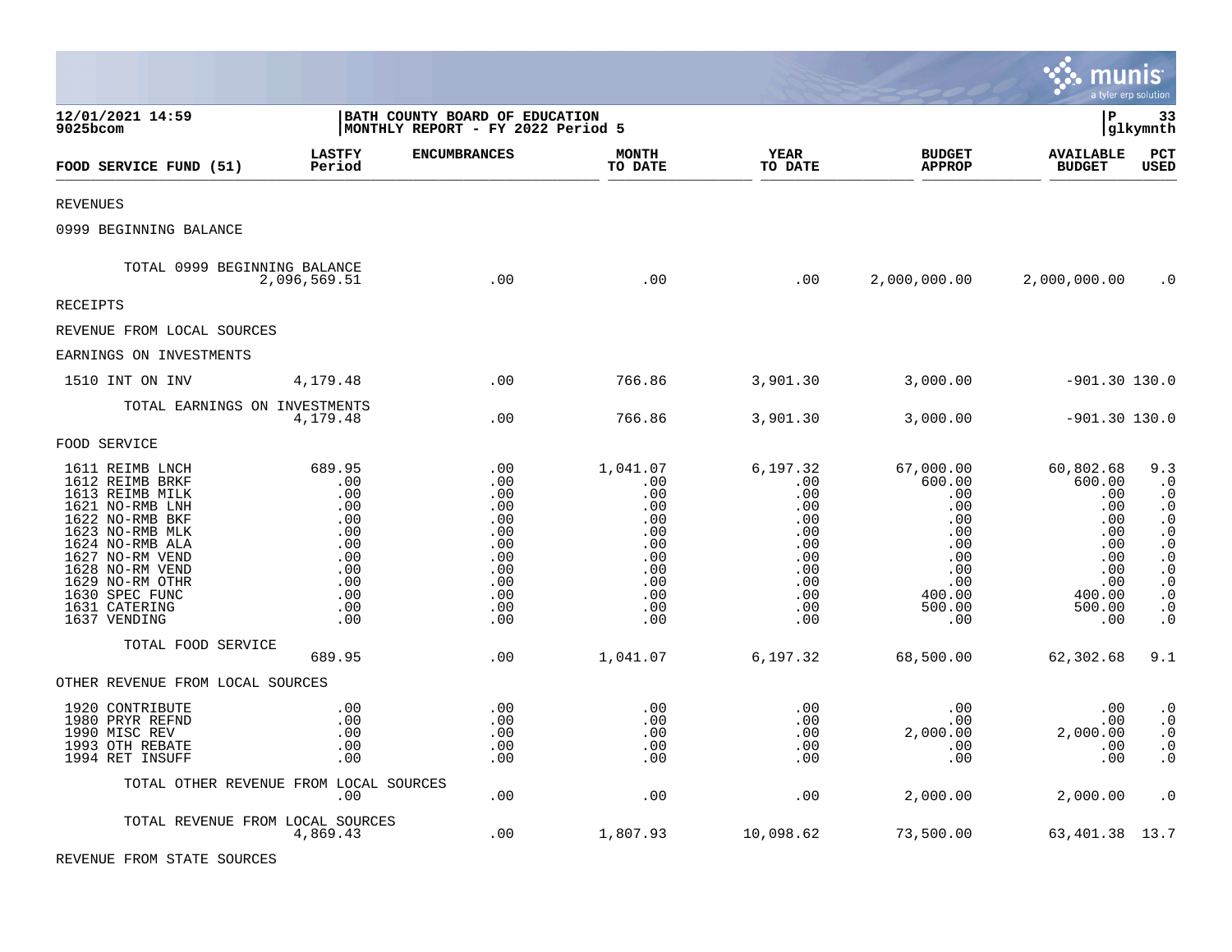**12/01/2021 14:59**
**9025bcom**

**BATH COUNTY BOARD OF EDUCATION**
**MONTHLY REPORT - FY 2022 Period 5**

**P 33**
**glkymnth**

| FOOD SERVICE FUND (51) | LASTFY Period | ENCUMBRANCES | MONTH TO DATE | YEAR TO DATE | BUDGET APPROP | AVAILABLE BUDGET | PCT USED |
|---|---|---|---|---|---|---|---|
| REVENUES | | | | | | | |
| 0999 BEGINNING BALANCE | | | | | | | |
| TOTAL 0999 BEGINNING BALANCE | 2,096,569.51 | .00 | .00 | .00 | 2,000,000.00 | 2,000,000.00 | .0 |
| RECEIPTS | | | | | | | |
| REVENUE FROM LOCAL SOURCES | | | | | | | |
| EARNINGS ON INVESTMENTS | | | | | | | |
| 1510 INT ON INV | 4,179.48 | .00 | 766.86 | 3,901.30 | 3,000.00 | -901.30 | 130.0 |
| TOTAL EARNINGS ON INVESTMENTS | 4,179.48 | .00 | 766.86 | 3,901.30 | 3,000.00 | -901.30 | 130.0 |
| FOOD SERVICE | | | | | | | |
| 1611 REIMB LNCH | 689.95 | .00 | 1,041.07 | 6,197.32 | 67,000.00 | 60,802.68 | 9.3 |
| 1612 REIMB BRKF | .00 | .00 | .00 | .00 | 600.00 | 600.00 | .0 |
| 1613 REIMB MILK | .00 | .00 | .00 | .00 | .00 | .00 | .0 |
| 1621 NO-RMB LNH | .00 | .00 | .00 | .00 | .00 | .00 | .0 |
| 1622 NO-RMB BKF | .00 | .00 | .00 | .00 | .00 | .00 | .0 |
| 1623 NO-RMB MLK | .00 | .00 | .00 | .00 | .00 | .00 | .0 |
| 1624 NO-RMB ALA | .00 | .00 | .00 | .00 | .00 | .00 | .0 |
| 1627 NO-RM VEND | .00 | .00 | .00 | .00 | .00 | .00 | .0 |
| 1628 NO-RM VEND | .00 | .00 | .00 | .00 | .00 | .00 | .0 |
| 1629 NO-RM OTHR | .00 | .00 | .00 | .00 | .00 | .00 | .0 |
| 1630 SPEC FUNC | .00 | .00 | .00 | .00 | 400.00 | 400.00 | .0 |
| 1631 CATERING | .00 | .00 | .00 | .00 | 500.00 | 500.00 | .0 |
| 1637 VENDING | .00 | .00 | .00 | .00 | .00 | .00 | .0 |
| TOTAL FOOD SERVICE | 689.95 | .00 | 1,041.07 | 6,197.32 | 68,500.00 | 62,302.68 | 9.1 |
| OTHER REVENUE FROM LOCAL SOURCES | | | | | | | |
| 1920 CONTRIBUTE | .00 | .00 | .00 | .00 | .00 | .00 | .0 |
| 1980 PRYR REFND | .00 | .00 | .00 | .00 | .00 | .00 | .0 |
| 1990 MISC REV | .00 | .00 | .00 | .00 | 2,000.00 | 2,000.00 | .0 |
| 1993 OTH REBATE | .00 | .00 | .00 | .00 | .00 | .00 | .0 |
| 1994 RET INSUFF | .00 | .00 | .00 | .00 | .00 | .00 | .0 |
| TOTAL OTHER REVENUE FROM LOCAL SOURCES | .00 | .00 | .00 | .00 | 2,000.00 | 2,000.00 | .0 |
| TOTAL REVENUE FROM LOCAL SOURCES | 4,869.43 | .00 | 1,807.93 | 10,098.62 | 73,500.00 | 63,401.38 | 13.7 |
| REVENUE FROM STATE SOURCES | | | | | | | |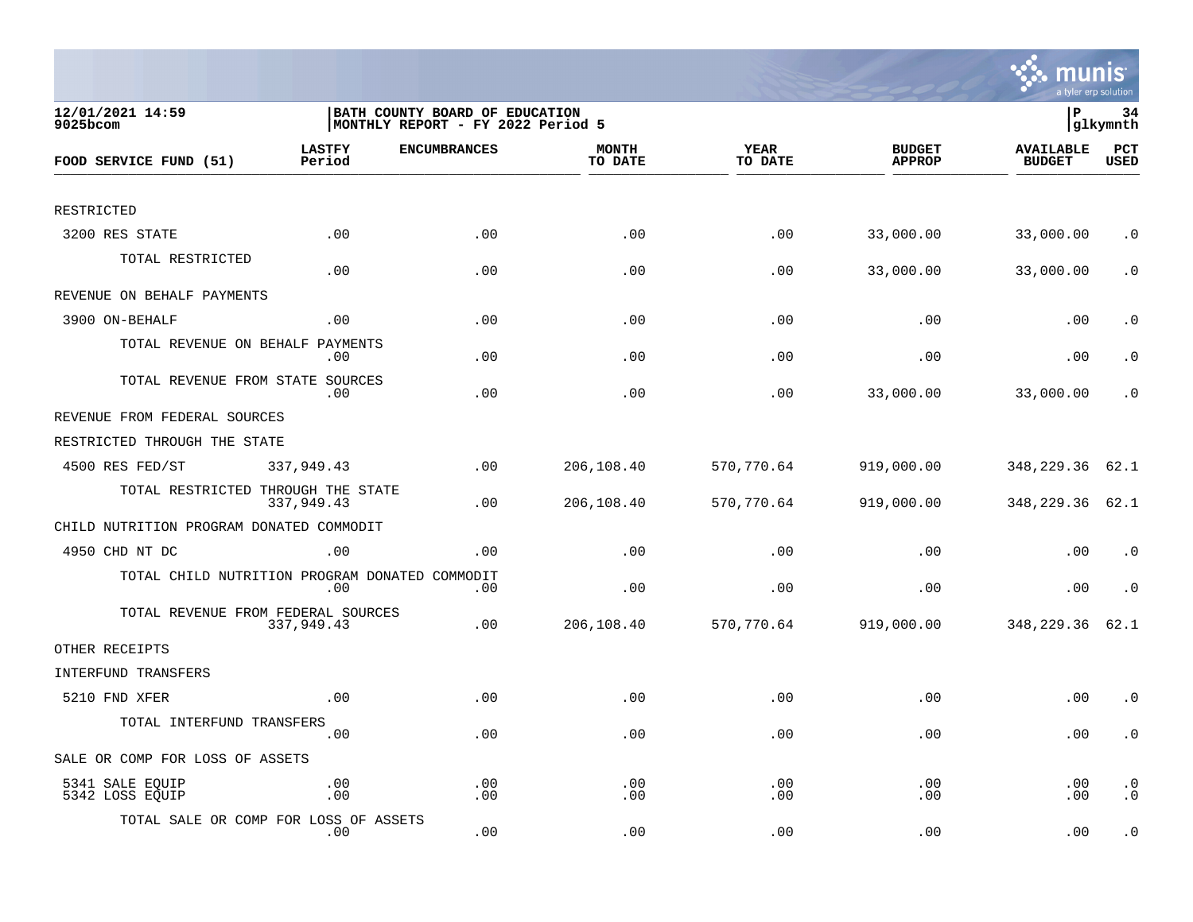12/01/2021 14:59
9025bcom

BATH COUNTY BOARD OF EDUCATION
MONTHLY REPORT - FY 2022 Period 5

P 34
glkymnth

| FOOD SERVICE FUND (51) | LASTFY Period | ENCUMBRANCES | MONTH TO DATE | YEAR TO DATE | BUDGET APPROP | AVAILABLE BUDGET | PCT USED |
|---|---|---|---|---|---|---|---|
| RESTRICTED | | | | | | | |
| 3200 RES STATE | .00 | .00 | .00 | .00 | 33,000.00 | 33,000.00 | .0 |
| TOTAL RESTRICTED | .00 | .00 | .00 | .00 | 33,000.00 | 33,000.00 | .0 |
| REVENUE ON BEHALF PAYMENTS | | | | | | | |
| 3900 ON-BEHALF | .00 | .00 | .00 | .00 | .00 | .00 | .0 |
| TOTAL REVENUE ON BEHALF PAYMENTS | .00 | .00 | .00 | .00 | .00 | .00 | .0 |
| TOTAL REVENUE FROM STATE SOURCES | .00 | .00 | .00 | .00 | 33,000.00 | 33,000.00 | .0 |
| REVENUE FROM FEDERAL SOURCES | | | | | | | |
| RESTRICTED THROUGH THE STATE | | | | | | | |
| 4500 RES FED/ST | 337,949.43 | .00 | 206,108.40 | 570,770.64 | 919,000.00 | 348,229.36 | 62.1 |
| TOTAL RESTRICTED THROUGH THE STATE | 337,949.43 | .00 | 206,108.40 | 570,770.64 | 919,000.00 | 348,229.36 | 62.1 |
| CHILD NUTRITION PROGRAM DONATED COMMODIT | | | | | | | |
| 4950 CHD NT DC | .00 | .00 | .00 | .00 | .00 | .00 | .0 |
| TOTAL CHILD NUTRITION PROGRAM DONATED COMMODIT | .00 | .00 | .00 | .00 | .00 | .00 | .0 |
| TOTAL REVENUE FROM FEDERAL SOURCES | 337,949.43 | .00 | 206,108.40 | 570,770.64 | 919,000.00 | 348,229.36 | 62.1 |
| OTHER RECEIPTS | | | | | | | |
| INTERFUND TRANSFERS | | | | | | | |
| 5210 FND XFER | .00 | .00 | .00 | .00 | .00 | .00 | .0 |
| TOTAL INTERFUND TRANSFERS | .00 | .00 | .00 | .00 | .00 | .00 | .0 |
| SALE OR COMP FOR LOSS OF ASSETS | | | | | | | |
| 5341 SALE EQUIP | .00 | .00 | .00 | .00 | .00 | .00 | .0 |
| 5342 LOSS EQUIP | .00 | .00 | .00 | .00 | .00 | .00 | .0 |
| TOTAL SALE OR COMP FOR LOSS OF ASSETS | .00 | .00 | .00 | .00 | .00 | .00 | .0 |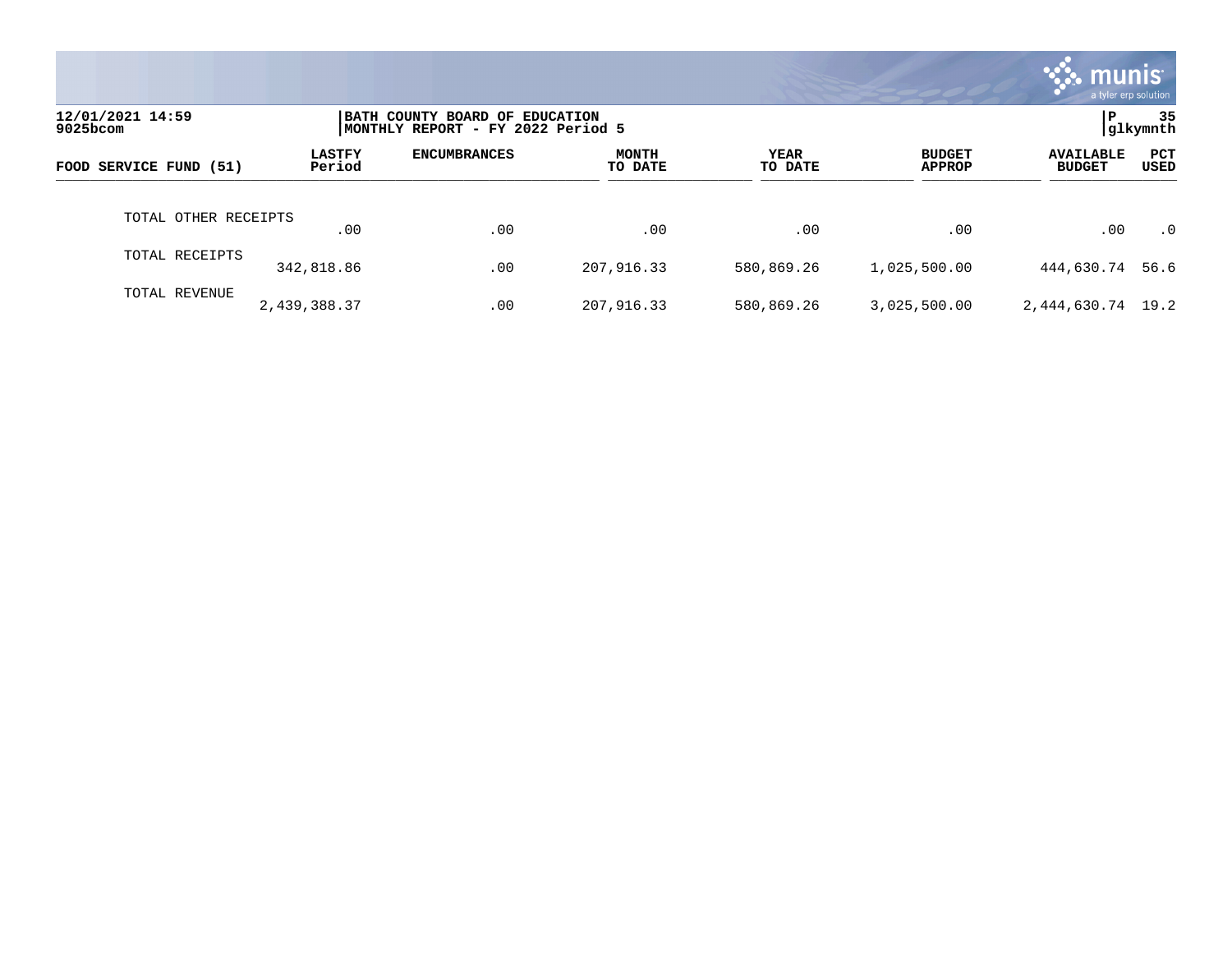12/01/2021 14:59
9025bcom

BATH COUNTY BOARD OF EDUCATION
MONTHLY REPORT - FY 2022 Period 5

P 35
glkymnth

| FOOD SERVICE FUND (51) | LASTFY Period | ENCUMBRANCES | MONTH TO DATE | YEAR TO DATE | BUDGET APPROP | AVAILABLE BUDGET | PCT USED |
|---|---|---|---|---|---|---|---|
| TOTAL OTHER RECEIPTS | .00 | .00 | .00 | .00 | .00 | .00 | .0 |
| TOTAL RECEIPTS | 342,818.86 | .00 | 207,916.33 | 580,869.26 | 1,025,500.00 | 444,630.74 | 56.6 |
| TOTAL REVENUE | 2,439,388.37 | .00 | 207,916.33 | 580,869.26 | 3,025,500.00 | 2,444,630.74 | 19.2 |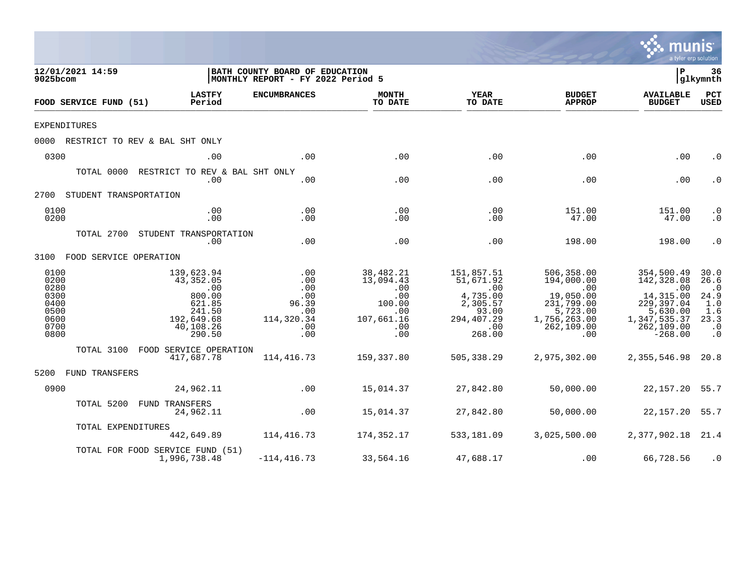12/01/2021 14:59
9025bcom

BATH COUNTY BOARD OF EDUCATION
MONTHLY REPORT - FY 2022 Period 5

P 36
glkymnth

| FOOD SERVICE FUND (51) | LASTFY Period | ENCUMBRANCES | MONTH TO DATE | YEAR TO DATE | BUDGET APPROP | AVAILABLE BUDGET | PCT USED |
|---|---|---|---|---|---|---|---|
| EXPENDITURES | | | | | | | |
| 0000 RESTRICT TO REV & BAL SHT ONLY | | | | | | | |
| 0300 | .00 | .00 | .00 | .00 | .00 | .00 | .0 |
| TOTAL 0000 RESTRICT TO REV & BAL SHT ONLY | .00 | .00 | .00 | .00 | .00 | .00 | .0 |
| 2700 STUDENT TRANSPORTATION | | | | | | | |
| 0100 | .00 | .00 | .00 | .00 | 151.00 | 151.00 | .0 |
| 0200 | .00 | .00 | .00 | .00 | 47.00 | 47.00 | .0 |
| TOTAL 2700 STUDENT TRANSPORTATION | .00 | .00 | .00 | .00 | 198.00 | 198.00 | .0 |
| 3100 FOOD SERVICE OPERATION | | | | | | | |
| 0100 | 139,623.94 | .00 | 38,482.21 | 151,857.51 | 506,358.00 | 354,500.49 | 30.0 |
| 0200 | 43,352.05 | .00 | 13,094.43 | 51,671.92 | 194,000.00 | 142,328.08 | 26.6 |
| 0280 | .00 | .00 | .00 | .00 | .00 | .00 | .0 |
| 0300 | 800.00 | .00 | .00 | 4,735.00 | 19,050.00 | 14,315.00 | 24.9 |
| 0400 | 621.85 | 96.39 | 100.00 | 2,305.57 | 231,799.00 | 229,397.04 | 1.0 |
| 0500 | 241.50 | .00 | .00 | 93.00 | 5,723.00 | 5,630.00 | 1.6 |
| 0600 | 192,649.68 | 114,320.34 | 107,661.16 | 294,407.29 | 1,756,263.00 | 1,347,535.37 | 23.3 |
| 0700 | 40,108.26 | .00 | .00 | .00 | 262,109.00 | 262,109.00 | .0 |
| 0800 | 290.50 | .00 | .00 | 268.00 | .00 | -268.00 | .0 |
| TOTAL 3100 FOOD SERVICE OPERATION | 417,687.78 | 114,416.73 | 159,337.80 | 505,338.29 | 2,975,302.00 | 2,355,546.98 | 20.8 |
| 5200 FUND TRANSFERS | | | | | | | |
| 0900 | 24,962.11 | .00 | 15,014.37 | 27,842.80 | 50,000.00 | 22,157.20 | 55.7 |
| TOTAL 5200 FUND TRANSFERS | 24,962.11 | .00 | 15,014.37 | 27,842.80 | 50,000.00 | 22,157.20 | 55.7 |
| TOTAL EXPENDITURES | 442,649.89 | 114,416.73 | 174,352.17 | 533,181.09 | 3,025,500.00 | 2,377,902.18 | 21.4 |
| TOTAL FOR FOOD SERVICE FUND (51) | 1,996,738.48 | -114,416.73 | 33,564.16 | 47,688.17 | .00 | 66,728.56 | .0 |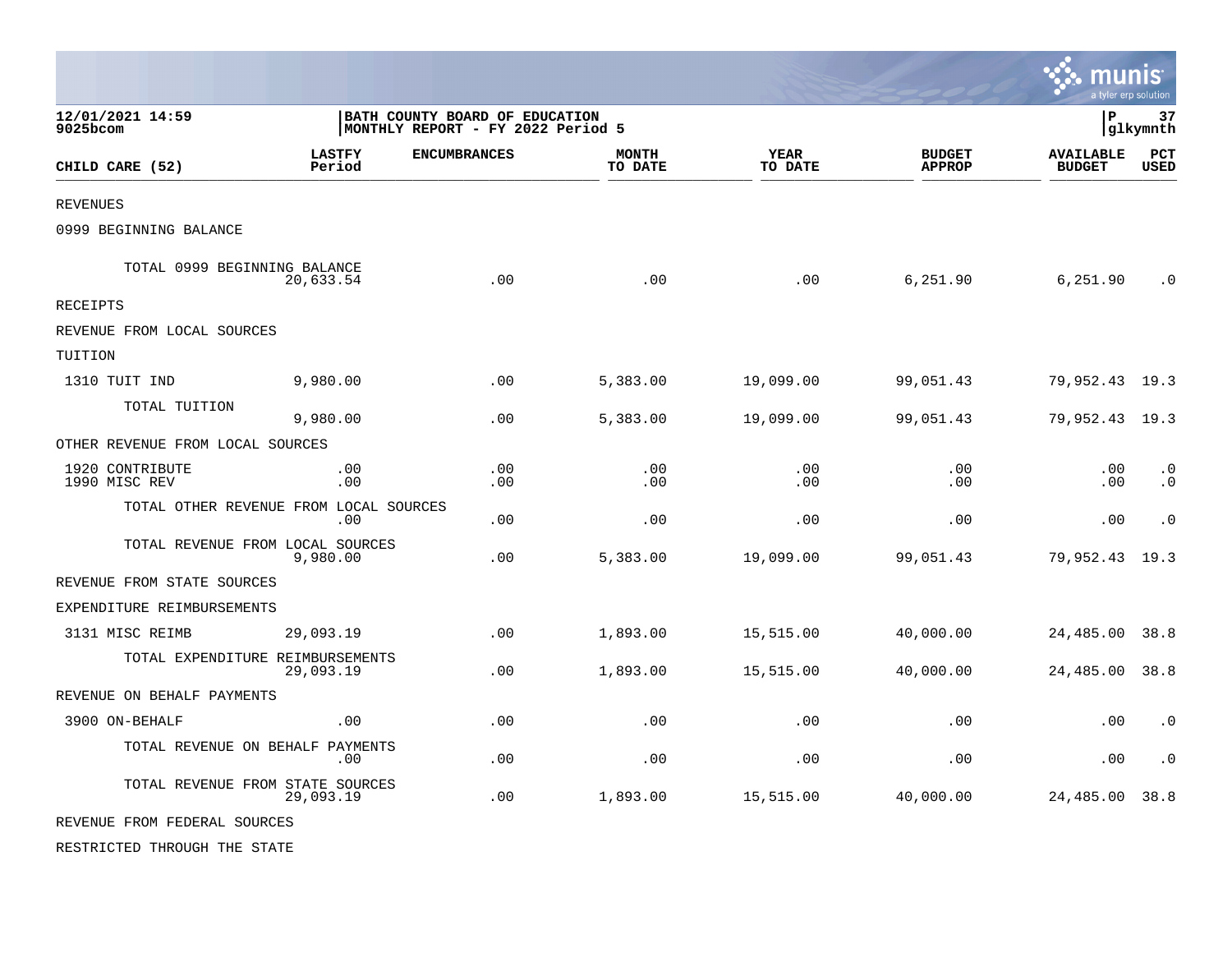12/01/2021 14:59 | BATH COUNTY BOARD OF EDUCATION | P 37
9025bcom | MONTHLY REPORT - FY 2022 Period 5 | glkymnth

| CHILD CARE (52) | LASTFY Period | ENCUMBRANCES | MONTH TO DATE | YEAR TO DATE | BUDGET APPROP | AVAILABLE BUDGET | PCT USED |
|---|---|---|---|---|---|---|---|
| REVENUES | | | | | | | |
| 0999 BEGINNING BALANCE | | | | | | | |
| TOTAL 0999 BEGINNING BALANCE | 20,633.54 | .00 | .00 | .00 | 6,251.90 | 6,251.90 | .0 |
| RECEIPTS | | | | | | | |
| REVENUE FROM LOCAL SOURCES | | | | | | | |
| TUITION | | | | | | | |
| 1310 TUIT IND | 9,980.00 | .00 | 5,383.00 | 19,099.00 | 99,051.43 | 79,952.43 | 19.3 |
| TOTAL TUITION | 9,980.00 | .00 | 5,383.00 | 19,099.00 | 99,051.43 | 79,952.43 | 19.3 |
| OTHER REVENUE FROM LOCAL SOURCES | | | | | | | |
| 1920 CONTRIBUTE | .00 | .00 | .00 | .00 | .00 | .00 | .0 |
| 1990 MISC REV | .00 | .00 | .00 | .00 | .00 | .00 | .0 |
| TOTAL OTHER REVENUE FROM LOCAL SOURCES | .00 | .00 | .00 | .00 | .00 | .00 | .0 |
| TOTAL REVENUE FROM LOCAL SOURCES | 9,980.00 | .00 | 5,383.00 | 19,099.00 | 99,051.43 | 79,952.43 | 19.3 |
| REVENUE FROM STATE SOURCES | | | | | | | |
| EXPENDITURE REIMBURSEMENTS | | | | | | | |
| 3131 MISC REIMB | 29,093.19 | .00 | 1,893.00 | 15,515.00 | 40,000.00 | 24,485.00 | 38.8 |
| TOTAL EXPENDITURE REIMBURSEMENTS | 29,093.19 | .00 | 1,893.00 | 15,515.00 | 40,000.00 | 24,485.00 | 38.8 |
| REVENUE ON BEHALF PAYMENTS | | | | | | | |
| 3900 ON-BEHALF | .00 | .00 | .00 | .00 | .00 | .00 | .0 |
| TOTAL REVENUE ON BEHALF PAYMENTS | .00 | .00 | .00 | .00 | .00 | .00 | .0 |
| TOTAL REVENUE FROM STATE SOURCES | 29,093.19 | .00 | 1,893.00 | 15,515.00 | 40,000.00 | 24,485.00 | 38.8 |
| REVENUE FROM FEDERAL SOURCES | | | | | | | |
| RESTRICTED THROUGH THE STATE | | | | | | | |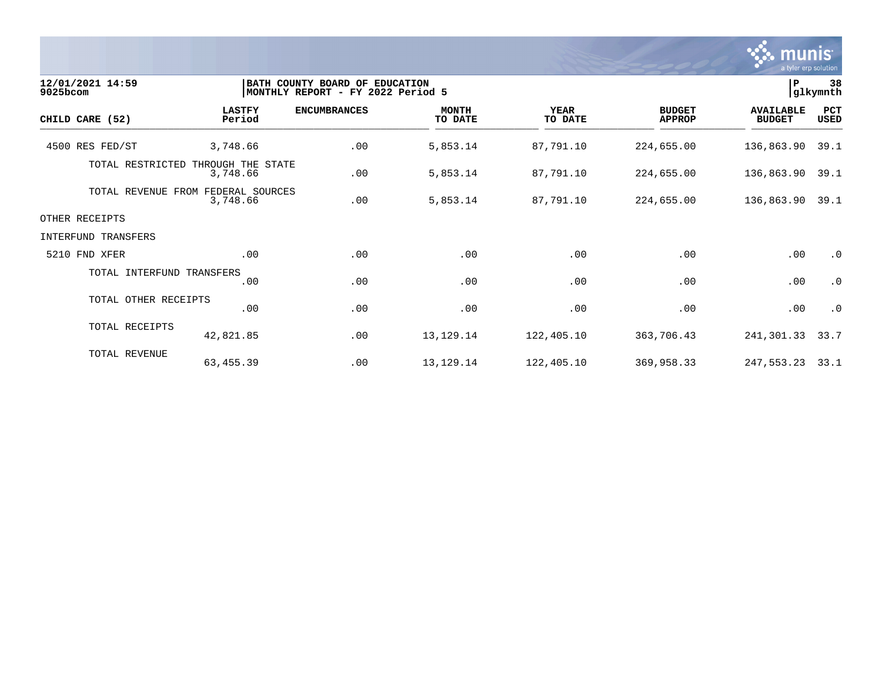12/01/2021 14:59 | BATH COUNTY BOARD OF EDUCATION
9025bcom | MONTHLY REPORT - FY 2022 Period 5

| CHILD CARE (52) | LASTFY Period | ENCUMBRANCES | MONTH TO DATE | YEAR TO DATE | BUDGET APPROP | AVAILABLE BUDGET | PCT USED |
|---|---|---|---|---|---|---|---|
| 4500 RES FED/ST | 3,748.66 | .00 | 5,853.14 | 87,791.10 | 224,655.00 | 136,863.90 | 39.1 |
| TOTAL RESTRICTED THROUGH THE STATE | 3,748.66 | .00 | 5,853.14 | 87,791.10 | 224,655.00 | 136,863.90 | 39.1 |
| TOTAL REVENUE FROM FEDERAL SOURCES | 3,748.66 | .00 | 5,853.14 | 87,791.10 | 224,655.00 | 136,863.90 | 39.1 |
| OTHER RECEIPTS | | | | | | | |
| INTERFUND TRANSFERS | | | | | | | |
| 5210 FND XFER | .00 | .00 | .00 | .00 | .00 | .00 | .0 |
| TOTAL INTERFUND TRANSFERS | .00 | .00 | .00 | .00 | .00 | .00 | .0 |
| TOTAL OTHER RECEIPTS | .00 | .00 | .00 | .00 | .00 | .00 | .0 |
| TOTAL RECEIPTS | 42,821.85 | .00 | 13,129.14 | 122,405.10 | 363,706.43 | 241,301.33 | 33.7 |
| TOTAL REVENUE | 63,455.39 | .00 | 13,129.14 | 122,405.10 | 369,958.33 | 247,553.23 | 33.1 |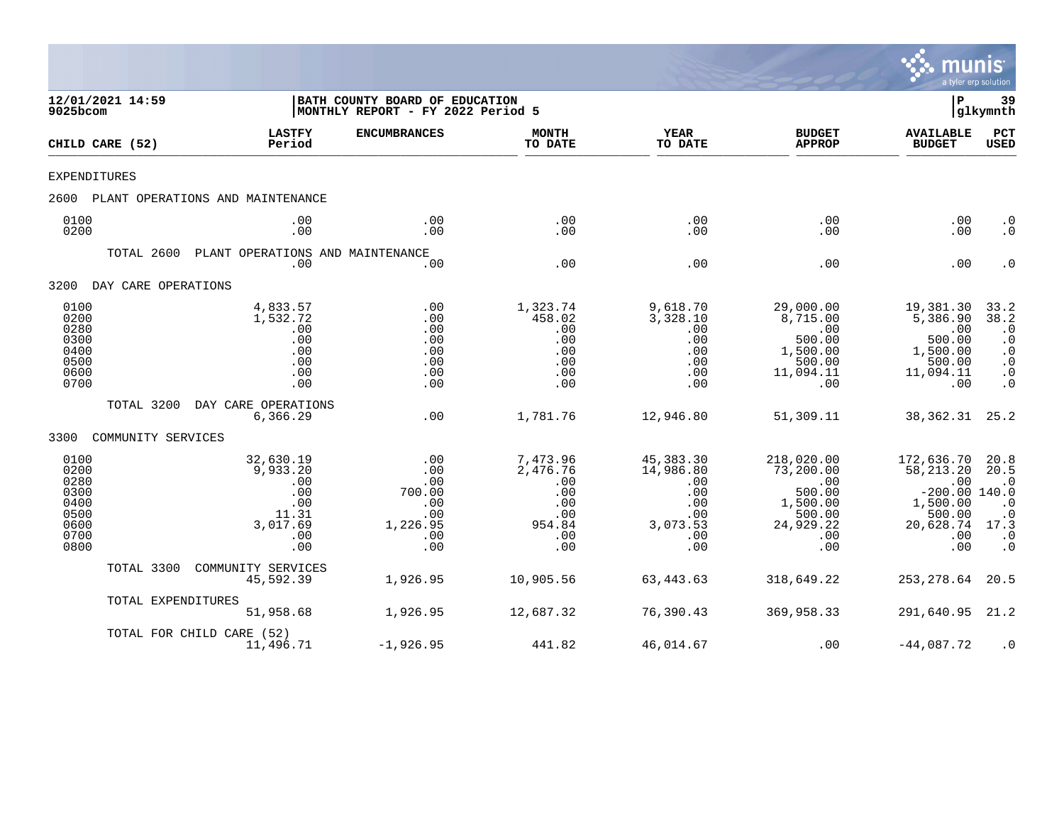12/01/2021 14:59 | BATH COUNTY BOARD OF EDUCATION | P 39
9025bcom | MONTHLY REPORT - FY 2022 Period 5 | glkymnth

| CHILD CARE (52) | LASTFY Period | ENCUMBRANCES | MONTH TO DATE | YEAR TO DATE | BUDGET APPROP | AVAILABLE BUDGET | PCT USED |
|---|---|---|---|---|---|---|---|
| EXPENDITURES | | | | | | | |
| 2600 PLANT OPERATIONS AND MAINTENANCE | | | | | | | |
| 0100 | .00 | .00 | .00 | .00 | .00 | .00 | .0 |
| 0200 | .00 | .00 | .00 | .00 | .00 | .00 | .0 |
| TOTAL 2600 PLANT OPERATIONS AND MAINTENANCE | .00 | .00 | .00 | .00 | .00 | .00 | .0 |
| 3200 DAY CARE OPERATIONS | | | | | | | |
| 0100 | 4,833.57 | .00 | 1,323.74 | 9,618.70 | 29,000.00 | 19,381.30 | 33.2 |
| 0200 | 1,532.72 | .00 | 458.02 | 3,328.10 | 8,715.00 | 5,386.90 | 38.2 |
| 0280 | .00 | .00 | .00 | .00 | .00 | .00 | .0 |
| 0300 | .00 | .00 | .00 | .00 | 500.00 | 500.00 | .0 |
| 0400 | .00 | .00 | .00 | .00 | 1,500.00 | 1,500.00 | .0 |
| 0500 | .00 | .00 | .00 | .00 | 500.00 | 500.00 | .0 |
| 0600 | .00 | .00 | .00 | .00 | 11,094.11 | 11,094.11 | .0 |
| 0700 | .00 | .00 | .00 | .00 | .00 | .00 | .0 |
| TOTAL 3200 DAY CARE OPERATIONS | 6,366.29 | .00 | 1,781.76 | 12,946.80 | 51,309.11 | 38,362.31 | 25.2 |
| 3300 COMMUNITY SERVICES | | | | | | | |
| 0100 | 32,630.19 | .00 | 7,473.96 | 45,383.30 | 218,020.00 | 172,636.70 | 20.8 |
| 0200 | 9,933.20 | .00 | 2,476.76 | 14,986.80 | 73,200.00 | 58,213.20 | 20.5 |
| 0280 | .00 | .00 | .00 | .00 | .00 | .00 | .0 |
| 0300 | .00 | 700.00 | .00 | .00 | 500.00 | -200.00 | 140.0 |
| 0400 | .00 | .00 | .00 | .00 | 1,500.00 | 1,500.00 | .0 |
| 0500 | 11.31 | .00 | .00 | .00 | 500.00 | 500.00 | .0 |
| 0600 | 3,017.69 | 1,226.95 | 954.84 | 3,073.53 | 24,929.22 | 20,628.74 | 17.3 |
| 0700 | .00 | .00 | .00 | .00 | .00 | .00 | .0 |
| 0800 | .00 | .00 | .00 | .00 | .00 | .00 | .0 |
| TOTAL 3300 COMMUNITY SERVICES | 45,592.39 | 1,926.95 | 10,905.56 | 63,443.63 | 318,649.22 | 253,278.64 | 20.5 |
| TOTAL EXPENDITURES | 51,958.68 | 1,926.95 | 12,687.32 | 76,390.43 | 369,958.33 | 291,640.95 | 21.2 |
| TOTAL FOR CHILD CARE (52) | 11,496.71 | -1,926.95 | 441.82 | 46,014.67 | .00 | -44,087.72 | .0 |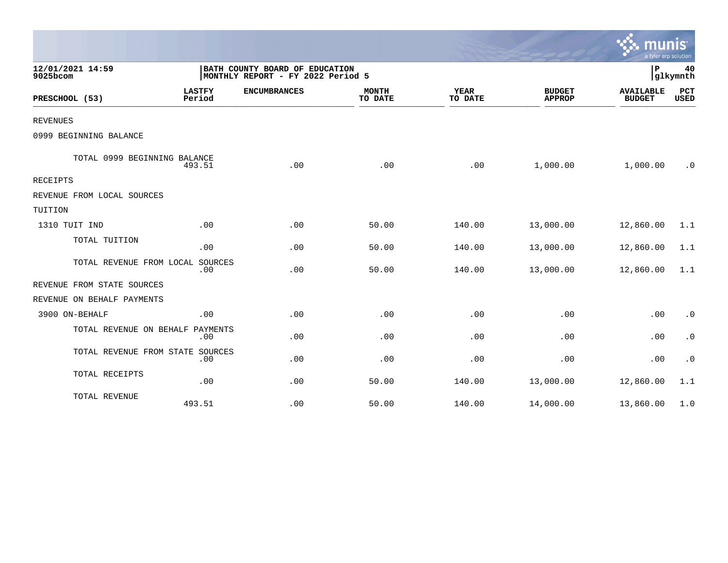12/01/2021 14:59
9025bcom

BATH COUNTY BOARD OF EDUCATION
MONTHLY REPORT - FY 2022 Period 5

P 40
glkymnth

| PRESCHOOL (53) | LASTFY Period | ENCUMBRANCES | MONTH TO DATE | YEAR TO DATE | BUDGET APPROP | AVAILABLE BUDGET | PCT USED |
|---|---|---|---|---|---|---|---|
| REVENUES | | | | | | | |
| 0999 BEGINNING BALANCE | | | | | | | |
| TOTAL 0999 BEGINNING BALANCE | 493.51 | .00 | .00 | .00 | 1,000.00 | 1,000.00 | .0 |
| RECEIPTS | | | | | | | |
| REVENUE FROM LOCAL SOURCES | | | | | | | |
| TUITION | | | | | | | |
| 1310 TUIT IND | .00 | .00 | 50.00 | 140.00 | 13,000.00 | 12,860.00 | 1.1 |
| TOTAL TUITION | .00 | .00 | 50.00 | 140.00 | 13,000.00 | 12,860.00 | 1.1 |
| TOTAL REVENUE FROM LOCAL SOURCES | .00 | .00 | 50.00 | 140.00 | 13,000.00 | 12,860.00 | 1.1 |
| REVENUE FROM STATE SOURCES | | | | | | | |
| REVENUE ON BEHALF PAYMENTS | | | | | | | |
| 3900 ON-BEHALF | .00 | .00 | .00 | .00 | .00 | .00 | .0 |
| TOTAL REVENUE ON BEHALF PAYMENTS | .00 | .00 | .00 | .00 | .00 | .00 | .0 |
| TOTAL REVENUE FROM STATE SOURCES | .00 | .00 | .00 | .00 | .00 | .00 | .0 |
| TOTAL RECEIPTS | .00 | .00 | 50.00 | 140.00 | 13,000.00 | 12,860.00 | 1.1 |
| TOTAL REVENUE | 493.51 | .00 | 50.00 | 140.00 | 14,000.00 | 13,860.00 | 1.0 |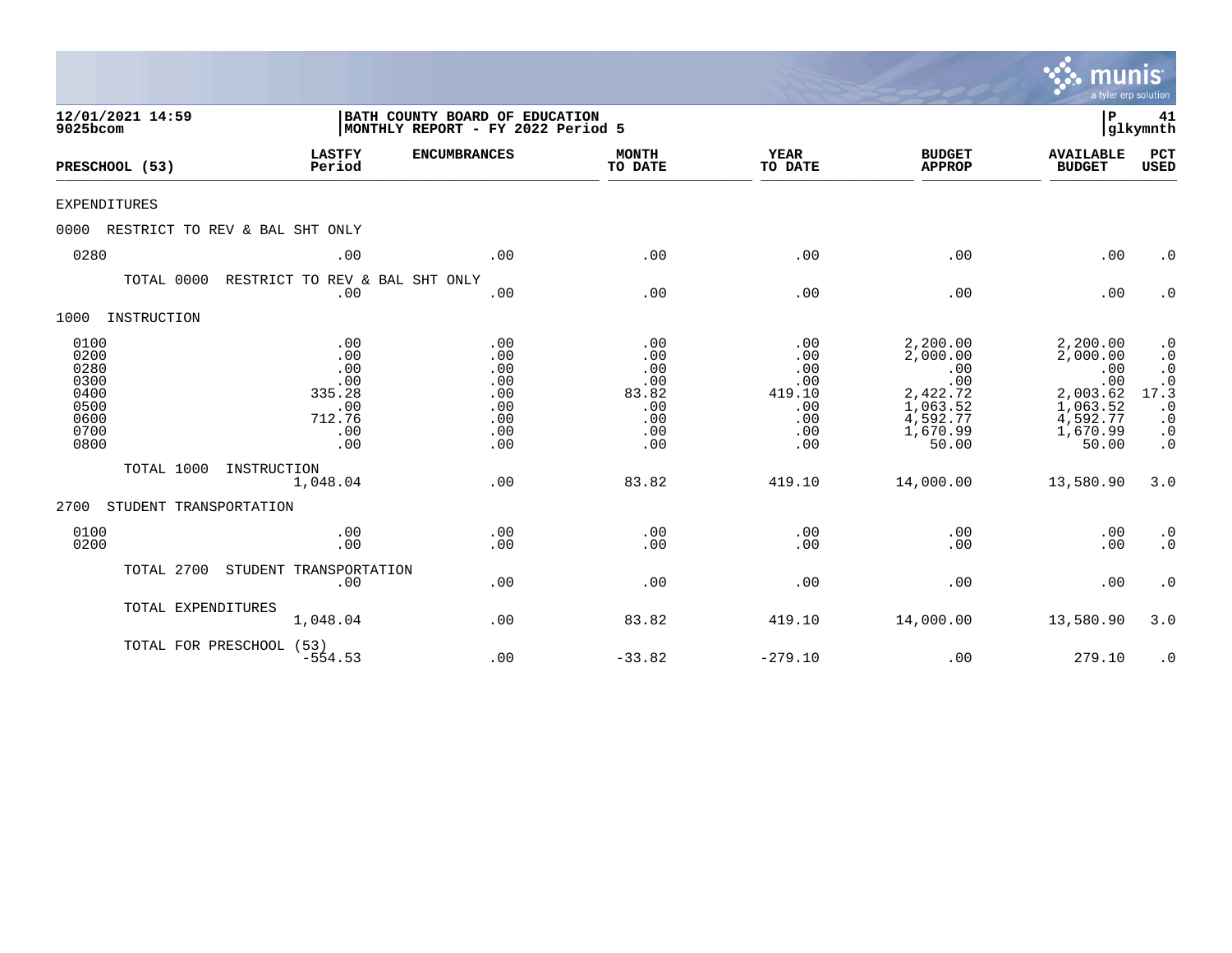12/01/2021 14:59 | BATH COUNTY BOARD OF EDUCATION | P 41
9025bcom | MONTHLY REPORT - FY 2022 Period 5 | glkymnth

| PRESCHOOL (53) | LASTFY Period | ENCUMBRANCES | MONTH TO DATE | YEAR TO DATE | BUDGET APPROP | AVAILABLE BUDGET | PCT USED |
|---|---|---|---|---|---|---|---|
| EXPENDITURES | | | | | | | |
| 0000 RESTRICT TO REV & BAL SHT ONLY | | | | | | | |
| 0280 | .00 | .00 | .00 | .00 | .00 | .00 | .0 |
| TOTAL 0000 RESTRICT TO REV & BAL SHT ONLY | .00 | .00 | .00 | .00 | .00 | .00 | .0 |
| 1000 INSTRUCTION | | | | | | | |
| 0100 | .00 | .00 | .00 | .00 | 2,200.00 | 2,200.00 | .0 |
| 0200 | .00 | .00 | .00 | .00 | 2,000.00 | 2,000.00 | .0 |
| 0280 | .00 | .00 | .00 | .00 | .00 | .00 | .0 |
| 0300 | .00 | .00 | .00 | .00 | .00 | .00 | .0 |
| 0400 | 335.28 | .00 | 83.82 | 419.10 | 2,422.72 | 2,003.62 | 17.3 |
| 0500 | .00 | .00 | .00 | .00 | 1,063.52 | 1,063.52 | .0 |
| 0600 | 712.76 | .00 | .00 | .00 | 4,592.77 | 4,592.77 | .0 |
| 0700 | .00 | .00 | .00 | .00 | 1,670.99 | 1,670.99 | .0 |
| 0800 | .00 | .00 | .00 | .00 | 50.00 | 50.00 | .0 |
| TOTAL 1000 INSTRUCTION | 1,048.04 | .00 | 83.82 | 419.10 | 14,000.00 | 13,580.90 | 3.0 |
| 2700 STUDENT TRANSPORTATION | | | | | | | |
| 0100 | .00 | .00 | .00 | .00 | .00 | .00 | .0 |
| 0200 | .00 | .00 | .00 | .00 | .00 | .00 | .0 |
| TOTAL 2700 STUDENT TRANSPORTATION | .00 | .00 | .00 | .00 | .00 | .00 | .0 |
| TOTAL EXPENDITURES | 1,048.04 | .00 | 83.82 | 419.10 | 14,000.00 | 13,580.90 | 3.0 |
| TOTAL FOR PRESCHOOL (53) | -554.53 | .00 | -33.82 | -279.10 | .00 | 279.10 | .0 |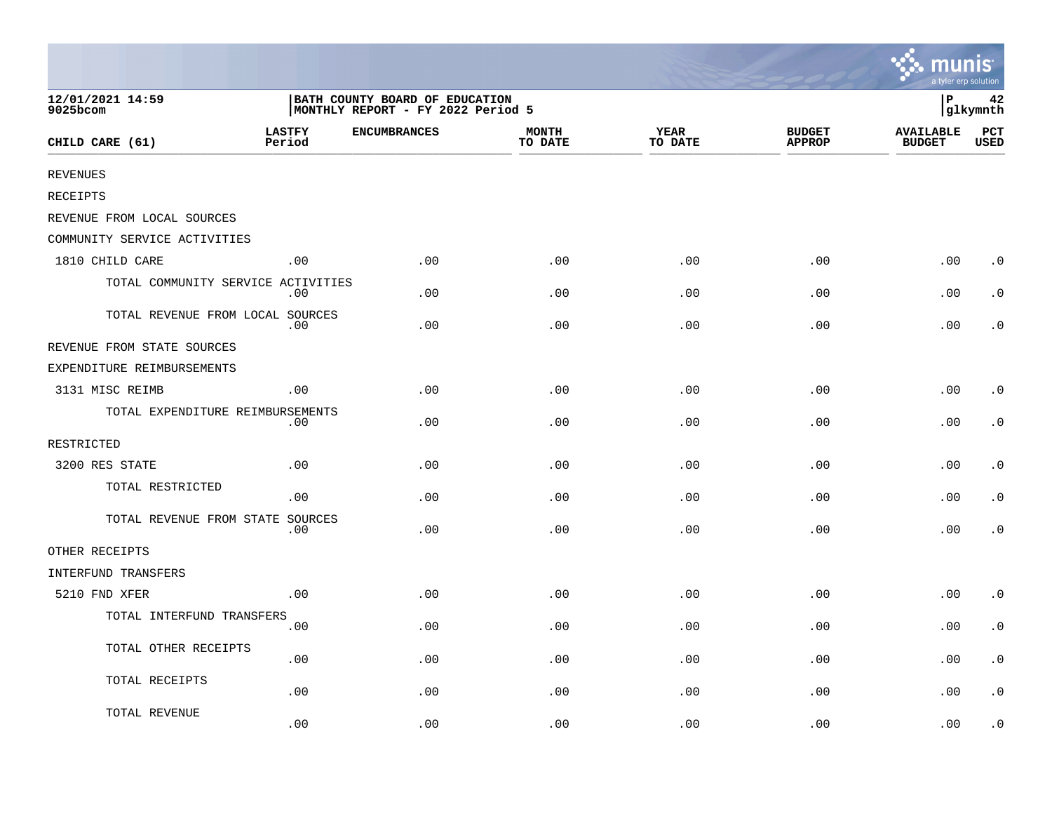12/01/2021 14:59 | BATH COUNTY BOARD OF EDUCATION | P 42
9025bcom | MONTHLY REPORT - FY 2022 Period 5 | glkymnth

| CHILD CARE (61) | LASTFY Period | ENCUMBRANCES | MONTH TO DATE | YEAR TO DATE | BUDGET APPROP | AVAILABLE BUDGET | PCT USED |
|---|---|---|---|---|---|---|---|
| REVENUES | | | | | | | |
| RECEIPTS | | | | | | | |
| REVENUE FROM LOCAL SOURCES | | | | | | | |
| COMMUNITY SERVICE ACTIVITIES | | | | | | | |
| 1810 CHILD CARE | .00 | .00 | .00 | .00 | .00 | .00 | .0 |
| TOTAL COMMUNITY SERVICE ACTIVITIES | .00 | .00 | .00 | .00 | .00 | .00 | .0 |
| TOTAL REVENUE FROM LOCAL SOURCES | .00 | .00 | .00 | .00 | .00 | .00 | .0 |
| REVENUE FROM STATE SOURCES | | | | | | | |
| EXPENDITURE REIMBURSEMENTS | | | | | | | |
| 3131 MISC REIMB | .00 | .00 | .00 | .00 | .00 | .00 | .0 |
| TOTAL EXPENDITURE REIMBURSEMENTS | .00 | .00 | .00 | .00 | .00 | .00 | .0 |
| RESTRICTED | | | | | | | |
| 3200 RES STATE | .00 | .00 | .00 | .00 | .00 | .00 | .0 |
| TOTAL RESTRICTED | .00 | .00 | .00 | .00 | .00 | .00 | .0 |
| TOTAL REVENUE FROM STATE SOURCES | .00 | .00 | .00 | .00 | .00 | .00 | .0 |
| OTHER RECEIPTS | | | | | | | |
| INTERFUND TRANSFERS | | | | | | | |
| 5210 FND XFER | .00 | .00 | .00 | .00 | .00 | .00 | .0 |
| TOTAL INTERFUND TRANSFERS | .00 | .00 | .00 | .00 | .00 | .00 | .0 |
| TOTAL OTHER RECEIPTS | .00 | .00 | .00 | .00 | .00 | .00 | .0 |
| TOTAL RECEIPTS | .00 | .00 | .00 | .00 | .00 | .00 | .0 |
| TOTAL REVENUE | .00 | .00 | .00 | .00 | .00 | .00 | .0 |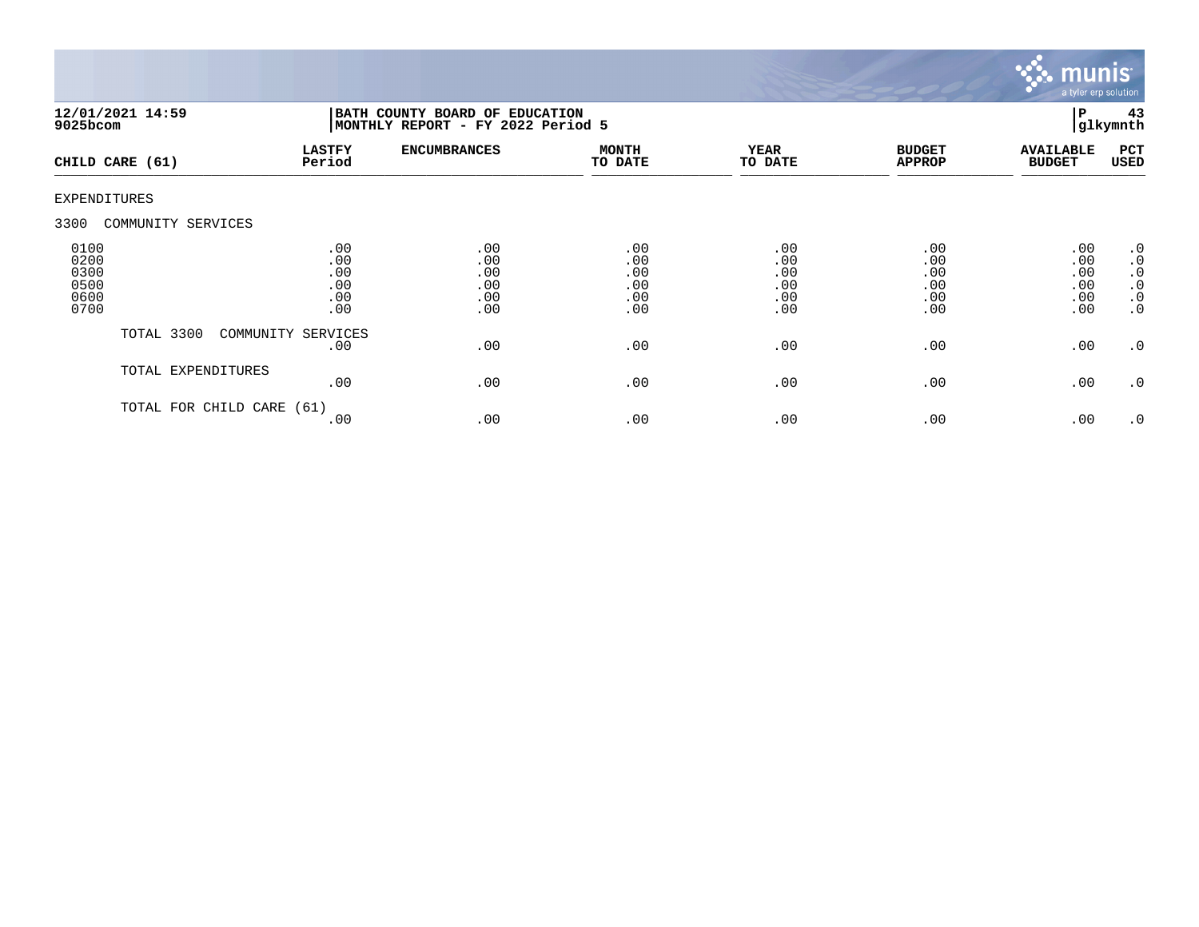12/01/2021 14:59 | BATH COUNTY BOARD OF EDUCATION | P 43
9025bcom | MONTHLY REPORT - FY 2022 Period 5 | glkymnth

| CHILD CARE (61) | LASTFY Period | ENCUMBRANCES | MONTH TO DATE | YEAR TO DATE | BUDGET APPROP | AVAILABLE BUDGET | PCT USED |
|---|---|---|---|---|---|---|---|
| EXPENDITURES | | | | | | | |
| 3300 COMMUNITY SERVICES | | | | | | | |
| 0100 | .00 | .00 | .00 | .00 | .00 | .00 | .0 |
| 0200 | .00 | .00 | .00 | .00 | .00 | .00 | .0 |
| 0300 | .00 | .00 | .00 | .00 | .00 | .00 | .0 |
| 0500 | .00 | .00 | .00 | .00 | .00 | .00 | .0 |
| 0600 | .00 | .00 | .00 | .00 | .00 | .00 | .0 |
| 0700 | .00 | .00 | .00 | .00 | .00 | .00 | .0 |
| TOTAL 3300 COMMUNITY SERVICES | .00 | .00 | .00 | .00 | .00 | .00 | .0 |
| TOTAL EXPENDITURES | .00 | .00 | .00 | .00 | .00 | .00 | .0 |
| TOTAL FOR CHILD CARE (61) | .00 | .00 | .00 | .00 | .00 | .00 | .0 |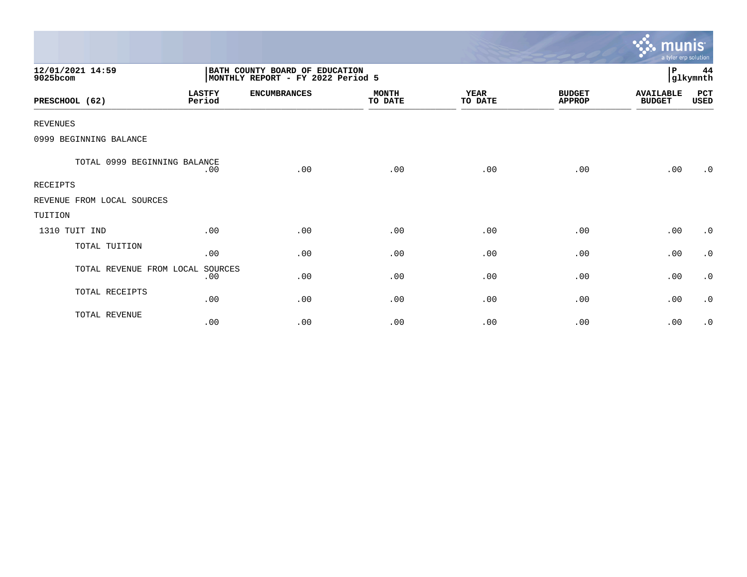12/01/2021 14:59
9025bcom

BATH COUNTY BOARD OF EDUCATION
MONTHLY REPORT - FY 2022 Period 5

P 44
glkymnth

| PRESCHOOL (62) | LASTFY Period | ENCUMBRANCES | MONTH TO DATE | YEAR TO DATE | BUDGET APPROP | AVAILABLE BUDGET | PCT USED |
|---|---|---|---|---|---|---|---|
| REVENUES | | | | | | | |
| 0999 BEGINNING BALANCE | | | | | | | |
| TOTAL 0999 BEGINNING BALANCE | .00 | .00 | .00 | .00 | .00 | .00 | .0 |
| RECEIPTS | | | | | | | |
| REVENUE FROM LOCAL SOURCES | | | | | | | |
| TUITION | | | | | | | |
| 1310 TUIT IND | .00 | .00 | .00 | .00 | .00 | .00 | .0 |
| TOTAL TUITION | .00 | .00 | .00 | .00 | .00 | .00 | .0 |
| TOTAL REVENUE FROM LOCAL SOURCES | .00 | .00 | .00 | .00 | .00 | .00 | .0 |
| TOTAL RECEIPTS | .00 | .00 | .00 | .00 | .00 | .00 | .0 |
| TOTAL REVENUE | .00 | .00 | .00 | .00 | .00 | .00 | .0 |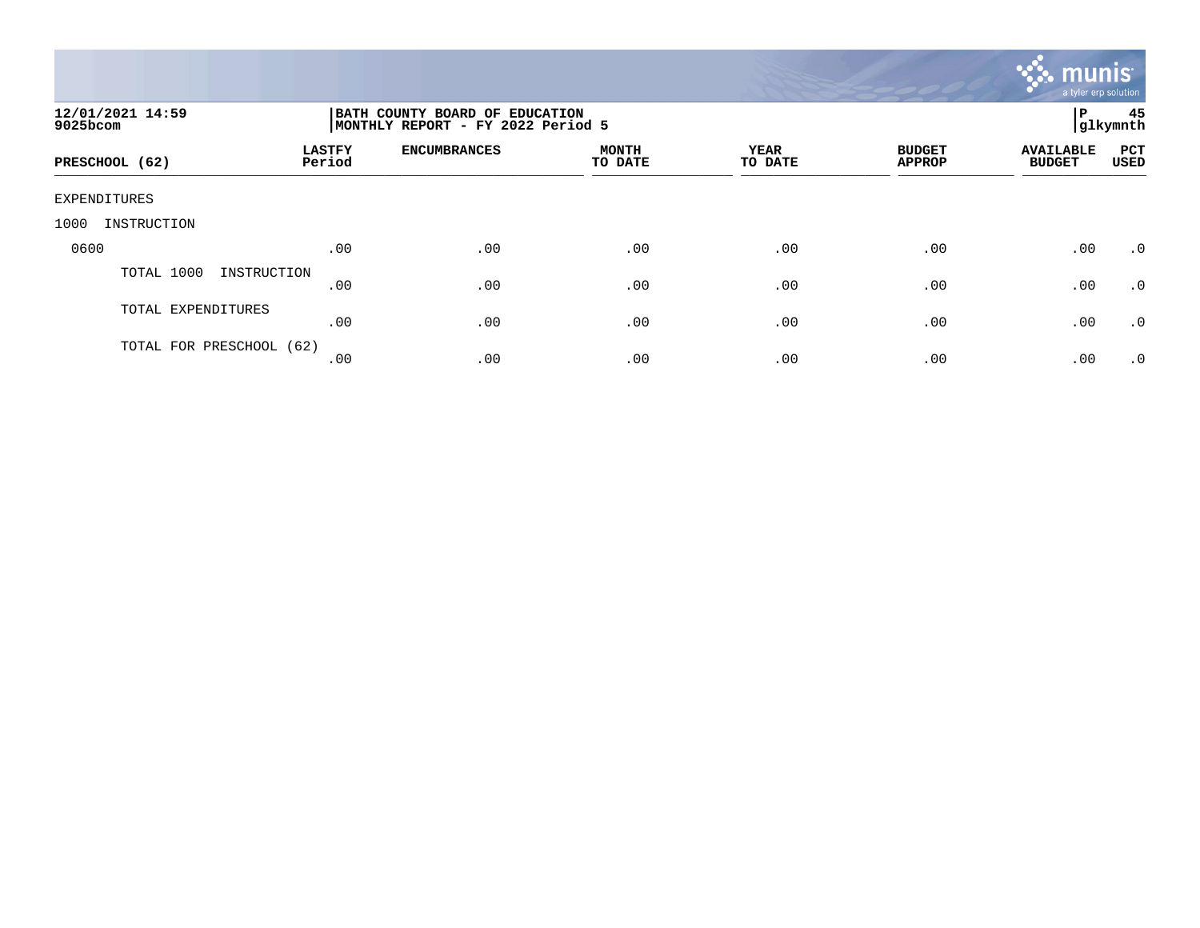12/01/2021 14:59
9025bcom

**BATH COUNTY BOARD OF EDUCATION**
**MONTHLY REPORT - FY 2022 Period 5**

P 45
glkymnth

| PRESCHOOL (62) | LASTFY Period | ENCUMBRANCES | MONTH TO DATE | YEAR TO DATE | BUDGET APPROP | AVAILABLE BUDGET | PCT USED |
|---|---|---|---|---|---|---|---|
| EXPENDITURES | | | | | | | |
| 1000 INSTRUCTION | | | | | | | |
| 0600 | .00 | .00 | .00 | .00 | .00 | .00 | .0 |
| TOTAL 1000 INSTRUCTION | .00 | .00 | .00 | .00 | .00 | .00 | .0 |
| TOTAL EXPENDITURES | .00 | .00 | .00 | .00 | .00 | .00 | .0 |
| TOTAL FOR PRESCHOOL (62) | .00 | .00 | .00 | .00 | .00 | .00 | .0 |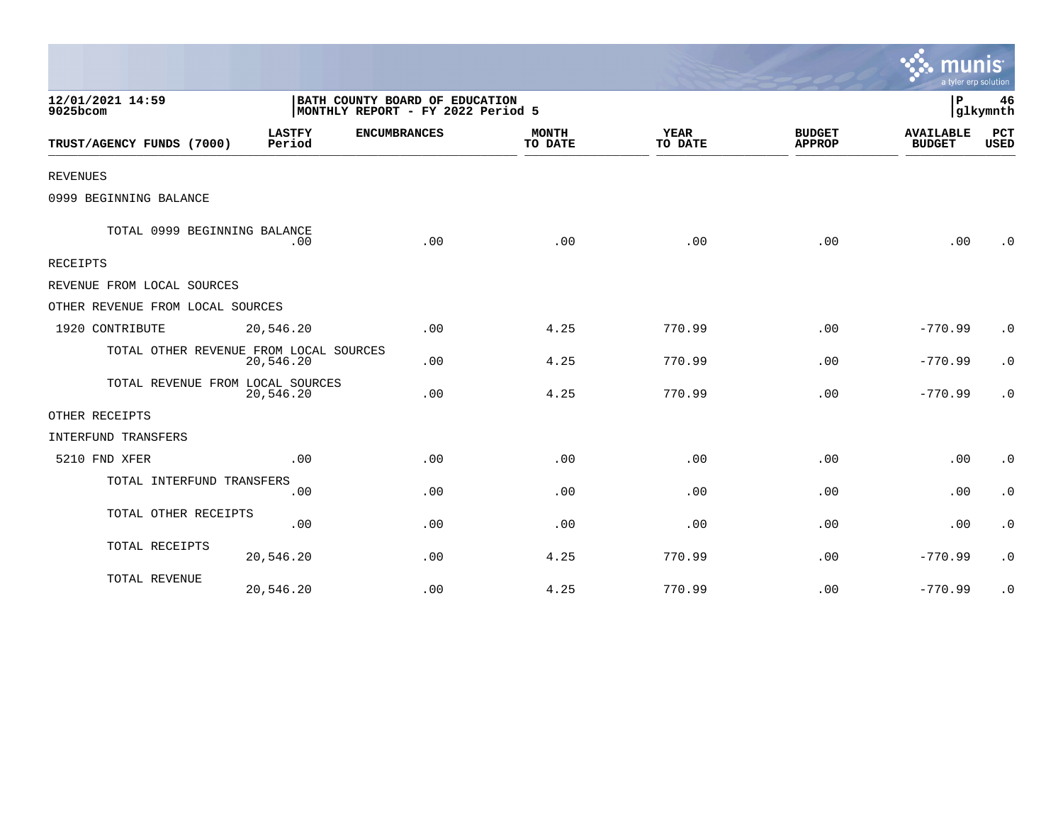12/01/2021 14:59
9025bcom

BATH COUNTY BOARD OF EDUCATION
MONTHLY REPORT - FY 2022 Period 5

P 46
glkymnth

| TRUST/AGENCY FUNDS (7000) | LASTFY Period | ENCUMBRANCES | MONTH TO DATE | YEAR TO DATE | BUDGET APPROP | AVAILABLE BUDGET | PCT USED |
|---|---|---|---|---|---|---|---|
| REVENUES | | | | | | | |
| 0999 BEGINNING BALANCE | | | | | | | |
| TOTAL 0999 BEGINNING BALANCE | .00 | .00 | .00 | .00 | .00 | .00 | .0 |
| RECEIPTS | | | | | | | |
| REVENUE FROM LOCAL SOURCES | | | | | | | |
| OTHER REVENUE FROM LOCAL SOURCES | | | | | | | |
| 1920 CONTRIBUTE | 20,546.20 | .00 | 4.25 | 770.99 | .00 | -770.99 | .0 |
| TOTAL OTHER REVENUE FROM LOCAL SOURCES | 20,546.20 | .00 | 4.25 | 770.99 | .00 | -770.99 | .0 |
| TOTAL REVENUE FROM LOCAL SOURCES | 20,546.20 | .00 | 4.25 | 770.99 | .00 | -770.99 | .0 |
| OTHER RECEIPTS | | | | | | | |
| INTERFUND TRANSFERS | | | | | | | |
| 5210 FND XFER | .00 | .00 | .00 | .00 | .00 | .00 | .0 |
| TOTAL INTERFUND TRANSFERS | .00 | .00 | .00 | .00 | .00 | .00 | .0 |
| TOTAL OTHER RECEIPTS | .00 | .00 | .00 | .00 | .00 | .00 | .0 |
| TOTAL RECEIPTS | 20,546.20 | .00 | 4.25 | 770.99 | .00 | -770.99 | .0 |
| TOTAL REVENUE | 20,546.20 | .00 | 4.25 | 770.99 | .00 | -770.99 | .0 |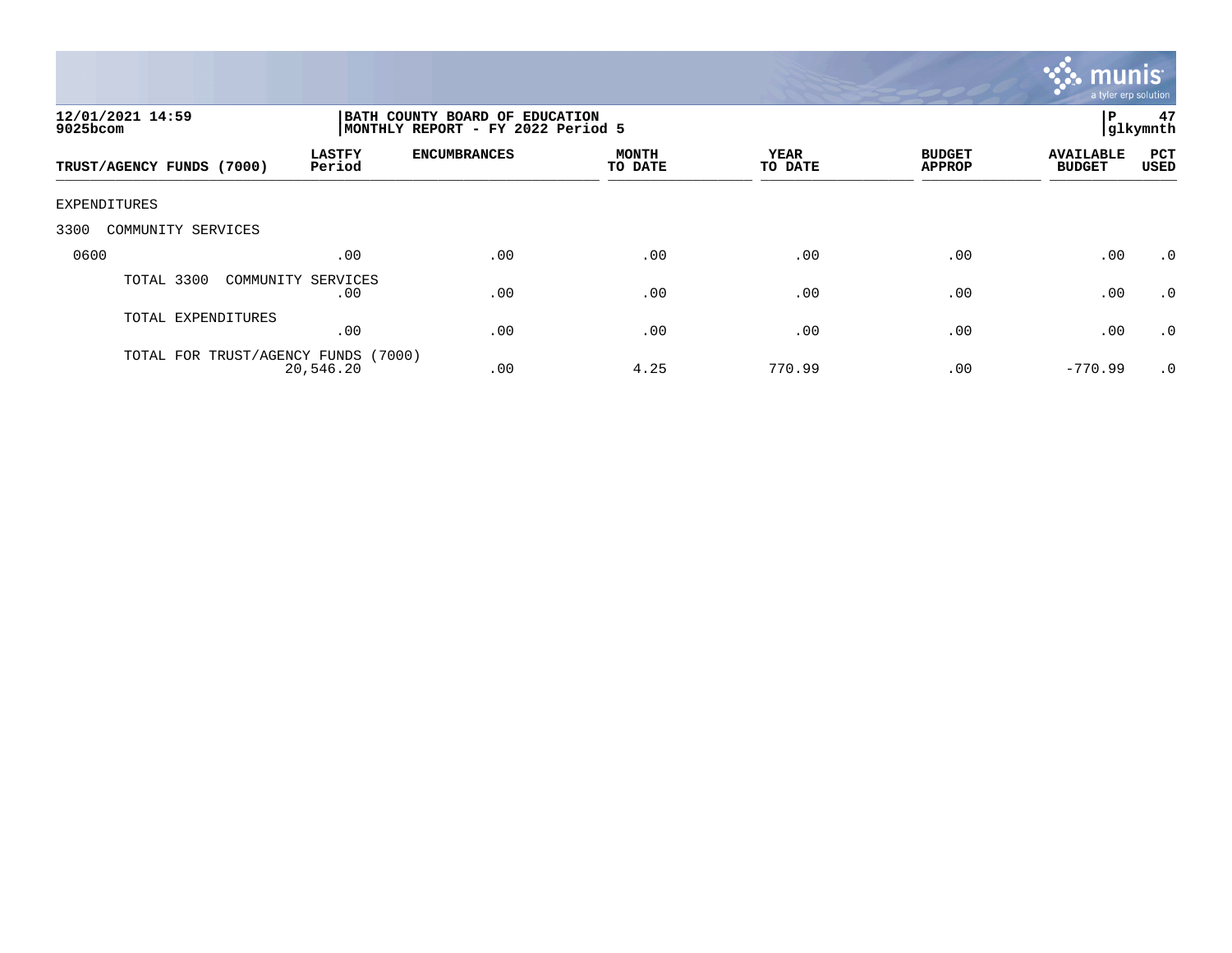**12/01/2021 14:59**
**9025bcom**

**BATH COUNTY BOARD OF EDUCATION**
**MONTHLY REPORT - FY 2022 Period 5**

**P 47**
**glkymnth**

| TRUST/AGENCY FUNDS (7000) | LASTFY Period | ENCUMBRANCES | MONTH TO DATE | YEAR TO DATE | BUDGET APPROP | AVAILABLE BUDGET | PCT USED |
|---|---|---|---|---|---|---|---|
| EXPENDITURES | | | | | | | |
| 3300 COMMUNITY SERVICES | | | | | | | |
| 0600 | .00 | .00 | .00 | .00 | .00 | .00 | .0 |
| TOTAL 3300 COMMUNITY SERVICES | .00 | .00 | .00 | .00 | .00 | .00 | .0 |
| TOTAL EXPENDITURES | .00 | .00 | .00 | .00 | .00 | .00 | .0 |
| TOTAL FOR TRUST/AGENCY FUNDS (7000) | 20,546.20 | .00 | 4.25 | 770.99 | .00 | -770.99 | .0 |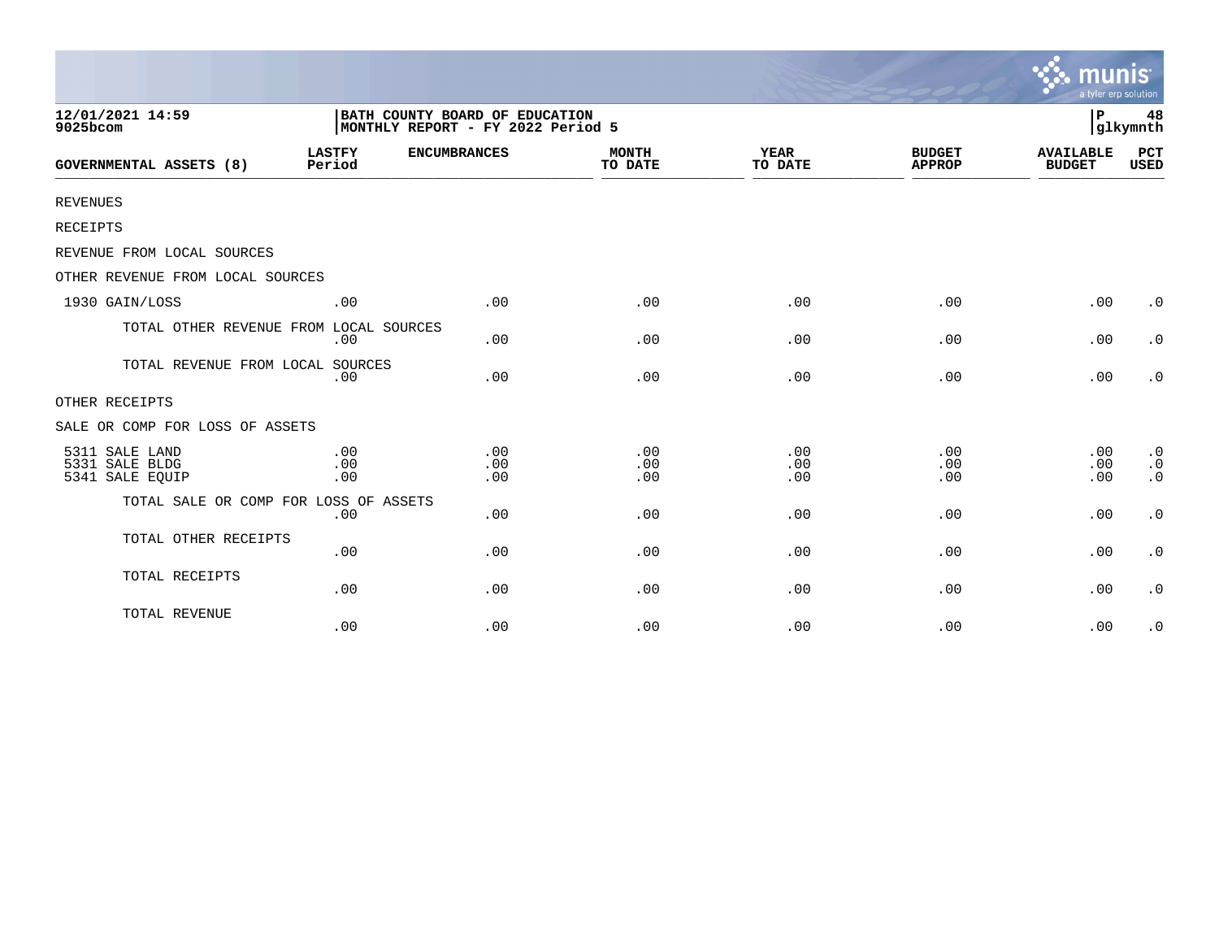12/01/2021 14:59
9025bcom

**BATH COUNTY BOARD OF EDUCATION**
**MONTHLY REPORT - FY 2022 Period 5**

P 48
glkymnth

| GOVERNMENTAL ASSETS (8) | LASTFY Period | ENCUMBRANCES | MONTH TO DATE | YEAR TO DATE | BUDGET APPROP | AVAILABLE BUDGET | PCT USED |
|---|---|---|---|---|---|---|---|
| REVENUES | | | | | | | |
| RECEIPTS | | | | | | | |
| REVENUE FROM LOCAL SOURCES | | | | | | | |
| OTHER REVENUE FROM LOCAL SOURCES | | | | | | | |
| 1930 GAIN/LOSS | .00 | .00 | .00 | .00 | .00 | .00 | .0 |
| TOTAL OTHER REVENUE FROM LOCAL SOURCES | .00 | .00 | .00 | .00 | .00 | .00 | .0 |
| TOTAL REVENUE FROM LOCAL SOURCES | .00 | .00 | .00 | .00 | .00 | .00 | .0 |
| OTHER RECEIPTS | | | | | | | |
| SALE OR COMP FOR LOSS OF ASSETS | | | | | | | |
| 5311 SALE LAND | .00 | .00 | .00 | .00 | .00 | .00 | .0 |
| 5331 SALE BLDG | .00 | .00 | .00 | .00 | .00 | .00 | .0 |
| 5341 SALE EQUIP | .00 | .00 | .00 | .00 | .00 | .00 | .0 |
| TOTAL SALE OR COMP FOR LOSS OF ASSETS | .00 | .00 | .00 | .00 | .00 | .00 | .0 |
| TOTAL OTHER RECEIPTS | .00 | .00 | .00 | .00 | .00 | .00 | .0 |
| TOTAL RECEIPTS | .00 | .00 | .00 | .00 | .00 | .00 | .0 |
| TOTAL REVENUE | .00 | .00 | .00 | .00 | .00 | .00 | .0 |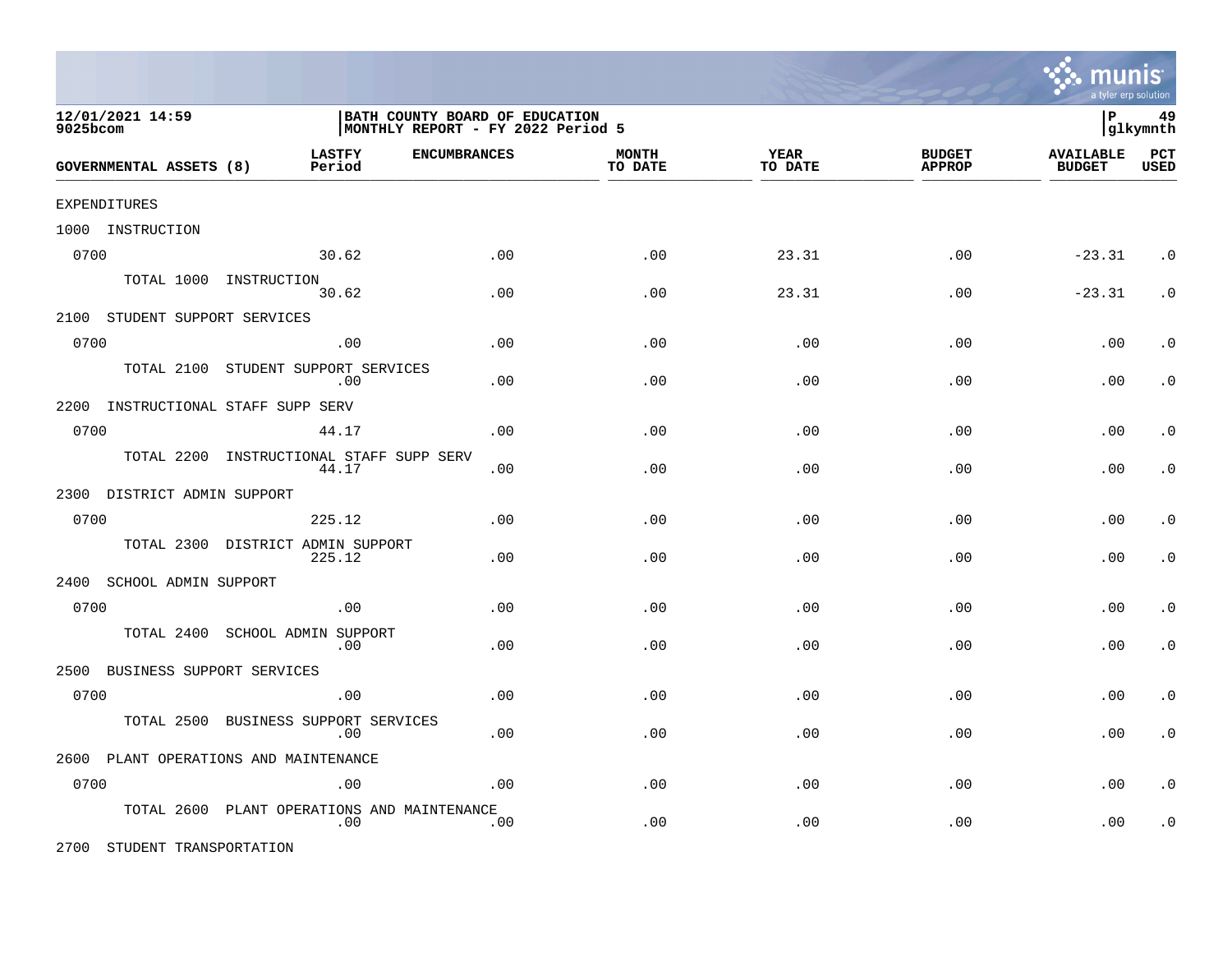12/01/2021 14:59
9025bcom

BATH COUNTY BOARD OF EDUCATION
MONTHLY REPORT - FY 2022 Period 5

glkymnth

| GOVERNMENTAL ASSETS (8) | LASTFY Period | ENCUMBRANCES | MONTH TO DATE | YEAR TO DATE | BUDGET APPROP | AVAILABLE BUDGET | PCT USED |
|---|---|---|---|---|---|---|---|
| EXPENDITURES | | | | | | | |
| 1000 INSTRUCTION | | | | | | | |
| 0700 | 30.62 | .00 | .00 | 23.31 | .00 | -23.31 | .0 |
| TOTAL 1000 INSTRUCTION | 30.62 | .00 | .00 | 23.31 | .00 | -23.31 | .0 |
| 2100 STUDENT SUPPORT SERVICES | | | | | | | |
| 0700 | .00 | .00 | .00 | .00 | .00 | .00 | .0 |
| TOTAL 2100 STUDENT SUPPORT SERVICES | .00 | .00 | .00 | .00 | .00 | .00 | .0 |
| 2200 INSTRUCTIONAL STAFF SUPP SERV | | | | | | | |
| 0700 | 44.17 | .00 | .00 | .00 | .00 | .00 | .0 |
| TOTAL 2200 INSTRUCTIONAL STAFF SUPP SERV | 44.17 | .00 | .00 | .00 | .00 | .00 | .0 |
| 2300 DISTRICT ADMIN SUPPORT | | | | | | | |
| 0700 | 225.12 | .00 | .00 | .00 | .00 | .00 | .0 |
| TOTAL 2300 DISTRICT ADMIN SUPPORT | 225.12 | .00 | .00 | .00 | .00 | .00 | .0 |
| 2400 SCHOOL ADMIN SUPPORT | | | | | | | |
| 0700 | .00 | .00 | .00 | .00 | .00 | .00 | .0 |
| TOTAL 2400 SCHOOL ADMIN SUPPORT | .00 | .00 | .00 | .00 | .00 | .00 | .0 |
| 2500 BUSINESS SUPPORT SERVICES | | | | | | | |
| 0700 | .00 | .00 | .00 | .00 | .00 | .00 | .0 |
| TOTAL 2500 BUSINESS SUPPORT SERVICES | .00 | .00 | .00 | .00 | .00 | .00 | .0 |
| 2600 PLANT OPERATIONS AND MAINTENANCE | | | | | | | |
| 0700 | .00 | .00 | .00 | .00 | .00 | .00 | .0 |
| TOTAL 2600 PLANT OPERATIONS AND MAINTENANCE | .00 | .00 | .00 | .00 | .00 | .00 | .0 |
| 2700 STUDENT TRANSPORTATION | | | | | | | |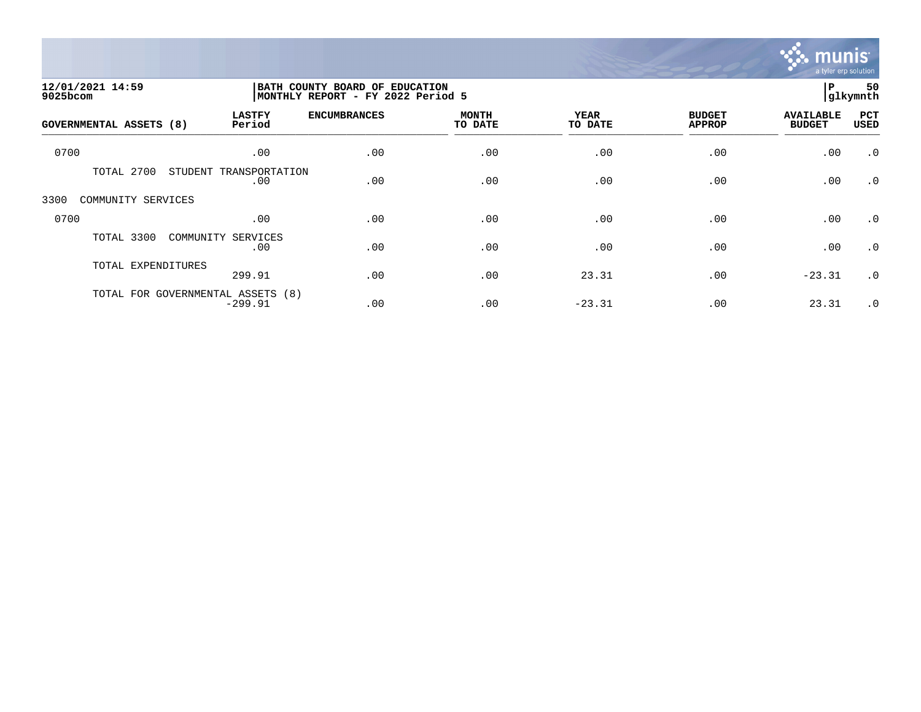**12/01/2021 14:59**
**9025bcom**

**BATH COUNTY BOARD OF EDUCATION**
**MONTHLY REPORT - FY 2022 Period 5**

**P 50**
**glkymnth**

| GOVERNMENTAL ASSETS (8) | LASTFY Period | ENCUMBRANCES | MONTH TO DATE | YEAR TO DATE | BUDGET APPROP | AVAILABLE BUDGET | PCT USED |
|---|---|---|---|---|---|---|---|
| 0700 | .00 | .00 | .00 | .00 | .00 | .00 | .0 |
| TOTAL 2700 STUDENT TRANSPORTATION | .00 | .00 | .00 | .00 | .00 | .00 | .0 |
| 3300 COMMUNITY SERVICES | | | | | | | |
| 0700 | .00 | .00 | .00 | .00 | .00 | .00 | .0 |
| TOTAL 3300 COMMUNITY SERVICES | .00 | .00 | .00 | .00 | .00 | .00 | .0 |
| TOTAL EXPENDITURES | 299.91 | .00 | .00 | 23.31 | .00 | -23.31 | .0 |
| TOTAL FOR GOVERNMENTAL ASSETS (8) | -299.91 | .00 | .00 | -23.31 | .00 | 23.31 | .0 |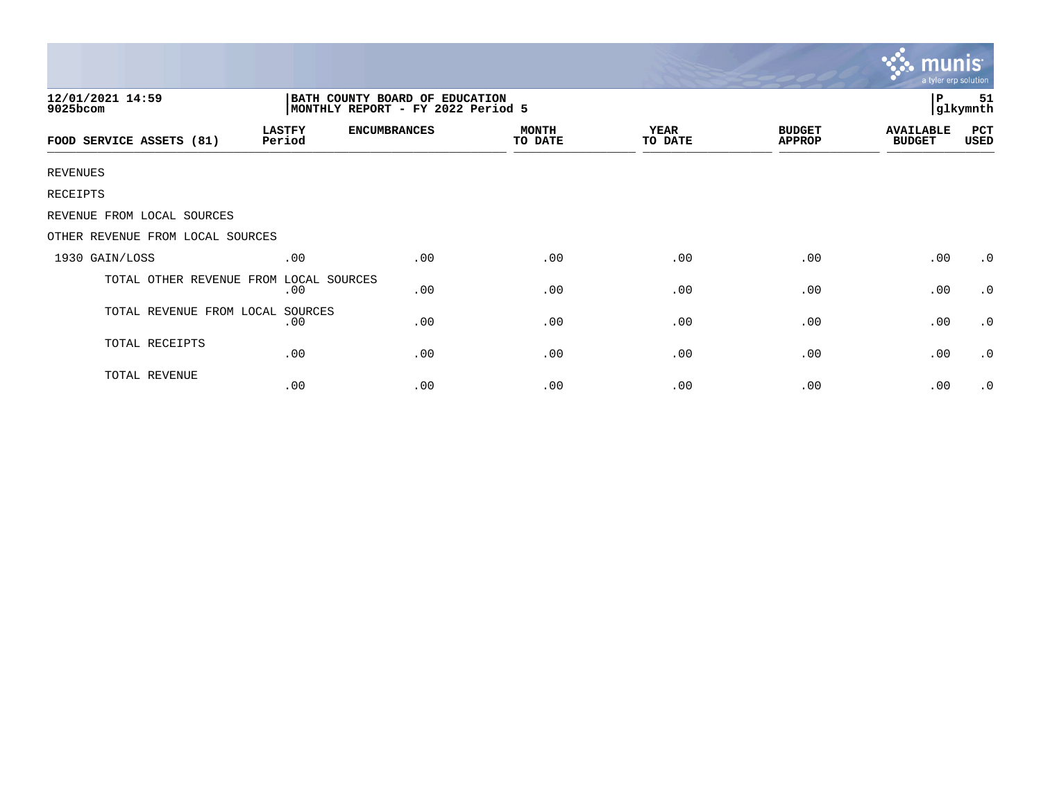12/01/2021 14:59
9025bcom

BATH COUNTY BOARD OF EDUCATION
MONTHLY REPORT - FY 2022 Period 5

P 51
glkymnth

| FOOD SERVICE ASSETS (81) | LASTFY Period | ENCUMBRANCES | MONTH TO DATE | YEAR TO DATE | BUDGET APPROP | AVAILABLE BUDGET | PCT USED |
|---|---|---|---|---|---|---|---|
| REVENUES | | | | | | | |
| RECEIPTS | | | | | | | |
| REVENUE FROM LOCAL SOURCES | | | | | | | |
| OTHER REVENUE FROM LOCAL SOURCES | | | | | | | |
| 1930 GAIN/LOSS | .00 | .00 | .00 | .00 | .00 | .00 | .0 |
| TOTAL OTHER REVENUE FROM LOCAL SOURCES | .00 | .00 | .00 | .00 | .00 | .00 | .0 |
| TOTAL REVENUE FROM LOCAL SOURCES | .00 | .00 | .00 | .00 | .00 | .00 | .0 |
| TOTAL RECEIPTS | .00 | .00 | .00 | .00 | .00 | .00 | .0 |
| TOTAL REVENUE | .00 | .00 | .00 | .00 | .00 | .00 | .0 |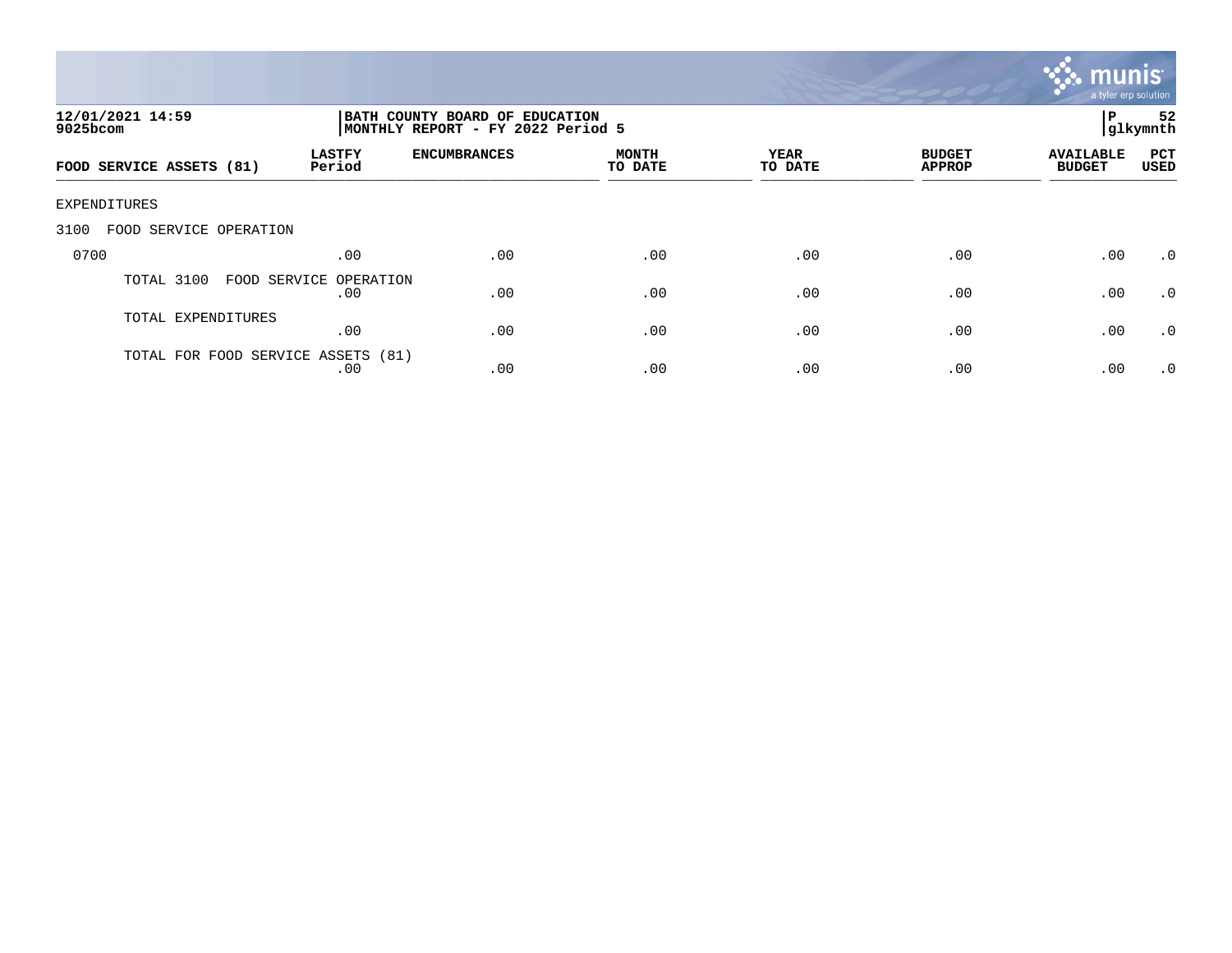**12/01/2021 14:59** | **BATH COUNTY BOARD OF EDUCATION** | **P 52**
**9025bcom** | **MONTHLY REPORT - FY 2022 Period 5** | **glkymnth**

| FOOD SERVICE ASSETS (81) | LASTFY Period | ENCUMBRANCES | MONTH TO DATE | YEAR TO DATE | BUDGET APPROP | AVAILABLE BUDGET | PCT USED |
|---|---|---|---|---|---|---|---|
| EXPENDITURES | | | | | | | |
| 3100 FOOD SERVICE OPERATION | | | | | | | |
| 0700 | .00 | .00 | .00 | .00 | .00 | .00 | .0 |
| TOTAL 3100 FOOD SERVICE OPERATION | .00 | .00 | .00 | .00 | .00 | .00 | .0 |
| TOTAL EXPENDITURES | .00 | .00 | .00 | .00 | .00 | .00 | .0 |
| TOTAL FOR FOOD SERVICE ASSETS (81) | .00 | .00 | .00 | .00 | .00 | .00 | .0 |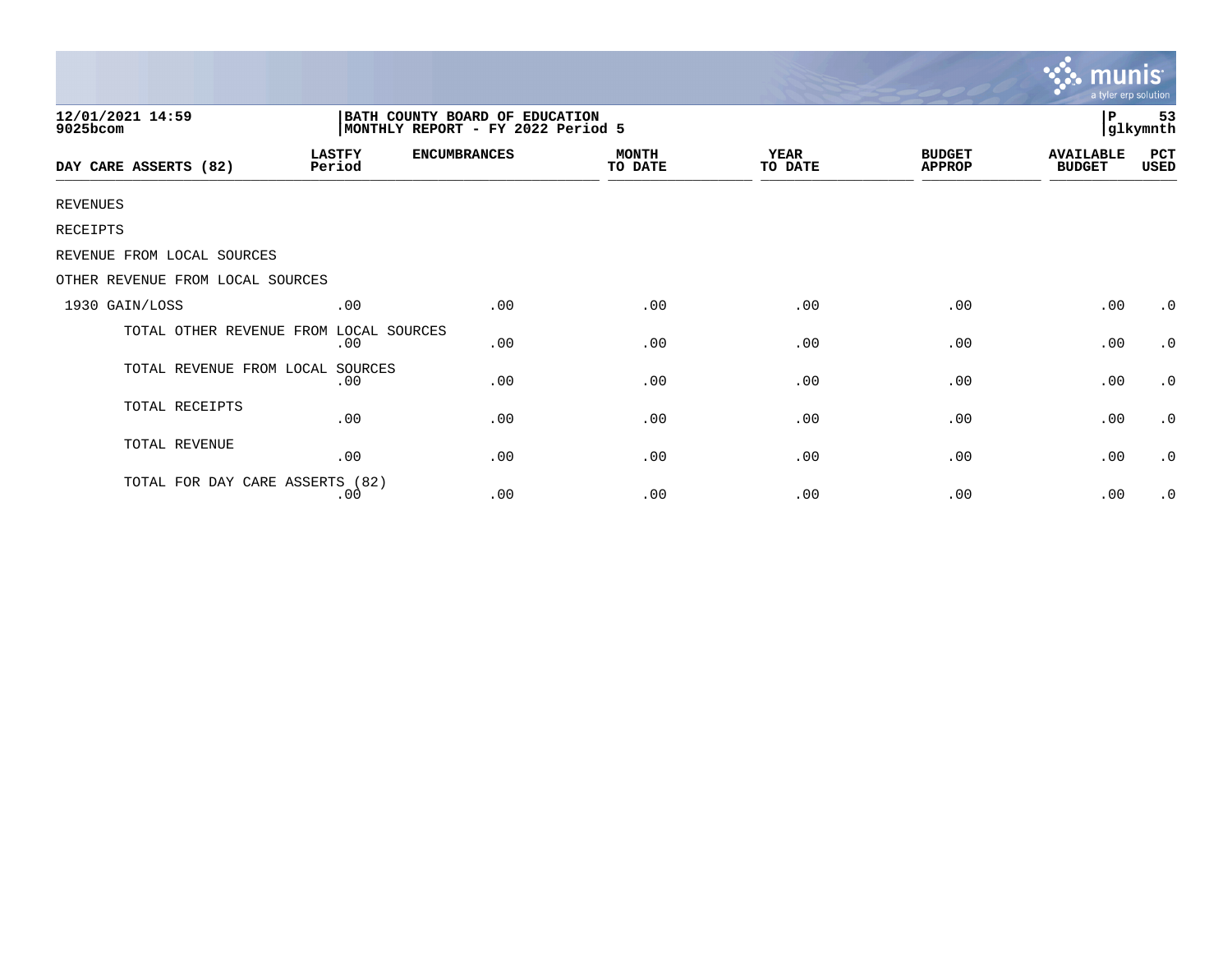12/01/2021 14:59
9025bcom

BATH COUNTY BOARD OF EDUCATION
MONTHLY REPORT - FY 2022 Period 5

P 53
glkymnth

| DAY CARE ASSERTS (82) | LASTFY Period | ENCUMBRANCES | MONTH TO DATE | YEAR TO DATE | BUDGET APPROP | AVAILABLE BUDGET | PCT USED |
|---|---|---|---|---|---|---|---|
| REVENUES | | | | | | | |
| RECEIPTS | | | | | | | |
| REVENUE FROM LOCAL SOURCES | | | | | | | |
| OTHER REVENUE FROM LOCAL SOURCES | | | | | | | |
| 1930 GAIN/LOSS | .00 | .00 | .00 | .00 | .00 | .00 | .0 |
| TOTAL OTHER REVENUE FROM LOCAL SOURCES | .00 | .00 | .00 | .00 | .00 | .00 | .0 |
| TOTAL REVENUE FROM LOCAL SOURCES | .00 | .00 | .00 | .00 | .00 | .00 | .0 |
| TOTAL RECEIPTS | .00 | .00 | .00 | .00 | .00 | .00 | .0 |
| TOTAL REVENUE | .00 | .00 | .00 | .00 | .00 | .00 | .0 |
| TOTAL FOR DAY CARE ASSERTS (82) | .00 | .00 | .00 | .00 | .00 | .00 | .0 |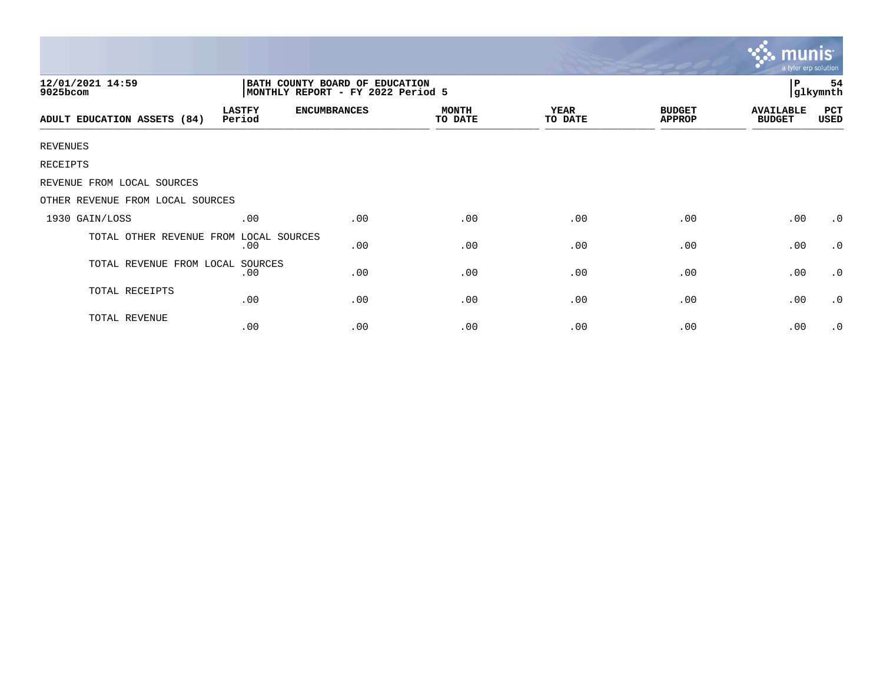12/01/2021 14:59
9025bcom

**BATH COUNTY BOARD OF EDUCATION**
**MONTHLY REPORT - FY 2022 Period 5**

P 54
glkymnth

| ADULT EDUCATION ASSETS (84) | LASTFY Period | ENCUMBRANCES | MONTH TO DATE | YEAR TO DATE | BUDGET APPROP | AVAILABLE BUDGET | PCT USED |
|---|---|---|---|---|---|---|---|
| REVENUES | | | | | | | |
| RECEIPTS | | | | | | | |
| REVENUE FROM LOCAL SOURCES | | | | | | | |
| OTHER REVENUE FROM LOCAL SOURCES | | | | | | | |
| 1930 GAIN/LOSS | .00 | .00 | .00 | .00 | .00 | .00 | .0 |
| TOTAL OTHER REVENUE FROM LOCAL SOURCES | .00 | .00 | .00 | .00 | .00 | .00 | .0 |
| TOTAL REVENUE FROM LOCAL SOURCES | .00 | .00 | .00 | .00 | .00 | .00 | .0 |
| TOTAL RECEIPTS | .00 | .00 | .00 | .00 | .00 | .00 | .0 |
| TOTAL REVENUE | .00 | .00 | .00 | .00 | .00 | .00 | .0 |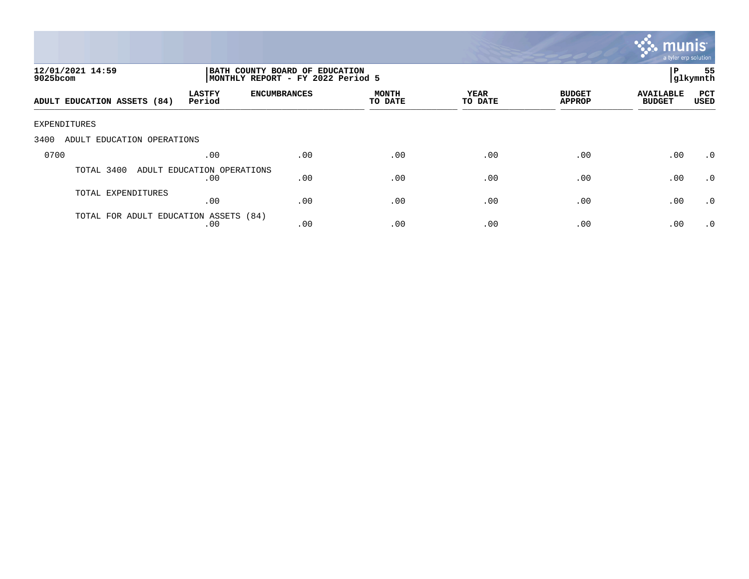**12/01/2021 14:59**
**9025bcom**

**BATH COUNTY BOARD OF EDUCATION**
**MONTHLY REPORT - FY 2022 Period 5**

**P 55**
**glkymnth**

| ADULT EDUCATION ASSETS (84) | LASTFY Period | ENCUMBRANCES | MONTH TO DATE | YEAR TO DATE | BUDGET APPROP | AVAILABLE BUDGET | PCT USED |
|---|---|---|---|---|---|---|---|
| EXPENDITURES | | | | | | | |
| 3400 ADULT EDUCATION OPERATIONS | | | | | | | |
| 0700 | .00 | .00 | .00 | .00 | .00 | .00 | .0 |
| TOTAL 3400 ADULT EDUCATION OPERATIONS | .00 | .00 | .00 | .00 | .00 | .00 | .0 |
| TOTAL EXPENDITURES | .00 | .00 | .00 | .00 | .00 | .00 | .0 |
| TOTAL FOR ADULT EDUCATION ASSETS (84) | .00 | .00 | .00 | .00 | .00 | .00 | .0 |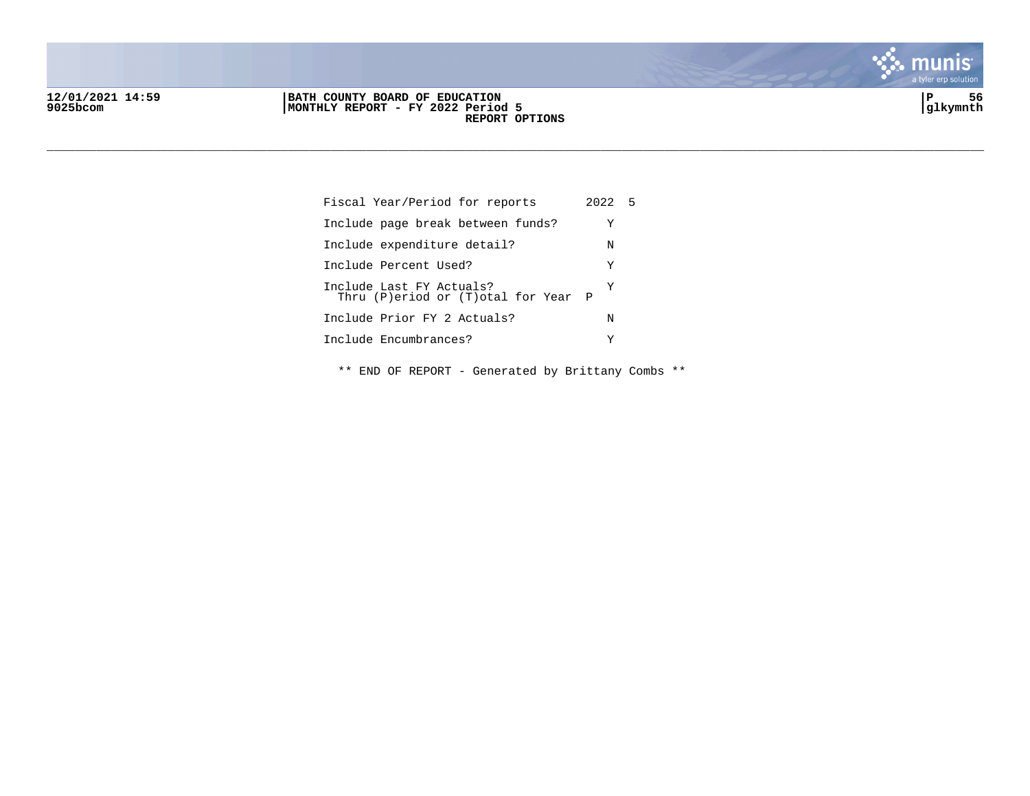**BATH COUNTY BOARD OF EDUCATION**
**MONTHLY REPORT - FY 2022 Period 5**
**REPORT OPTIONS**

12/01/2021 14:59
9025bcom

glkymnth

| | |
|---|---|
| Fiscal Year/Period for reports | 2022 5 |
| Include page break between funds? | Y |
| Include expenditure detail? | N |
| Include Percent Used? | Y |
| Include Last FY Actuals? | Y |
| Thru (P)eriod or (T)otal for Year | P |
| Include Prior FY 2 Actuals? | N |
| Include Encumbrances? | Y |

** END OF REPORT - Generated by Brittany Combs **